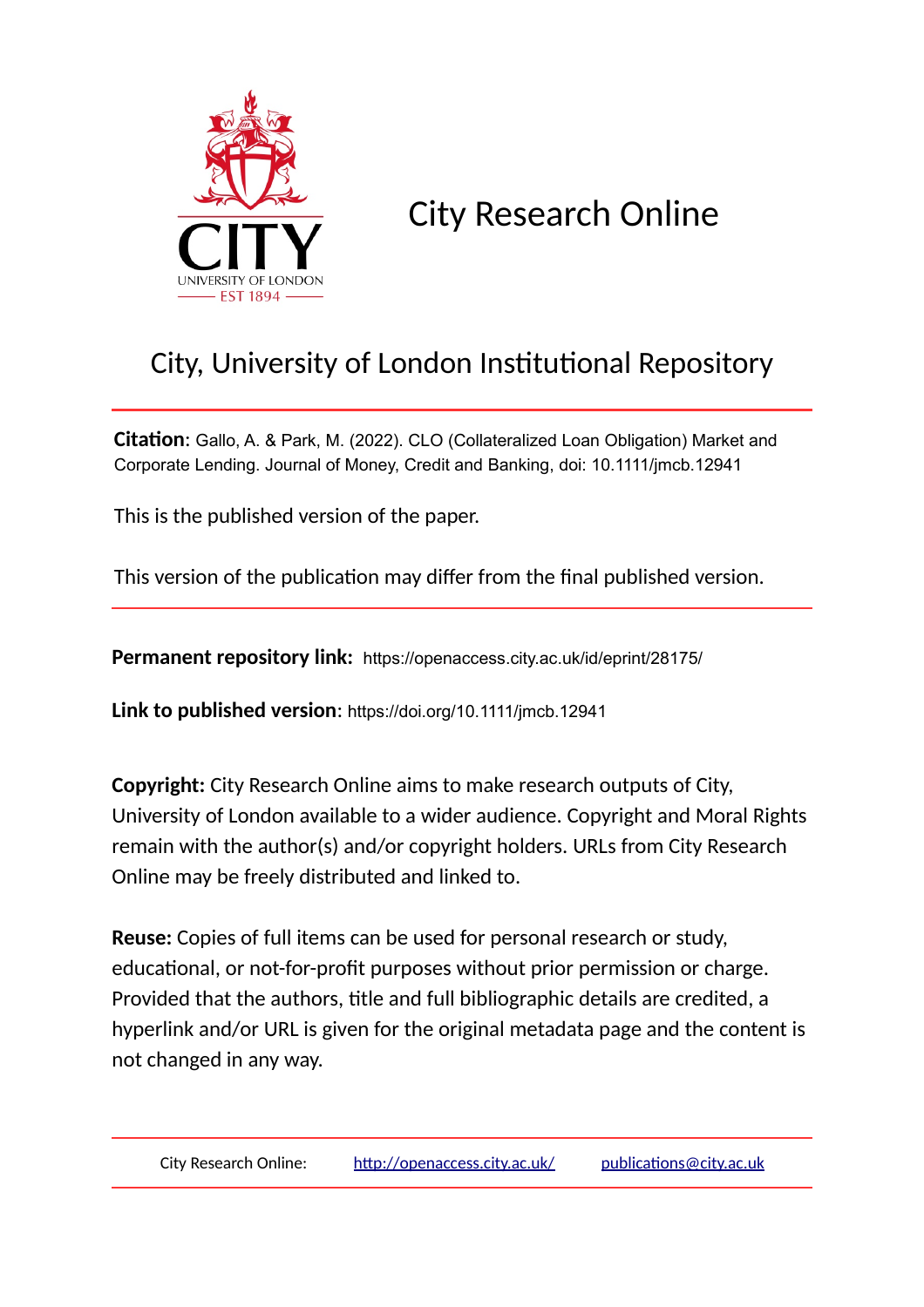CITY
UNIVERSITY OF LONDON
EST 1894

# City Research Online

## City, University of London Institutional Repository

**Citation**: Gallo, A. & Park, M. (2022). CLO (Collateralized Loan Obligation) Market and Corporate Lending. Journal of Money, Credit and Banking, doi: 10.1111/jmcb.12941

This is the published version of the paper.

This version of the publication may differ from the final published version.

**Permanent repository link:** https://openaccess.city.ac.uk/id/eprint/28175/

**Link to published version**: https://doi.org/10.1111/jmcb.12941

**Copyright:** City Research Online aims to make research outputs of City, University of London available to a wider audience. Copyright and Moral Rights remain with the author(s) and/or copyright holders. URLs from City Research Online may be freely distributed and linked to.

**Reuse:** Copies of full items can be used for personal research or study, educational, or not-for-profit purposes without prior permission or charge. Provided that the authors, title and full bibliographic details are credited, a hyperlink and/or URL is given for the original metadata page and the content is not changed in any way.

City Research Online: http://openaccess.city.ac.uk/ publications@city.ac.uk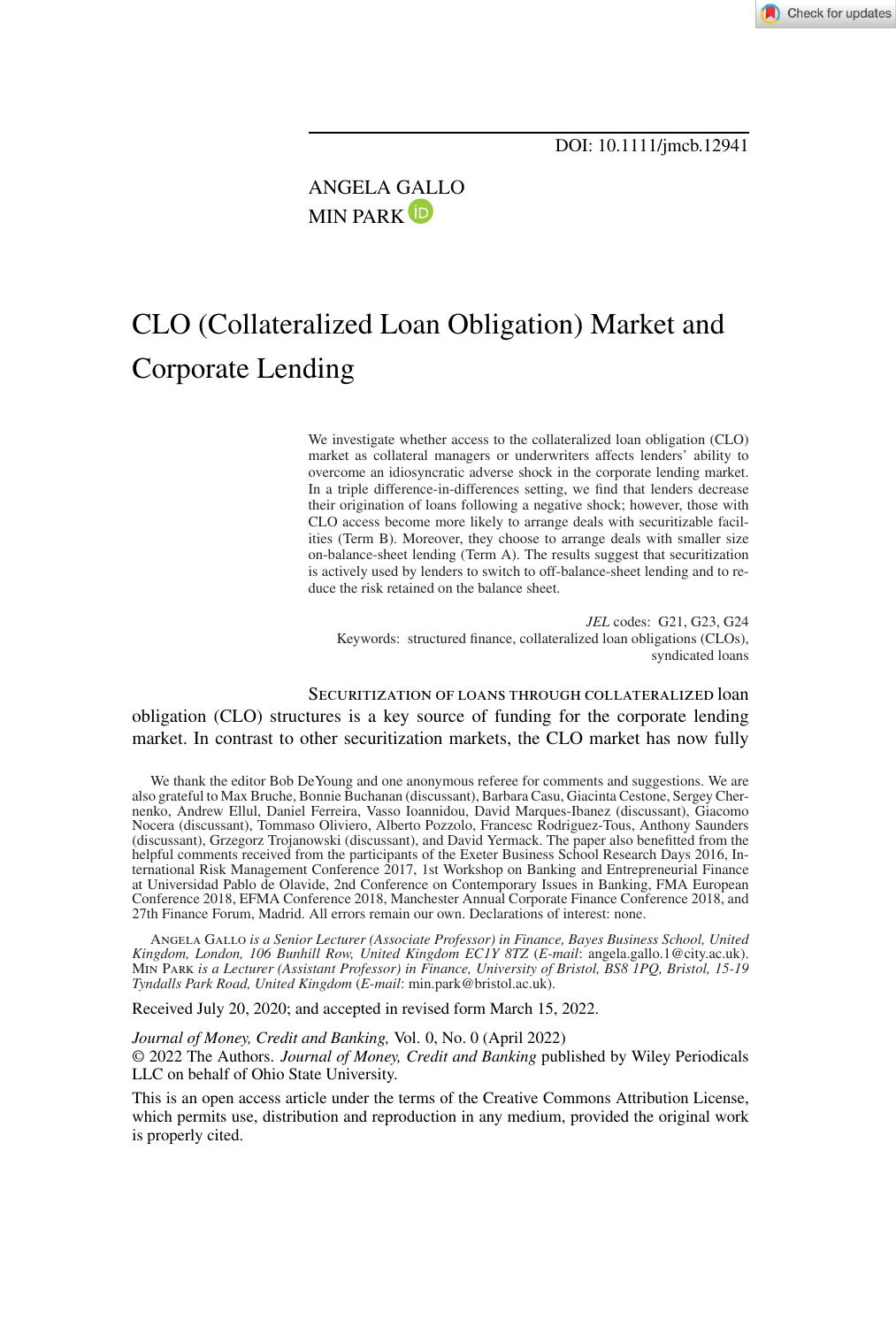DOI: 10.1111/jmcb.12941

ANGELA GALLO
MIN PARK

# CLO (Collateralized Loan Obligation) Market and Corporate Lending

We investigate whether access to the collateralized loan obligation (CLO) market as collateral managers or underwriters affects lenders' ability to overcome an idiosyncratic adverse shock in the corporate lending market. In a triple difference-in-differences setting, we find that lenders decrease their origination of loans following a negative shock; however, those with CLO access become more likely to arrange deals with securitizable facilities (Term B). Moreover, they choose to arrange deals with smaller size on-balance-sheet lending (Term A). The results suggest that securitization is actively used by lenders to switch to off-balance-sheet lending and to reduce the risk retained on the balance sheet.

*JEL* codes: G21, G23, G24
Keywords: structured finance, collateralized loan obligations (CLOs), syndicated loans

SECURITIZATION OF LOANS THROUGH COLLATERALIZED loan obligation (CLO) structures is a key source of funding for the corporate lending market. In contrast to other securitization markets, the CLO market has now fully

We thank the editor Bob DeYoung and one anonymous referee for comments and suggestions. We are also grateful to Max Bruche, Bonnie Buchanan (discussant), Barbara Casu, Giacinta Cestone, Sergey Chernenko, Andrew Ellul, Daniel Ferreira, Vasso Ioannidou, David Marques-Ibanez (discussant), Giacomo Nocera (discussant), Tommaso Oliviero, Alberto Pozzolo, Francesc Rodriguez-Tous, Anthony Saunders (discussant), Grzegorz Trojanowski (discussant), and David Yermack. The paper also benefitted from the helpful comments received from the participants of the Exeter Business School Research Days 2016, International Risk Management Conference 2017, 1st Workshop on Banking and Entrepreneurial Finance at Universidad Pablo de Olavide, 2nd Conference on Contemporary Issues in Banking, FMA European Conference 2018, EFMA Conference 2018, Manchester Annual Corporate Finance Conference 2018, and 27th Finance Forum, Madrid. All errors remain our own. Declarations of interest: none.

ANGELA GALLO *is a Senior Lecturer (Associate Professor) in Finance, Bayes Business School, United Kingdom, London, 106 Bunhill Row, United Kingdom EC1Y 8TZ (E-mail:* angela.gallo.1@city.ac.uk). MIN PARK *is a Lecturer (Assistant Professor) in Finance, University of Bristol, BS8 1PQ, Bristol, 15-19 Tyndalls Park Road, United Kingdom (E-mail:* min.park@bristol.ac.uk).

Received July 20, 2020; and accepted in revised form March 15, 2022.

*Journal of Money, Credit and Banking,* Vol. 0, No. 0 (April 2022)
© 2022 The Authors. *Journal of Money, Credit and Banking* published by Wiley Periodicals LLC on behalf of Ohio State University.

This is an open access article under the terms of the Creative Commons Attribution License, which permits use, distribution and reproduction in any medium, provided the original work is properly cited.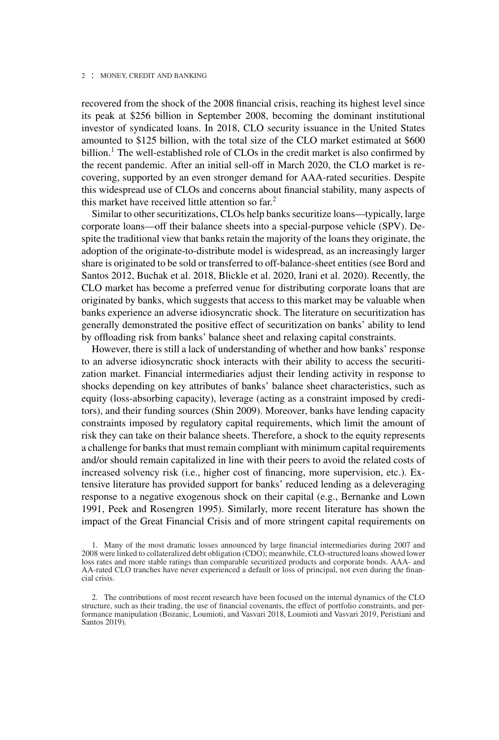recovered from the shock of the 2008 financial crisis, reaching its highest level since its peak at $256 billion in September 2008, becoming the dominant institutional investor of syndicated loans. In 2018, CLO security issuance in the United States amounted to $125 billion, with the total size of the CLO market estimated at $600 billion.[1] The well-established role of CLOs in the credit market is also confirmed by the recent pandemic. After an initial sell-off in March 2020, the CLO market is recovering, supported by an even stronger demand for AAA-rated securities. Despite this widespread use of CLOs and concerns about financial stability, many aspects of this market have received little attention so far.[2]

Similar to other securitizations, CLOs help banks securitize loans—typically, large corporate loans—off their balance sheets into a special-purpose vehicle (SPV). Despite the traditional view that banks retain the majority of the loans they originate, the adoption of the originate-to-distribute model is widespread, as an increasingly larger share is originated to be sold or transferred to off-balance-sheet entities (see Bord and Santos 2012, Buchak et al. 2018, Blickle et al. 2020, Irani et al. 2020). Recently, the CLO market has become a preferred venue for distributing corporate loans that are originated by banks, which suggests that access to this market may be valuable when banks experience an adverse idiosyncratic shock. The literature on securitization has generally demonstrated the positive effect of securitization on banks' ability to lend by offloading risk from banks' balance sheet and relaxing capital constraints.

However, there is still a lack of understanding of whether and how banks' response to an adverse idiosyncratic shock interacts with their ability to access the securitization market. Financial intermediaries adjust their lending activity in response to shocks depending on key attributes of banks' balance sheet characteristics, such as equity (loss-absorbing capacity), leverage (acting as a constraint imposed by creditors), and their funding sources (Shin 2009). Moreover, banks have lending capacity constraints imposed by regulatory capital requirements, which limit the amount of risk they can take on their balance sheets. Therefore, a shock to the equity represents a challenge for banks that must remain compliant with minimum capital requirements and/or should remain capitalized in line with their peers to avoid the related costs of increased solvency risk (i.e., higher cost of financing, more supervision, etc.). Extensive literature has provided support for banks' reduced lending as a deleveraging response to a negative exogenous shock on their capital (e.g., Bernanke and Lown 1991, Peek and Rosengren 1995). Similarly, more recent literature has shown the impact of the Great Financial Crisis and of more stringent capital requirements on

1. Many of the most dramatic losses announced by large financial intermediaries during 2007 and 2008 were linked to collateralized debt obligation (CDO); meanwhile, CLO-structured loans showed lower loss rates and more stable ratings than comparable securitized products and corporate bonds. AAA- and AA-rated CLO tranches have never experienced a default or loss of principal, not even during the financial crisis.

2. The contributions of most recent research have been focused on the internal dynamics of the CLO structure, such as their trading, the use of financial covenants, the effect of portfolio constraints, and performance manipulation (Bozanic, Loumioti, and Vasvari 2018, Loumioti and Vasvari 2019, Peristiani and Santos 2019).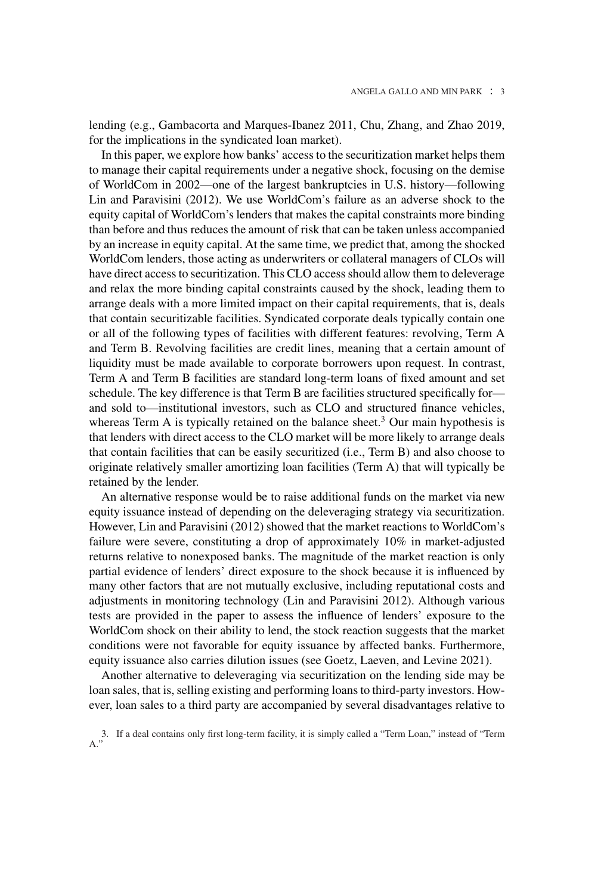lending (e.g., Gambacorta and Marques-Ibanez 2011, Chu, Zhang, and Zhao 2019, for the implications in the syndicated loan market).

In this paper, we explore how banks' access to the securitization market helps them to manage their capital requirements under a negative shock, focusing on the demise of WorldCom in 2002—one of the largest bankruptcies in U.S. history—following Lin and Paravisini (2012). We use WorldCom's failure as an adverse shock to the equity capital of WorldCom's lenders that makes the capital constraints more binding than before and thus reduces the amount of risk that can be taken unless accompanied by an increase in equity capital. At the same time, we predict that, among the shocked WorldCom lenders, those acting as underwriters or collateral managers of CLOs will have direct access to securitization. This CLO access should allow them to deleverage and relax the more binding capital constraints caused by the shock, leading them to arrange deals with a more limited impact on their capital requirements, that is, deals that contain securitizable facilities. Syndicated corporate deals typically contain one or all of the following types of facilities with different features: revolving, Term A and Term B. Revolving facilities are credit lines, meaning that a certain amount of liquidity must be made available to corporate borrowers upon request. In contrast, Term A and Term B facilities are standard long-term loans of fixed amount and set schedule. The key difference is that Term B are facilities structured specifically for—and sold to—institutional investors, such as CLO and structured finance vehicles, whereas Term A is typically retained on the balance sheet.[3] Our main hypothesis is that lenders with direct access to the CLO market will be more likely to arrange deals that contain facilities that can be easily securitized (i.e., Term B) and also choose to originate relatively smaller amortizing loan facilities (Term A) that will typically be retained by the lender.

An alternative response would be to raise additional funds on the market via new equity issuance instead of depending on the deleveraging strategy via securitization. However, Lin and Paravisini (2012) showed that the market reactions to WorldCom's failure were severe, constituting a drop of approximately 10% in market-adjusted returns relative to nonexposed banks. The magnitude of the market reaction is only partial evidence of lenders' direct exposure to the shock because it is influenced by many other factors that are not mutually exclusive, including reputational costs and adjustments in monitoring technology (Lin and Paravisini 2012). Although various tests are provided in the paper to assess the influence of lenders' exposure to the WorldCom shock on their ability to lend, the stock reaction suggests that the market conditions were not favorable for equity issuance by affected banks. Furthermore, equity issuance also carries dilution issues (see Goetz, Laeven, and Levine 2021).

Another alternative to deleveraging via securitization on the lending side may be loan sales, that is, selling existing and performing loans to third-party investors. However, loan sales to a third party are accompanied by several disadvantages relative to

3. If a deal contains only first long-term facility, it is simply called a "Term Loan," instead of "Term A."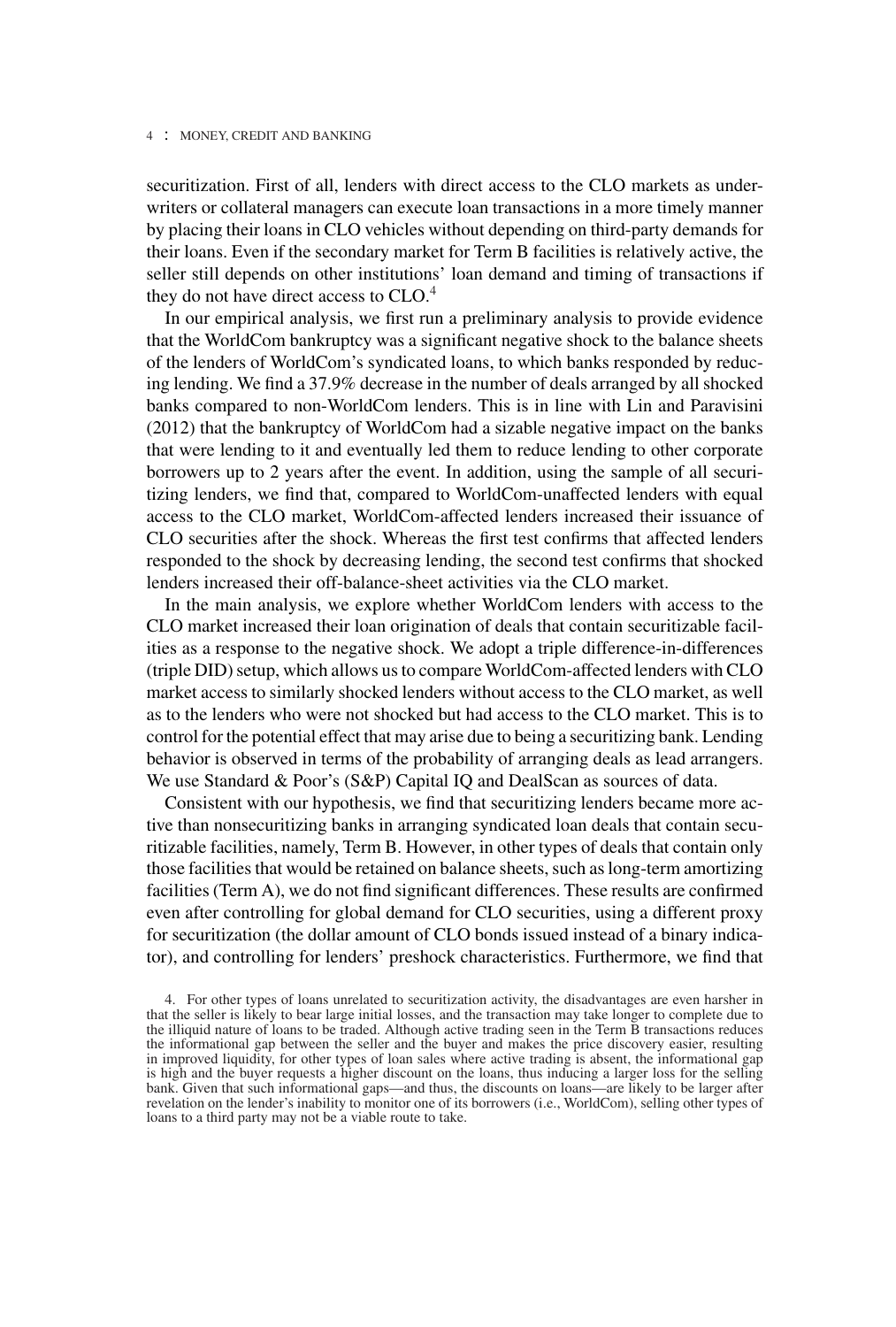securitization. First of all, lenders with direct access to the CLO markets as underwriters or collateral managers can execute loan transactions in a more timely manner by placing their loans in CLO vehicles without depending on third-party demands for their loans. Even if the secondary market for Term B facilities is relatively active, the seller still depends on other institutions' loan demand and timing of transactions if they do not have direct access to CLO.[4]

In our empirical analysis, we first run a preliminary analysis to provide evidence that the WorldCom bankruptcy was a significant negative shock to the balance sheets of the lenders of WorldCom's syndicated loans, to which banks responded by reducing lending. We find a 37.9% decrease in the number of deals arranged by all shocked banks compared to non-WorldCom lenders. This is in line with Lin and Paravisini (2012) that the bankruptcy of WorldCom had a sizable negative impact on the banks that were lending to it and eventually led them to reduce lending to other corporate borrowers up to 2 years after the event. In addition, using the sample of all securitizing lenders, we find that, compared to WorldCom-unaffected lenders with equal access to the CLO market, WorldCom-affected lenders increased their issuance of CLO securities after the shock. Whereas the first test confirms that affected lenders responded to the shock by decreasing lending, the second test confirms that shocked lenders increased their off-balance-sheet activities via the CLO market.

In the main analysis, we explore whether WorldCom lenders with access to the CLO market increased their loan origination of deals that contain securitizable facilities as a response to the negative shock. We adopt a triple difference-in-differences (triple DID) setup, which allows us to compare WorldCom-affected lenders with CLO market access to similarly shocked lenders without access to the CLO market, as well as to the lenders who were not shocked but had access to the CLO market. This is to control for the potential effect that may arise due to being a securitizing bank. Lending behavior is observed in terms of the probability of arranging deals as lead arrangers. We use Standard & Poor's (S&P) Capital IQ and DealScan as sources of data.

Consistent with our hypothesis, we find that securitizing lenders became more active than nonsecuritizing banks in arranging syndicated loan deals that contain securitizable facilities, namely, Term B. However, in other types of deals that contain only those facilities that would be retained on balance sheets, such as long-term amortizing facilities (Term A), we do not find significant differences. These results are confirmed even after controlling for global demand for CLO securities, using a different proxy for securitization (the dollar amount of CLO bonds issued instead of a binary indicator), and controlling for lenders' preshock characteristics. Furthermore, we find that

4. For other types of loans unrelated to securitization activity, the disadvantages are even harsher in that the seller is likely to bear large initial losses, and the transaction may take longer to complete due to the illiquid nature of loans to be traded. Although active trading seen in the Term B transactions reduces the informational gap between the seller and the buyer and makes the price discovery easier, resulting in improved liquidity, for other types of loan sales where active trading is absent, the informational gap is high and the buyer requests a higher discount on the loans, thus inducing a larger loss for the selling bank. Given that such informational gaps—and thus, the discounts on loans—are likely to be larger after revelation on the lender's inability to monitor one of its borrowers (i.e., WorldCom), selling other types of loans to a third party may not be a viable route to take.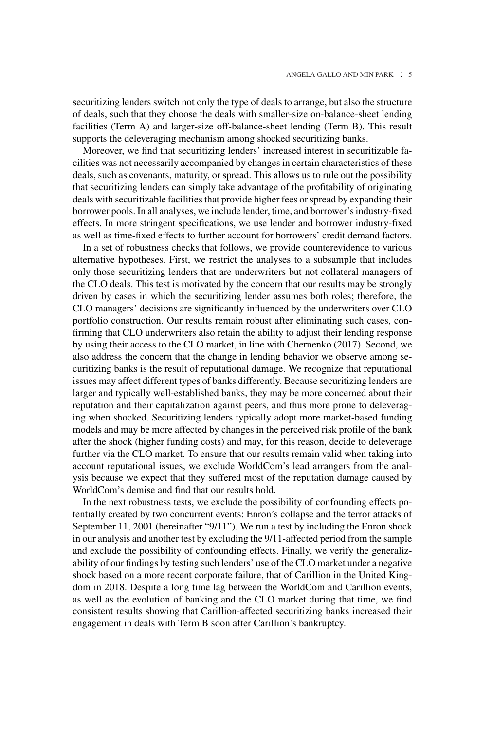securitizing lenders switch not only the type of deals to arrange, but also the structure of deals, such that they choose the deals with smaller-size on-balance-sheet lending facilities (Term A) and larger-size off-balance-sheet lending (Term B). This result supports the deleveraging mechanism among shocked securitizing banks.

Moreover, we find that securitizing lenders' increased interest in securitizable facilities was not necessarily accompanied by changes in certain characteristics of these deals, such as covenants, maturity, or spread. This allows us to rule out the possibility that securitizing lenders can simply take advantage of the profitability of originating deals with securitizable facilities that provide higher fees or spread by expanding their borrower pools. In all analyses, we include lender, time, and borrower's industry-fixed effects. In more stringent specifications, we use lender and borrower industry-fixed as well as time-fixed effects to further account for borrowers' credit demand factors.

In a set of robustness checks that follows, we provide counterevidence to various alternative hypotheses. First, we restrict the analyses to a subsample that includes only those securitizing lenders that are underwriters but not collateral managers of the CLO deals. This test is motivated by the concern that our results may be strongly driven by cases in which the securitizing lender assumes both roles; therefore, the CLO managers' decisions are significantly influenced by the underwriters over CLO portfolio construction. Our results remain robust after eliminating such cases, confirming that CLO underwriters also retain the ability to adjust their lending response by using their access to the CLO market, in line with Chernenko (2017). Second, we also address the concern that the change in lending behavior we observe among securitizing banks is the result of reputational damage. We recognize that reputational issues may affect different types of banks differently. Because securitizing lenders are larger and typically well-established banks, they may be more concerned about their reputation and their capitalization against peers, and thus more prone to deleveraging when shocked. Securitizing lenders typically adopt more market-based funding models and may be more affected by changes in the perceived risk profile of the bank after the shock (higher funding costs) and may, for this reason, decide to deleverage further via the CLO market. To ensure that our results remain valid when taking into account reputational issues, we exclude WorldCom's lead arrangers from the analysis because we expect that they suffered most of the reputation damage caused by WorldCom's demise and find that our results hold.

In the next robustness tests, we exclude the possibility of confounding effects potentially created by two concurrent events: Enron's collapse and the terror attacks of September 11, 2001 (hereinafter "9/11"). We run a test by including the Enron shock in our analysis and another test by excluding the 9/11-affected period from the sample and exclude the possibility of confounding effects. Finally, we verify the generalizability of our findings by testing such lenders' use of the CLO market under a negative shock based on a more recent corporate failure, that of Carillion in the United Kingdom in 2018. Despite a long time lag between the WorldCom and Carillion events, as well as the evolution of banking and the CLO market during that time, we find consistent results showing that Carillion-affected securitizing banks increased their engagement in deals with Term B soon after Carillion's bankruptcy.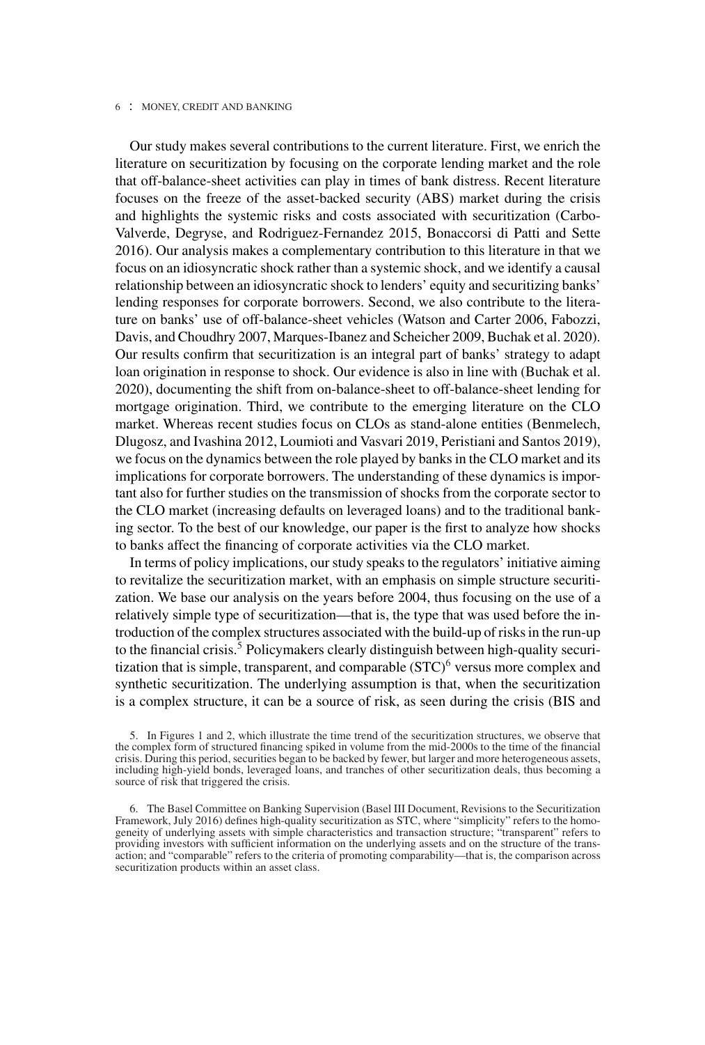Our study makes several contributions to the current literature. First, we enrich the literature on securitization by focusing on the corporate lending market and the role that off-balance-sheet activities can play in times of bank distress. Recent literature focuses on the freeze of the asset-backed security (ABS) market during the crisis and highlights the systemic risks and costs associated with securitization (Carbo-Valverde, Degryse, and Rodriguez-Fernandez 2015, Bonaccorsi di Patti and Sette 2016). Our analysis makes a complementary contribution to this literature in that we focus on an idiosyncratic shock rather than a systemic shock, and we identify a causal relationship between an idiosyncratic shock to lenders' equity and securitizing banks' lending responses for corporate borrowers. Second, we also contribute to the literature on banks' use of off-balance-sheet vehicles (Watson and Carter 2006, Fabozzi, Davis, and Choudhry 2007, Marques-Ibanez and Scheicher 2009, Buchak et al. 2020). Our results confirm that securitization is an integral part of banks' strategy to adapt loan origination in response to shock. Our evidence is also in line with (Buchak et al. 2020), documenting the shift from on-balance-sheet to off-balance-sheet lending for mortgage origination. Third, we contribute to the emerging literature on the CLO market. Whereas recent studies focus on CLOs as stand-alone entities (Benmelech, Dlugosz, and Ivashina 2012, Loumioti and Vasvari 2019, Peristiani and Santos 2019), we focus on the dynamics between the role played by banks in the CLO market and its implications for corporate borrowers. The understanding of these dynamics is important also for further studies on the transmission of shocks from the corporate sector to the CLO market (increasing defaults on leveraged loans) and to the traditional banking sector. To the best of our knowledge, our paper is the first to analyze how shocks to banks affect the financing of corporate activities via the CLO market.

In terms of policy implications, our study speaks to the regulators' initiative aiming to revitalize the securitization market, with an emphasis on simple structure securitization. We base our analysis on the years before 2004, thus focusing on the use of a relatively simple type of securitization—that is, the type that was used before the introduction of the complex structures associated with the build-up of risks in the run-up to the financial crisis.[5] Policymakers clearly distinguish between high-quality securitization that is simple, transparent, and comparable (STC)[6] versus more complex and synthetic securitization. The underlying assumption is that, when the securitization is a complex structure, it can be a source of risk, as seen during the crisis (BIS and

5. In Figures 1 and 2, which illustrate the time trend of the securitization structures, we observe that the complex form of structured financing spiked in volume from the mid-2000s to the time of the financial crisis. During this period, securities began to be backed by fewer, but larger and more heterogeneous assets, including high-yield bonds, leveraged loans, and tranches of other securitization deals, thus becoming a source of risk that triggered the crisis.

6. The Basel Committee on Banking Supervision (Basel III Document, Revisions to the Securitization Framework, July 2016) defines high-quality securitization as STC, where "simplicity" refers to the homogeneity of underlying assets with simple characteristics and transaction structure; "transparent" refers to providing investors with sufficient information on the underlying assets and on the structure of the transaction; and "comparable" refers to the criteria of promoting comparability—that is, the comparison across securitization products within an asset class.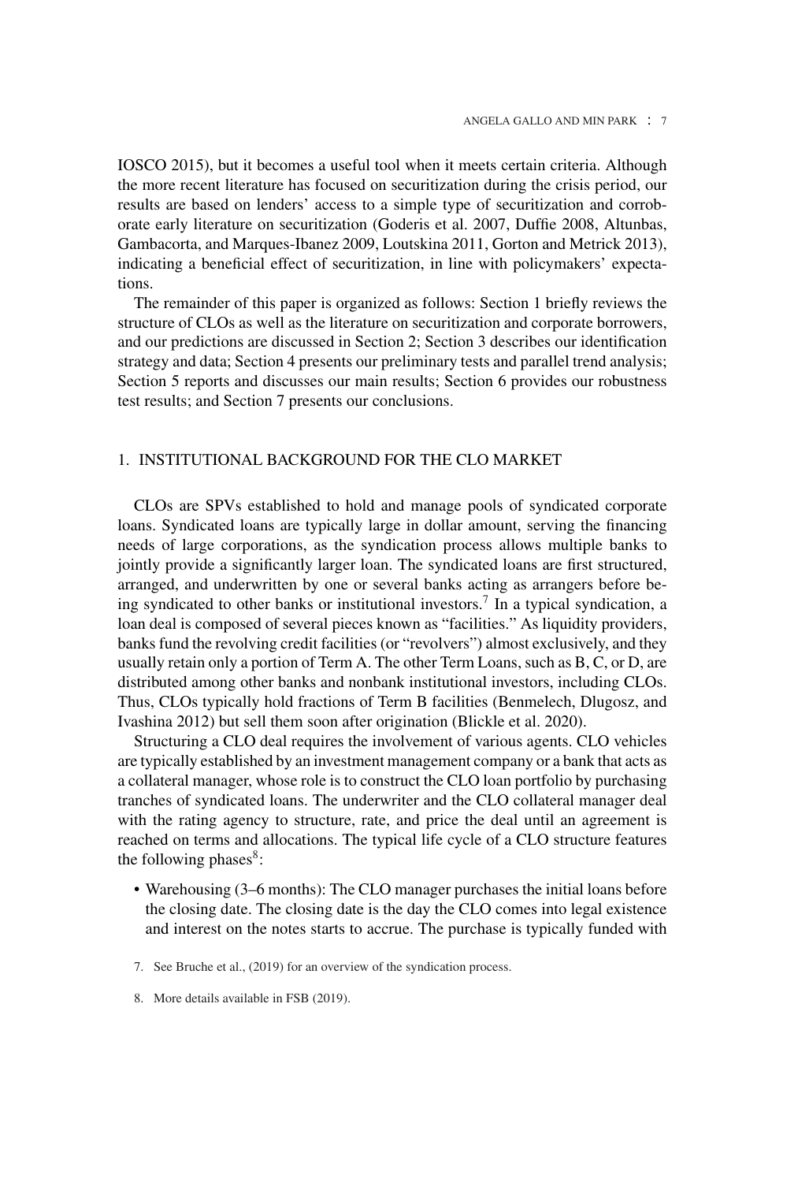IOSCO 2015), but it becomes a useful tool when it meets certain criteria. Although the more recent literature has focused on securitization during the crisis period, our results are based on lenders' access to a simple type of securitization and corroborate early literature on securitization (Goderis et al. 2007, Duffie 2008, Altunbas, Gambacorta, and Marques-Ibanez 2009, Loutskina 2011, Gorton and Metrick 2013), indicating a beneficial effect of securitization, in line with policymakers' expectations.

The remainder of this paper is organized as follows: Section 1 briefly reviews the structure of CLOs as well as the literature on securitization and corporate borrowers, and our predictions are discussed in Section 2; Section 3 describes our identification strategy and data; Section 4 presents our preliminary tests and parallel trend analysis; Section 5 reports and discusses our main results; Section 6 provides our robustness test results; and Section 7 presents our conclusions.

## 1. INSTITUTIONAL BACKGROUND FOR THE CLO MARKET

CLOs are SPVs established to hold and manage pools of syndicated corporate loans. Syndicated loans are typically large in dollar amount, serving the financing needs of large corporations, as the syndication process allows multiple banks to jointly provide a significantly larger loan. The syndicated loans are first structured, arranged, and underwritten by one or several banks acting as arrangers before being syndicated to other banks or institutional investors.[7] In a typical syndication, a loan deal is composed of several pieces known as "facilities." As liquidity providers, banks fund the revolving credit facilities (or "revolvers") almost exclusively, and they usually retain only a portion of Term A. The other Term Loans, such as B, C, or D, are distributed among other banks and nonbank institutional investors, including CLOs. Thus, CLOs typically hold fractions of Term B facilities (Benmelech, Dlugosz, and Ivashina 2012) but sell them soon after origination (Blickle et al. 2020).

Structuring a CLO deal requires the involvement of various agents. CLO vehicles are typically established by an investment management company or a bank that acts as a collateral manager, whose role is to construct the CLO loan portfolio by purchasing tranches of syndicated loans. The underwriter and the CLO collateral manager deal with the rating agency to structure, rate, and price the deal until an agreement is reached on terms and allocations. The typical life cycle of a CLO structure features the following phases[8]:

- Warehousing (3–6 months): The CLO manager purchases the initial loans before the closing date. The closing date is the day the CLO comes into legal existence and interest on the notes starts to accrue. The purchase is typically funded with

7. See Bruche et al., (2019) for an overview of the syndication process.

8. More details available in FSB (2019).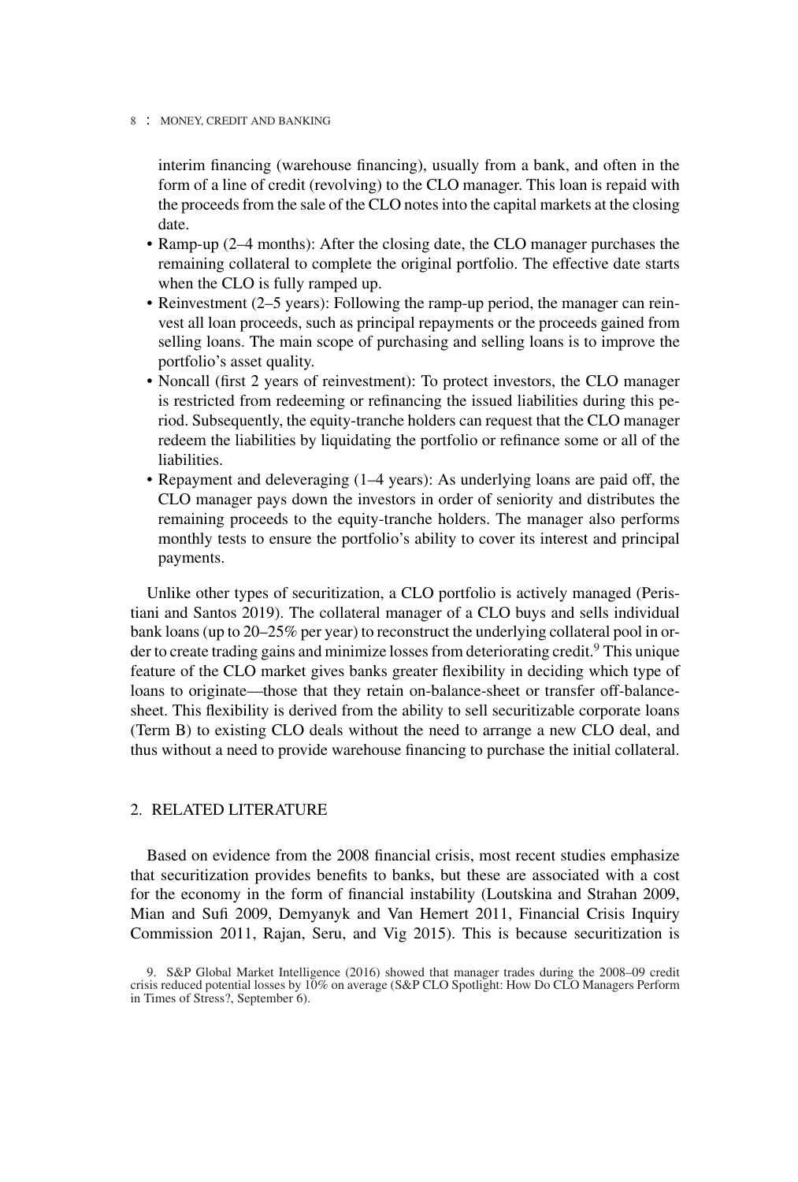interim financing (warehouse financing), usually from a bank, and often in the form of a line of credit (revolving) to the CLO manager. This loan is repaid with the proceeds from the sale of the CLO notes into the capital markets at the closing date.

- Ramp-up (2–4 months): After the closing date, the CLO manager purchases the remaining collateral to complete the original portfolio. The effective date starts when the CLO is fully ramped up.
- Reinvestment (2–5 years): Following the ramp-up period, the manager can reinvest all loan proceeds, such as principal repayments or the proceeds gained from selling loans. The main scope of purchasing and selling loans is to improve the portfolio's asset quality.
- Noncall (first 2 years of reinvestment): To protect investors, the CLO manager is restricted from redeeming or refinancing the issued liabilities during this period. Subsequently, the equity-tranche holders can request that the CLO manager redeem the liabilities by liquidating the portfolio or refinance some or all of the liabilities.
- Repayment and deleveraging (1–4 years): As underlying loans are paid off, the CLO manager pays down the investors in order of seniority and distributes the remaining proceeds to the equity-tranche holders. The manager also performs monthly tests to ensure the portfolio's ability to cover its interest and principal payments.

Unlike other types of securitization, a CLO portfolio is actively managed (Peristiani and Santos 2019). The collateral manager of a CLO buys and sells individual bank loans (up to 20–25% per year) to reconstruct the underlying collateral pool in order to create trading gains and minimize losses from deteriorating credit.[9] This unique feature of the CLO market gives banks greater flexibility in deciding which type of loans to originate—those that they retain on-balance-sheet or transfer off-balance-sheet. This flexibility is derived from the ability to sell securitizable corporate loans (Term B) to existing CLO deals without the need to arrange a new CLO deal, and thus without a need to provide warehouse financing to purchase the initial collateral.

## 2. RELATED LITERATURE

Based on evidence from the 2008 financial crisis, most recent studies emphasize that securitization provides benefits to banks, but these are associated with a cost for the economy in the form of financial instability (Loutskina and Strahan 2009, Mian and Sufi 2009, Demyanyk and Van Hemert 2011, Financial Crisis Inquiry Commission 2011, Rajan, Seru, and Vig 2015). This is because securitization is

9. S&P Global Market Intelligence (2016) showed that manager trades during the 2008–09 credit crisis reduced potential losses by 10% on average (S&P CLO Spotlight: How Do CLO Managers Perform in Times of Stress?, September 6).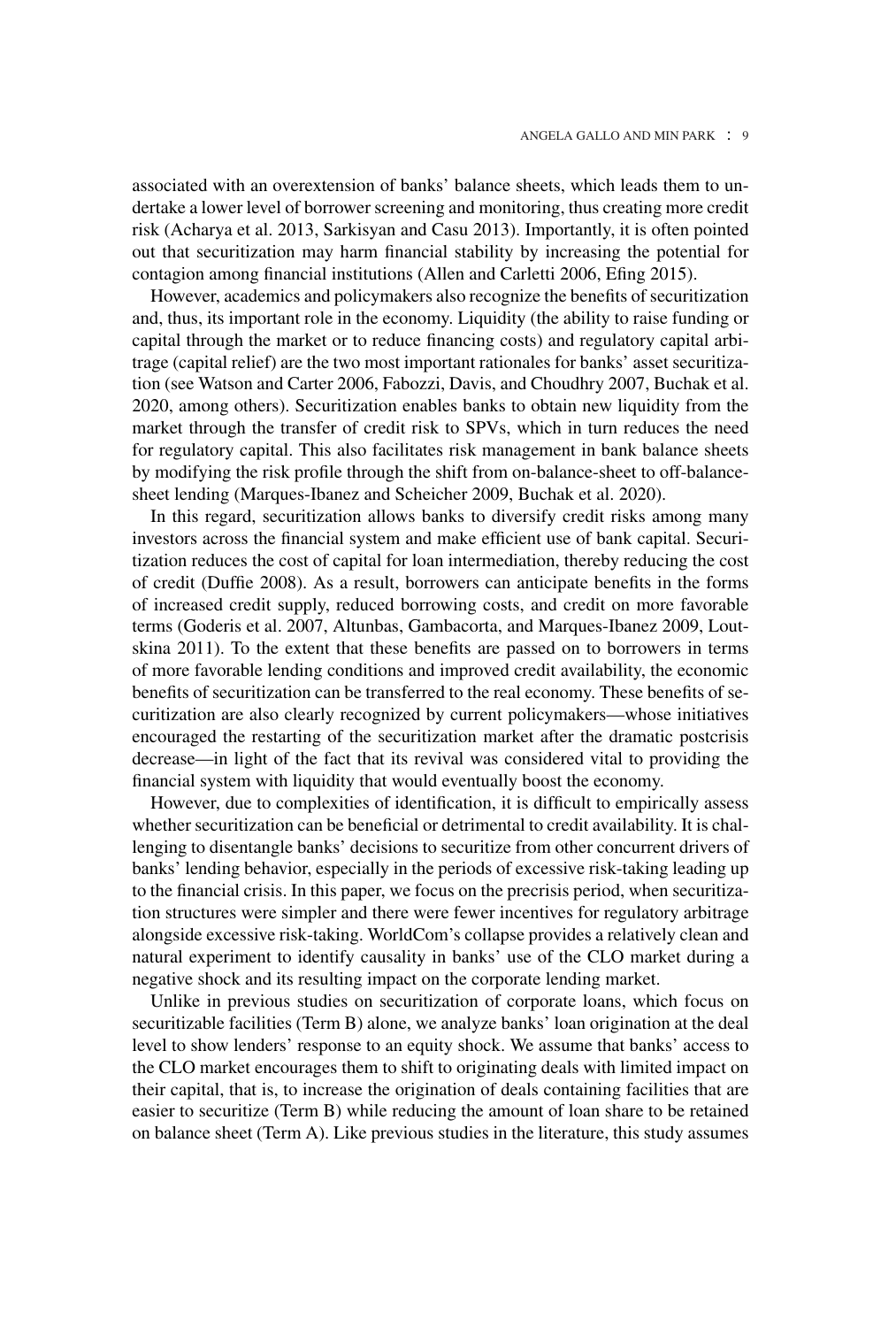associated with an overextension of banks' balance sheets, which leads them to undertake a lower level of borrower screening and monitoring, thus creating more credit risk (Acharya et al. 2013, Sarkisyan and Casu 2013). Importantly, it is often pointed out that securitization may harm financial stability by increasing the potential for contagion among financial institutions (Allen and Carletti 2006, Efing 2015).

However, academics and policymakers also recognize the benefits of securitization and, thus, its important role in the economy. Liquidity (the ability to raise funding or capital through the market or to reduce financing costs) and regulatory capital arbitrage (capital relief) are the two most important rationales for banks' asset securitization (see Watson and Carter 2006, Fabozzi, Davis, and Choudhry 2007, Buchak et al. 2020, among others). Securitization enables banks to obtain new liquidity from the market through the transfer of credit risk to SPVs, which in turn reduces the need for regulatory capital. This also facilitates risk management in bank balance sheets by modifying the risk profile through the shift from on-balance-sheet to off-balance-sheet lending (Marques-Ibanez and Scheicher 2009, Buchak et al. 2020).

In this regard, securitization allows banks to diversify credit risks among many investors across the financial system and make efficient use of bank capital. Securitization reduces the cost of capital for loan intermediation, thereby reducing the cost of credit (Duffie 2008). As a result, borrowers can anticipate benefits in the forms of increased credit supply, reduced borrowing costs, and credit on more favorable terms (Goderis et al. 2007, Altunbas, Gambacorta, and Marques-Ibanez 2009, Loutskina 2011). To the extent that these benefits are passed on to borrowers in terms of more favorable lending conditions and improved credit availability, the economic benefits of securitization can be transferred to the real economy. These benefits of securitization are also clearly recognized by current policymakers—whose initiatives encouraged the restarting of the securitization market after the dramatic postcrisis decrease—in light of the fact that its revival was considered vital to providing the financial system with liquidity that would eventually boost the economy.

However, due to complexities of identification, it is difficult to empirically assess whether securitization can be beneficial or detrimental to credit availability. It is challenging to disentangle banks' decisions to securitize from other concurrent drivers of banks' lending behavior, especially in the periods of excessive risk-taking leading up to the financial crisis. In this paper, we focus on the precrisis period, when securitization structures were simpler and there were fewer incentives for regulatory arbitrage alongside excessive risk-taking. WorldCom's collapse provides a relatively clean and natural experiment to identify causality in banks' use of the CLO market during a negative shock and its resulting impact on the corporate lending market.

Unlike in previous studies on securitization of corporate loans, which focus on securitizable facilities (Term B) alone, we analyze banks' loan origination at the deal level to show lenders' response to an equity shock. We assume that banks' access to the CLO market encourages them to shift to originating deals with limited impact on their capital, that is, to increase the origination of deals containing facilities that are easier to securitize (Term B) while reducing the amount of loan share to be retained on balance sheet (Term A). Like previous studies in the literature, this study assumes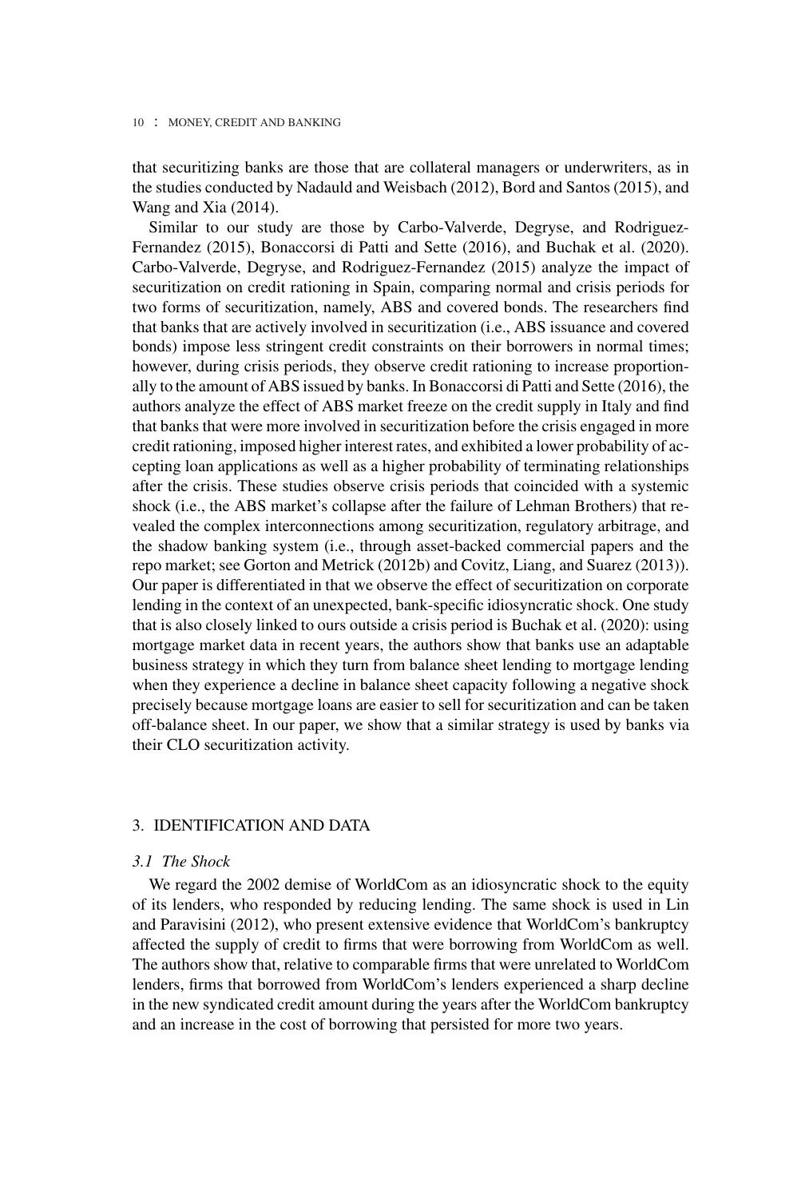that securitizing banks are those that are collateral managers or underwriters, as in the studies conducted by Nadauld and Weisbach (2012), Bord and Santos (2015), and Wang and Xia (2014).

Similar to our study are those by Carbo-Valverde, Degryse, and Rodriguez-Fernandez (2015), Bonaccorsi di Patti and Sette (2016), and Buchak et al. (2020). Carbo-Valverde, Degryse, and Rodriguez-Fernandez (2015) analyze the impact of securitization on credit rationing in Spain, comparing normal and crisis periods for two forms of securitization, namely, ABS and covered bonds. The researchers find that banks that are actively involved in securitization (i.e., ABS issuance and covered bonds) impose less stringent credit constraints on their borrowers in normal times; however, during crisis periods, they observe credit rationing to increase proportionally to the amount of ABS issued by banks. In Bonaccorsi di Patti and Sette (2016), the authors analyze the effect of ABS market freeze on the credit supply in Italy and find that banks that were more involved in securitization before the crisis engaged in more credit rationing, imposed higher interest rates, and exhibited a lower probability of accepting loan applications as well as a higher probability of terminating relationships after the crisis. These studies observe crisis periods that coincided with a systemic shock (i.e., the ABS market's collapse after the failure of Lehman Brothers) that revealed the complex interconnections among securitization, regulatory arbitrage, and the shadow banking system (i.e., through asset-backed commercial papers and the repo market; see Gorton and Metrick (2012b) and Covitz, Liang, and Suarez (2013)). Our paper is differentiated in that we observe the effect of securitization on corporate lending in the context of an unexpected, bank-specific idiosyncratic shock. One study that is also closely linked to ours outside a crisis period is Buchak et al. (2020): using mortgage market data in recent years, the authors show that banks use an adaptable business strategy in which they turn from balance sheet lending to mortgage lending when they experience a decline in balance sheet capacity following a negative shock precisely because mortgage loans are easier to sell for securitization and can be taken off-balance sheet. In our paper, we show that a similar strategy is used by banks via their CLO securitization activity.

## 3. IDENTIFICATION AND DATA

### *3.1 The Shock*

We regard the 2002 demise of WorldCom as an idiosyncratic shock to the equity of its lenders, who responded by reducing lending. The same shock is used in Lin and Paravisini (2012), who present extensive evidence that WorldCom's bankruptcy affected the supply of credit to firms that were borrowing from WorldCom as well. The authors show that, relative to comparable firms that were unrelated to WorldCom lenders, firms that borrowed from WorldCom's lenders experienced a sharp decline in the new syndicated credit amount during the years after the WorldCom bankruptcy and an increase in the cost of borrowing that persisted for more two years.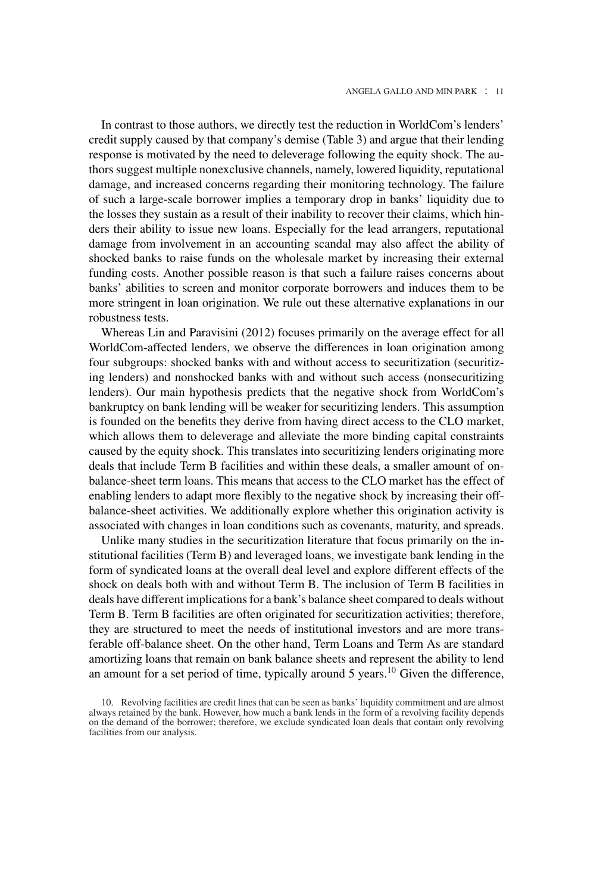In contrast to those authors, we directly test the reduction in WorldCom's lenders' credit supply caused by that company's demise (Table 3) and argue that their lending response is motivated by the need to deleverage following the equity shock. The authors suggest multiple nonexclusive channels, namely, lowered liquidity, reputational damage, and increased concerns regarding their monitoring technology. The failure of such a large-scale borrower implies a temporary drop in banks' liquidity due to the losses they sustain as a result of their inability to recover their claims, which hinders their ability to issue new loans. Especially for the lead arrangers, reputational damage from involvement in an accounting scandal may also affect the ability of shocked banks to raise funds on the wholesale market by increasing their external funding costs. Another possible reason is that such a failure raises concerns about banks' abilities to screen and monitor corporate borrowers and induces them to be more stringent in loan origination. We rule out these alternative explanations in our robustness tests.

Whereas Lin and Paravisini (2012) focuses primarily on the average effect for all WorldCom-affected lenders, we observe the differences in loan origination among four subgroups: shocked banks with and without access to securitization (securitizing lenders) and nonshocked banks with and without such access (nonsecuritizing lenders). Our main hypothesis predicts that the negative shock from WorldCom's bankruptcy on bank lending will be weaker for securitizing lenders. This assumption is founded on the benefits they derive from having direct access to the CLO market, which allows them to deleverage and alleviate the more binding capital constraints caused by the equity shock. This translates into securitizing lenders originating more deals that include Term B facilities and within these deals, a smaller amount of on-balance-sheet term loans. This means that access to the CLO market has the effect of enabling lenders to adapt more flexibly to the negative shock by increasing their off-balance-sheet activities. We additionally explore whether this origination activity is associated with changes in loan conditions such as covenants, maturity, and spreads.

Unlike many studies in the securitization literature that focus primarily on the institutional facilities (Term B) and leveraged loans, we investigate bank lending in the form of syndicated loans at the overall deal level and explore different effects of the shock on deals both with and without Term B. The inclusion of Term B facilities in deals have different implications for a bank's balance sheet compared to deals without Term B. Term B facilities are often originated for securitization activities; therefore, they are structured to meet the needs of institutional investors and are more transferable off-balance sheet. On the other hand, Term Loans and Term As are standard amortizing loans that remain on bank balance sheets and represent the ability to lend an amount for a set period of time, typically around 5 years.[10] Given the difference,

10. Revolving facilities are credit lines that can be seen as banks' liquidity commitment and are almost always retained by the bank. However, how much a bank lends in the form of a revolving facility depends on the demand of the borrower; therefore, we exclude syndicated loan deals that contain only revolving facilities from our analysis.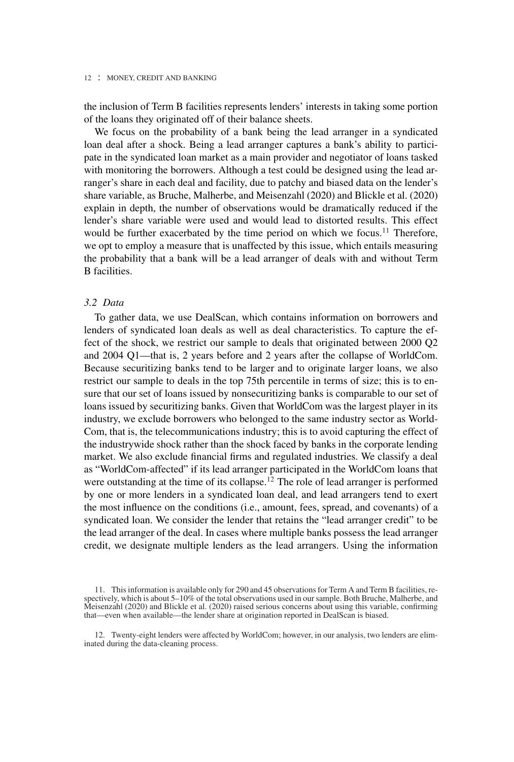the inclusion of Term B facilities represents lenders' interests in taking some portion of the loans they originated off of their balance sheets.

We focus on the probability of a bank being the lead arranger in a syndicated loan deal after a shock. Being a lead arranger captures a bank's ability to participate in the syndicated loan market as a main provider and negotiator of loans tasked with monitoring the borrowers. Although a test could be designed using the lead arranger's share in each deal and facility, due to patchy and biased data on the lender's share variable, as Bruche, Malherbe, and Meisenzahl (2020) and Blickle et al. (2020) explain in depth, the number of observations would be dramatically reduced if the lender's share variable were used and would lead to distorted results. This effect would be further exacerbated by the time period on which we focus.[11] Therefore, we opt to employ a measure that is unaffected by this issue, which entails measuring the probability that a bank will be a lead arranger of deals with and without Term B facilities.

### *3.2 Data*

To gather data, we use DealScan, which contains information on borrowers and lenders of syndicated loan deals as well as deal characteristics. To capture the effect of the shock, we restrict our sample to deals that originated between 2000 Q2 and 2004 Q1—that is, 2 years before and 2 years after the collapse of WorldCom. Because securitizing banks tend to be larger and to originate larger loans, we also restrict our sample to deals in the top 75th percentile in terms of size; this is to ensure that our set of loans issued by nonsecuritizing banks is comparable to our set of loans issued by securitizing banks. Given that WorldCom was the largest player in its industry, we exclude borrowers who belonged to the same industry sector as WorldCom, that is, the telecommunications industry; this is to avoid capturing the effect of the industrywide shock rather than the shock faced by banks in the corporate lending market. We also exclude financial firms and regulated industries. We classify a deal as "WorldCom-affected" if its lead arranger participated in the WorldCom loans that were outstanding at the time of its collapse.[12] The role of lead arranger is performed by one or more lenders in a syndicated loan deal, and lead arrangers tend to exert the most influence on the conditions (i.e., amount, fees, spread, and covenants) of a syndicated loan. We consider the lender that retains the "lead arranger credit" to be the lead arranger of the deal. In cases where multiple banks possess the lead arranger credit, we designate multiple lenders as the lead arrangers. Using the information

11. This information is available only for 290 and 45 observations for Term A and Term B facilities, respectively, which is about 5–10% of the total observations used in our sample. Both Bruche, Malherbe, and Meisenzahl (2020) and Blickle et al. (2020) raised serious concerns about using this variable, confirming that—even when available—the lender share at origination reported in DealScan is biased.

12. Twenty-eight lenders were affected by WorldCom; however, in our analysis, two lenders are eliminated during the data-cleaning process.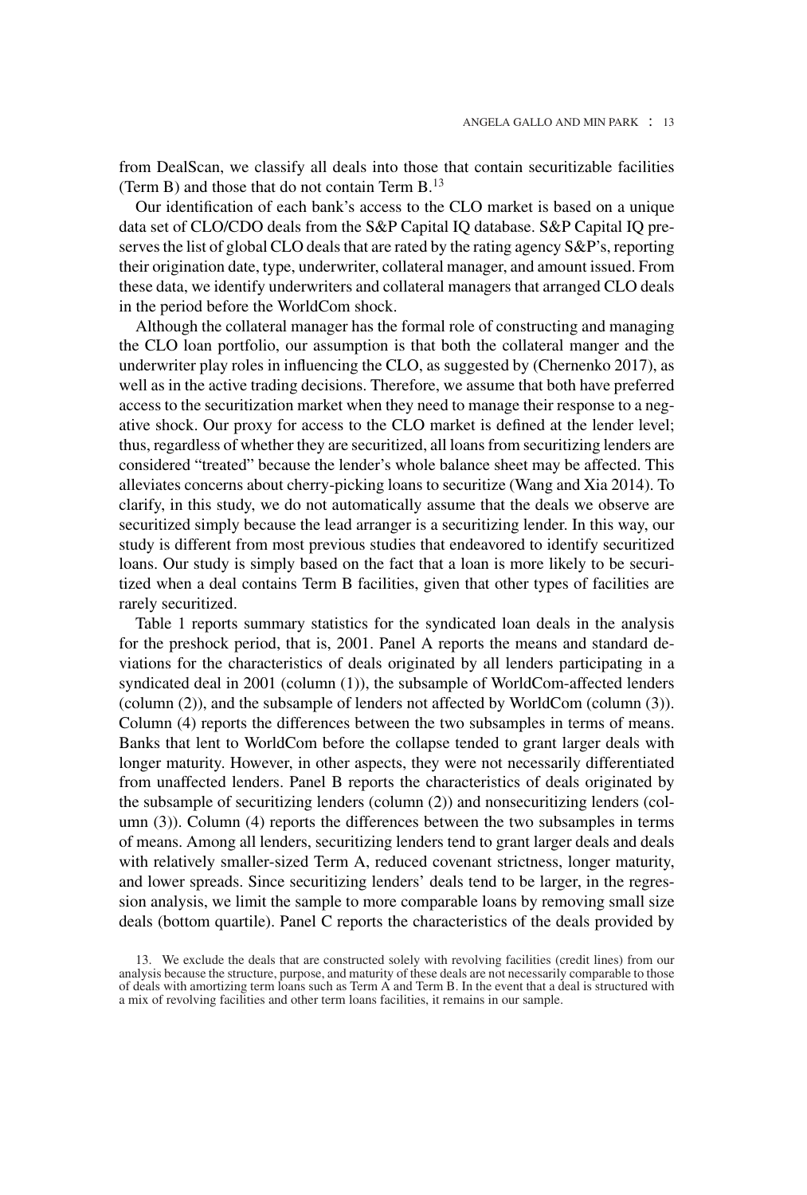from DealScan, we classify all deals into those that contain securitizable facilities (Term B) and those that do not contain Term B.[13]

Our identification of each bank's access to the CLO market is based on a unique data set of CLO/CDO deals from the S&P Capital IQ database. S&P Capital IQ preserves the list of global CLO deals that are rated by the rating agency S&P's, reporting their origination date, type, underwriter, collateral manager, and amount issued. From these data, we identify underwriters and collateral managers that arranged CLO deals in the period before the WorldCom shock.

Although the collateral manager has the formal role of constructing and managing the CLO loan portfolio, our assumption is that both the collateral manger and the underwriter play roles in influencing the CLO, as suggested by (Chernenko 2017), as well as in the active trading decisions. Therefore, we assume that both have preferred access to the securitization market when they need to manage their response to a negative shock. Our proxy for access to the CLO market is defined at the lender level; thus, regardless of whether they are securitized, all loans from securitizing lenders are considered "treated" because the lender's whole balance sheet may be affected. This alleviates concerns about cherry-picking loans to securitize (Wang and Xia 2014). To clarify, in this study, we do not automatically assume that the deals we observe are securitized simply because the lead arranger is a securitizing lender. In this way, our study is different from most previous studies that endeavored to identify securitized loans. Our study is simply based on the fact that a loan is more likely to be securitized when a deal contains Term B facilities, given that other types of facilities are rarely securitized.

Table 1 reports summary statistics for the syndicated loan deals in the analysis for the preshock period, that is, 2001. Panel A reports the means and standard deviations for the characteristics of deals originated by all lenders participating in a syndicated deal in 2001 (column (1)), the subsample of WorldCom-affected lenders (column (2)), and the subsample of lenders not affected by WorldCom (column (3)). Column (4) reports the differences between the two subsamples in terms of means. Banks that lent to WorldCom before the collapse tended to grant larger deals with longer maturity. However, in other aspects, they were not necessarily differentiated from unaffected lenders. Panel B reports the characteristics of deals originated by the subsample of securitizing lenders (column (2)) and nonsecuritizing lenders (column (3)). Column (4) reports the differences between the two subsamples in terms of means. Among all lenders, securitizing lenders tend to grant larger deals and deals with relatively smaller-sized Term A, reduced covenant strictness, longer maturity, and lower spreads. Since securitizing lenders' deals tend to be larger, in the regression analysis, we limit the sample to more comparable loans by removing small size deals (bottom quartile). Panel C reports the characteristics of the deals provided by

13. We exclude the deals that are constructed solely with revolving facilities (credit lines) from our analysis because the structure, purpose, and maturity of these deals are not necessarily comparable to those of deals with amortizing term loans such as Term A and Term B. In the event that a deal is structured with a mix of revolving facilities and other term loans facilities, it remains in our sample.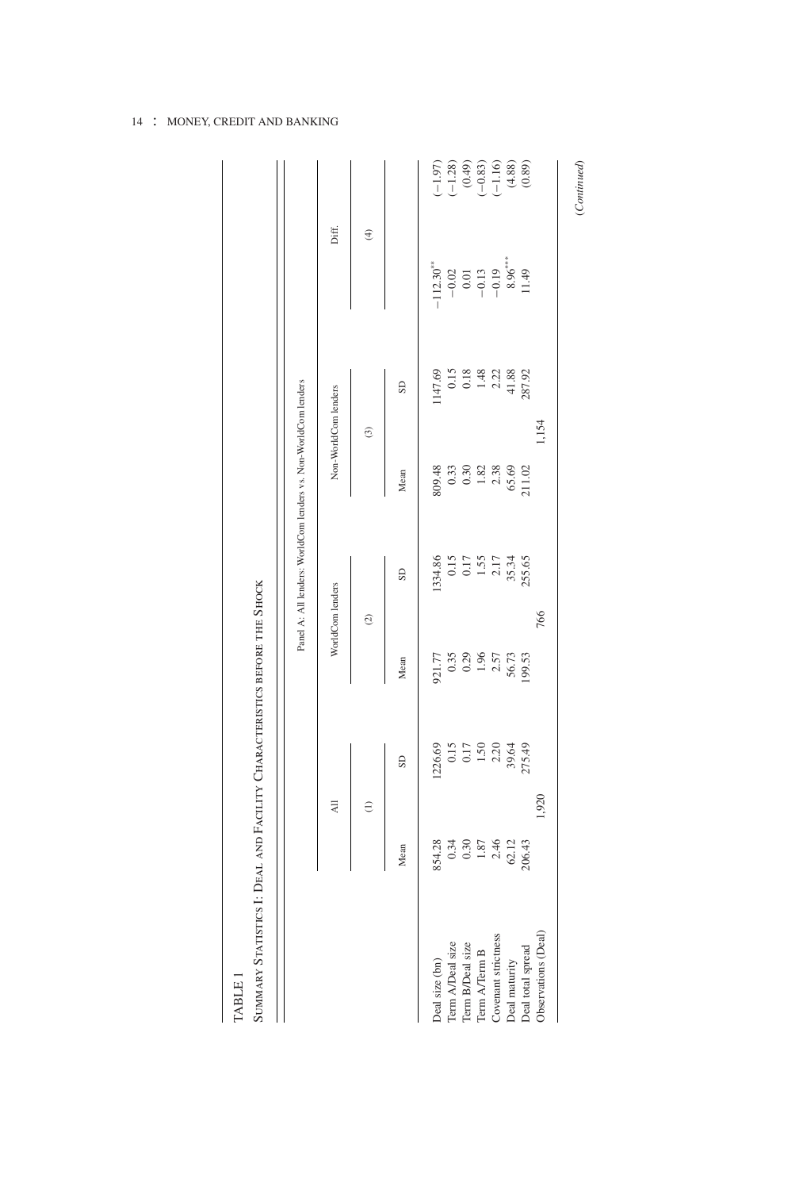TABLE 1

Summary Statistics I: Deal and Facility Characteristics before the Shock

| | Panel A: All lenders: WorldCom lenders vs. Non-WorldCom lenders | | | | | | | |
|---|---|---|---|---|---|---|---|---|
| | All | | WorldCom lenders | | Non-WorldCom lenders | | Diff. | |
| | (1) | | (2) | | (3) | | (4) | |
| | Mean | SD | Mean | SD | Mean | SD | | |
| Deal size (bn) | 854.28 | 1226.69 | 921.77 | 1334.86 | 809.48 | 1147.69 | −112.30** | (−1.97) |
| Term A/Deal size | 0.34 | 0.15 | 0.35 | 0.15 | 0.33 | 0.15 | −0.02 | (−1.28) |
| Term B/Deal size | 0.30 | 0.17 | 0.29 | 0.17 | 0.30 | 0.18 | 0.01 | (0.49) |
| Term A/Term B | 1.87 | 1.50 | 1.96 | 1.55 | 1.82 | 1.48 | −0.13 | (−0.83) |
| Covenant strictness | 2.46 | 2.20 | 2.57 | 2.17 | 2.38 | 2.22 | −0.19 | (−1.16) |
| Deal maturity | 62.12 | 39.64 | 56.73 | 35.34 | 65.69 | 41.88 | 8.96*** | (4.88) |
| Deal total spread | 206.43 | 275.49 | 199.53 | 255.65 | 211.02 | 287.92 | 11.49 | (0.89) |
| Observations (Deal) | 1,920 | | 766 | | 1,154 | | | |

(*Continued*)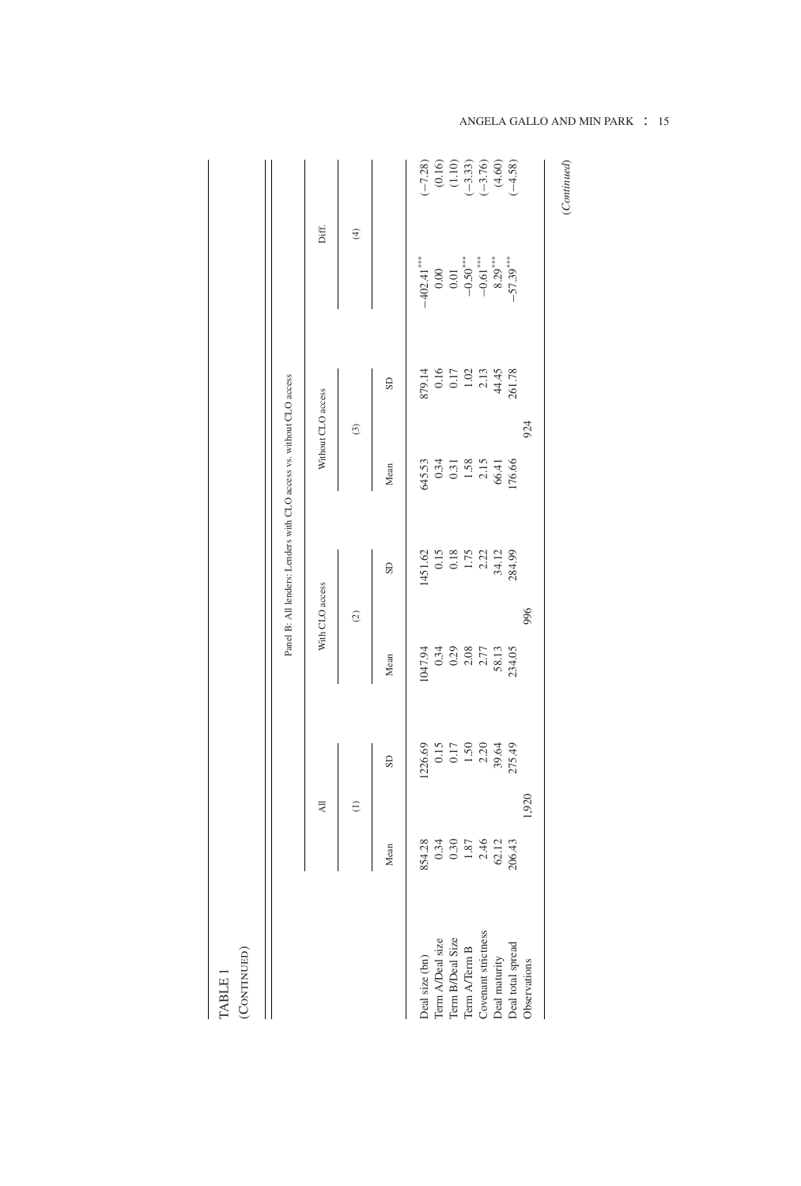TABLE 1

(Continued)

| | All | | With CLO access | | Without CLO access | | Diff. | |
|---|---|---|---|---|---|---|---|---|
| | (1) | | (2) | | (3) | | (4) | |
| | Mean | SD | Mean | SD | Mean | SD | | |
| | Panel B: All lenders: Lenders with CLO access vs. without CLO access | | | | | | | |
| Deal size (bn) | 854.28 | 1226.69 | 1047.94 | 1451.62 | 645.53 | 879.14 | −402.41*** | (−7.28) |
| Term A/Deal size | 0.34 | 0.15 | 0.34 | 0.15 | 0.34 | 0.16 | 0.00 | (0.16) |
| Term B/Deal Size | 0.30 | 0.17 | 0.29 | 0.18 | 0.31 | 0.17 | 0.01 | (1.10) |
| Term A/Term B | 1.87 | 1.50 | 2.08 | 1.75 | 1.58 | 1.02 | −0.50*** | (−3.33) |
| Covenant strictness | 2.46 | 2.20 | 2.77 | 2.22 | 2.15 | 2.13 | −0.61*** | (−3.76) |
| Deal maturity | 62.12 | 39.64 | 58.13 | 34.12 | 66.41 | 44.45 | 8.29*** | (4.60) |
| Deal total spread | 206.43 | 275.49 | 234.05 | 284.99 | 176.66 | 261.78 | −57.39*** | (−4.58) |
| Observations | 1,920 | | 996 | | 924 | | | |

(Continued)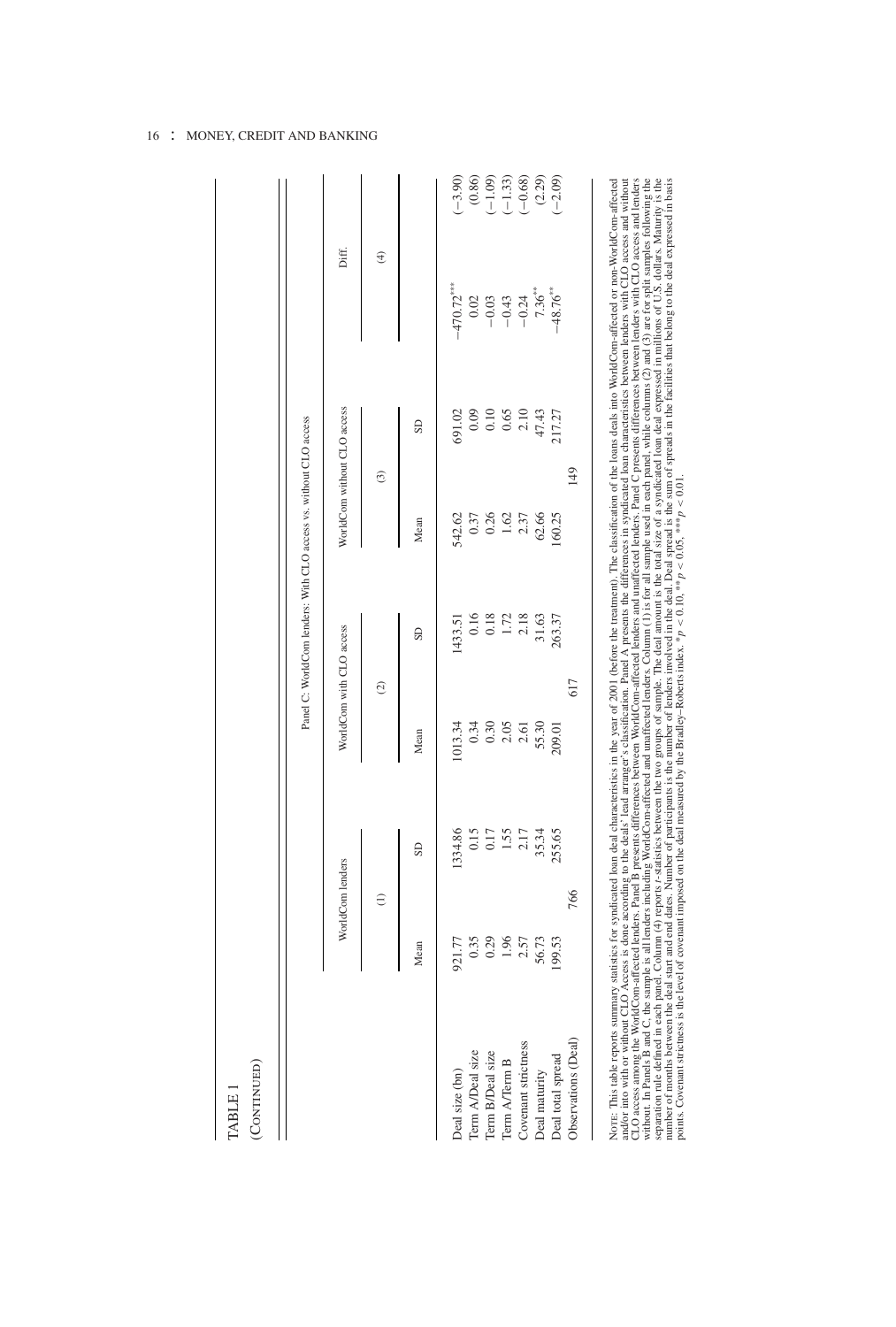TABLE 1

(Continued)

| | Panel C: WorldCom lenders: With CLO access vs. without CLO access | | | | | | | |
|---|---|---|---|---|---|---|---|---|
| | WorldCom lenders | | WorldCom with CLO access | | WorldCom without CLO access | | Diff. | |
| | (1) | | (2) | | (3) | | (4) | |
| | Mean | SD | Mean | SD | Mean | SD | | |
| Deal size (bn) | 921.77 | 1334.86 | 1013.34 | 1433.51 | 542.62 | 691.02 | −470.72*** | (−3.90) |
| Term A/Deal size | 0.35 | 0.15 | 0.34 | 0.16 | 0.37 | 0.09 | 0.02 | (0.86) |
| Term B/Deal size | 0.29 | 0.17 | 0.30 | 0.18 | 0.26 | 0.10 | −0.03 | (−1.09) |
| Term A/Term B | 1.96 | 1.55 | 2.05 | 1.72 | 1.62 | 0.65 | −0.43 | (−1.33) |
| Covenant strictness | 2.57 | 2.17 | 2.61 | 2.18 | 2.37 | 2.10 | −0.24 | (−0.68) |
| Deal maturity | 56.73 | 35.34 | 55.30 | 31.63 | 62.66 | 47.43 | 7.36** | (2.29) |
| Deal total spread | 199.53 | 255.65 | 209.01 | 263.37 | 160.25 | 217.27 | −48.76** | (−2.09) |
| Observations (Deal) | 766 | | 617 | | 149 | | | |

Note: This table reports summary statistics for syndicated loan deal characteristics in the year of 2001 (before the treatment). The classification of the loans deals into WorldCom-affected or non-WorldCom-affected and/or into with or without CLO Access is done according to the deals' lead arranger's classification. Panel A presents the differences in syndicated loan characteristics between lenders with CLO access and without CLO access among the WorldCom-affected lenders. Panel B presents differences between WorldCom-affected lenders and unaffected lenders. Panel C presents differences between lenders with CLO access and lenders without. In Panels B and C, the sample is all lenders including WorldCom-affected and unaffected lenders. Column (1) is for all sample used in each panel, while columns (2) and (3) are for split samples following the separation rule defined in each panel. Column (4) reports *t*-statistics between the two groups of sample. The deal amount is the total size of a syndicated loan deal expressed in millions of U.S. dollars. Maturity is the number of months between the deal start and end dates. Number of participants is the number of lenders involved in the deal. Deal spread is the sum of spreads in the facilities that belong to the deal expressed in basis points. Covenant strictness is the level of covenant imposed on the deal measured by the Bradley–Roberts index. *$p < 0.10$, **$p < 0.05$, ***$p < 0.01$.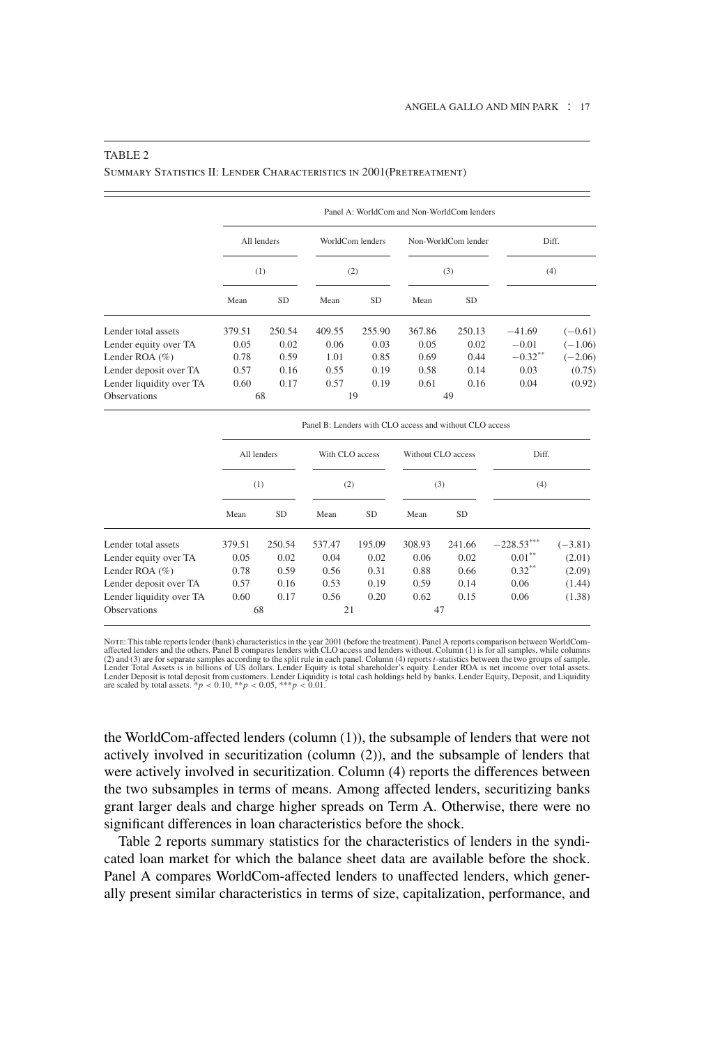TABLE 2

Summary Statistics II: Lender Characteristics in 2001(Pretreatment)

| | Panel A: WorldCom and Non-WorldCom lenders | | | | | | | |
|---|---|---|---|---|---|---|---|---|
| | All lenders | | WorldCom lenders | | Non-WorldCom lender | | Diff. | |
| | (1) | | (2) | | (3) | | (4) | |
| | Mean | SD | Mean | SD | Mean | SD | | |
| Lender total assets | 379.51 | 250.54 | 409.55 | 255.90 | 367.86 | 250.13 | −41.69 | (−0.61) |
| Lender equity over TA | 0.05 | 0.02 | 0.06 | 0.03 | 0.05 | 0.02 | −0.01 | (−1.06) |
| Lender ROA (%) | 0.78 | 0.59 | 1.01 | 0.85 | 0.69 | 0.44 | $-0.32^{**}$ | (−2.06) |
| Lender deposit over TA | 0.57 | 0.16 | 0.55 | 0.19 | 0.58 | 0.14 | 0.03 | (0.75) |
| Lender liquidity over TA | 0.60 | 0.17 | 0.57 | 0.19 | 0.61 | 0.16 | 0.04 | (0.92) |
| Observations | 68 | | 19 | | 49 | | | |

| | Panel B: Lenders with CLO access and without CLO access | | | | | | | |
|---|---|---|---|---|---|---|---|---|
| | All lenders | | With CLO access | | Without CLO access | | Diff. | |
| | (1) | | (2) | | (3) | | (4) | |
| | Mean | SD | Mean | SD | Mean | SD | | |
| Lender total assets | 379.51 | 250.54 | 537.47 | 195.09 | 308.93 | 241.66 | $-228.53^{***}$ | (−3.81) |
| Lender equity over TA | 0.05 | 0.02 | 0.04 | 0.02 | 0.06 | 0.02 | $0.01^{**}$ | (2.01) |
| Lender ROA (%) | 0.78 | 0.59 | 0.56 | 0.31 | 0.88 | 0.66 | $0.32^{**}$ | (2.09) |
| Lender deposit over TA | 0.57 | 0.16 | 0.53 | 0.19 | 0.59 | 0.14 | 0.06 | (1.44) |
| Lender liquidity over TA | 0.60 | 0.17 | 0.56 | 0.20 | 0.62 | 0.15 | 0.06 | (1.38) |
| Observations | 68 | | 21 | | 47 | | | |

Note: This table reports lender (bank) characteristics in the year 2001 (before the treatment). Panel A reports comparison between WorldCom-affected lenders and the others. Panel B compares lenders with CLO access and lenders without. Column (1) is for all samples, while columns (2) and (3) are for separate samples according to the split rule in each panel. Column (4) reports $t$-statistics between the two groups of sample. Lender Total Assets is in billions of US dollars. Lender Equity is total shareholder's equity. Lender ROA is net income over total assets. Lender Deposit is total deposit from customers. Lender Liquidity is total cash holdings held by banks. Lender Equity, Deposit, and Liquidity are scaled by total assets. $^{*}p < 0.10$, $^{**}p < 0.05$, $^{***}p < 0.01$.

the WorldCom-affected lenders (column (1)), the subsample of lenders that were not actively involved in securitization (column (2)), and the subsample of lenders that were actively involved in securitization. Column (4) reports the differences between the two subsamples in terms of means. Among affected lenders, securitizing banks grant larger deals and charge higher spreads on Term A. Otherwise, there were no significant differences in loan characteristics before the shock.

Table 2 reports summary statistics for the characteristics of lenders in the syndicated loan market for which the balance sheet data are available before the shock. Panel A compares WorldCom-affected lenders to unaffected lenders, which generally present similar characteristics in terms of size, capitalization, performance, and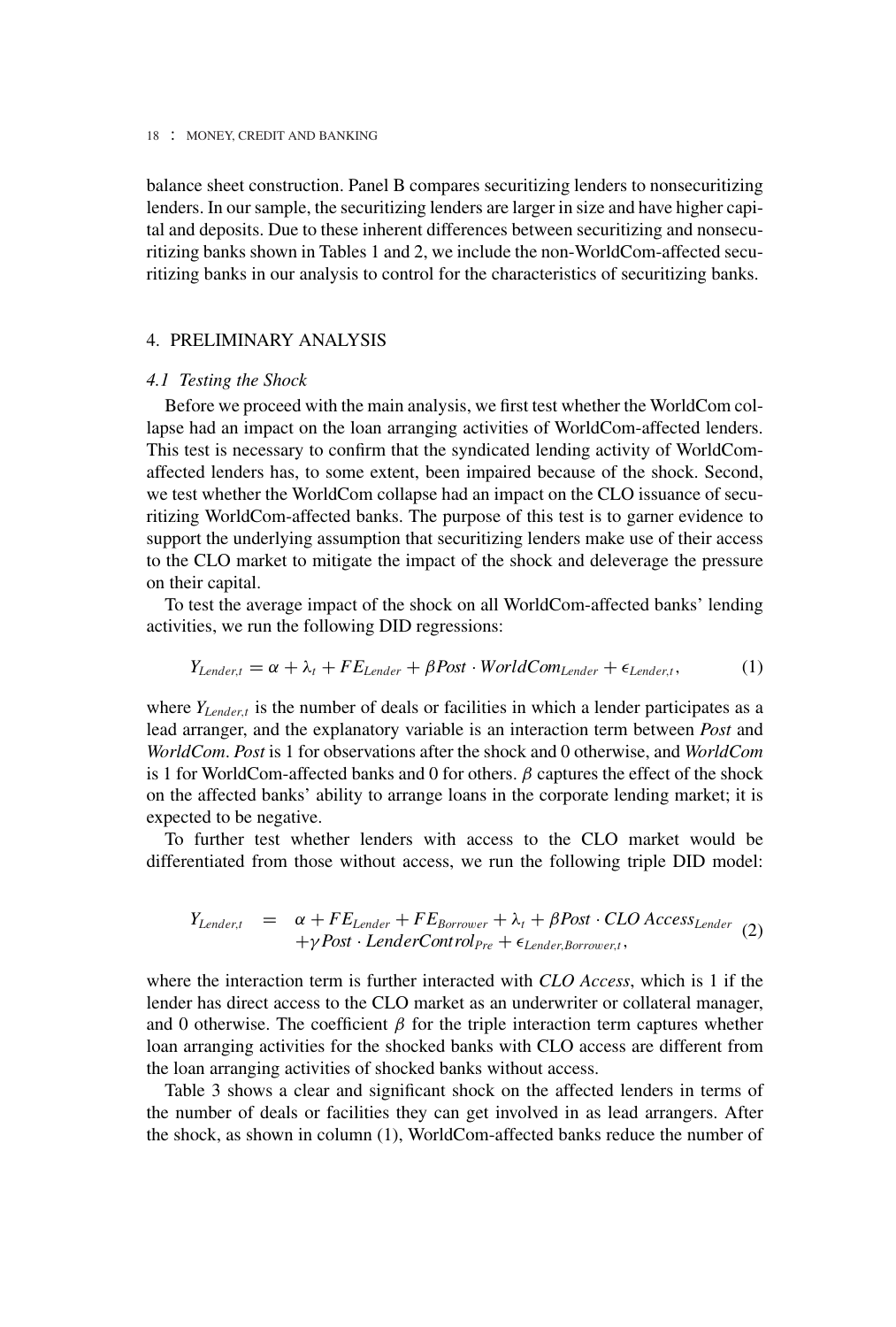balance sheet construction. Panel B compares securitizing lenders to nonsecuritizing lenders. In our sample, the securitizing lenders are larger in size and have higher capital and deposits. Due to these inherent differences between securitizing and nonsecuritizing banks shown in Tables 1 and 2, we include the non-WorldCom-affected securitizing banks in our analysis to control for the characteristics of securitizing banks.

## 4. PRELIMINARY ANALYSIS

### *4.1 Testing the Shock*

Before we proceed with the main analysis, we first test whether the WorldCom collapse had an impact on the loan arranging activities of WorldCom-affected lenders. This test is necessary to confirm that the syndicated lending activity of WorldCom-affected lenders has, to some extent, been impaired because of the shock. Second, we test whether the WorldCom collapse had an impact on the CLO issuance of securitizing WorldCom-affected banks. The purpose of this test is to garner evidence to support the underlying assumption that securitizing lenders make use of their access to the CLO market to mitigate the impact of the shock and deleverage the pressure on their capital.

To test the average impact of the shock on all WorldCom-affected banks' lending activities, we run the following DID regressions:

$$Y_{Lender,t} = \alpha + \lambda_t + FE_{Lender} + \beta Post \cdot WorldCom_{Lender} + \epsilon_{Lender,t}, \tag{1}$$

where $Y_{Lender,t}$ is the number of deals or facilities in which a lender participates as a lead arranger, and the explanatory variable is an interaction term between *Post* and *WorldCom*. *Post* is 1 for observations after the shock and 0 otherwise, and *WorldCom* is 1 for WorldCom-affected banks and 0 for others. $\beta$ captures the effect of the shock on the affected banks' ability to arrange loans in the corporate lending market; it is expected to be negative.

To further test whether lenders with access to the CLO market would be differentiated from those without access, we run the following triple DID model:

$$\begin{aligned} Y_{Lender,t} \quad = \quad & \alpha + FE_{Lender} + FE_{Borrower} + \lambda_t + \beta Post \cdot CLO\ Access_{Lender} \\ & + \gamma Post \cdot LenderControl_{Pre} + \epsilon_{Lender,Borrower,t}, \end{aligned} \tag{2}$$

where the interaction term is further interacted with *CLO Access*, which is 1 if the lender has direct access to the CLO market as an underwriter or collateral manager, and 0 otherwise. The coefficient $\beta$ for the triple interaction term captures whether loan arranging activities for the shocked banks with CLO access are different from the loan arranging activities of shocked banks without access.

Table 3 shows a clear and significant shock on the affected lenders in terms of the number of deals or facilities they can get involved in as lead arrangers. After the shock, as shown in column (1), WorldCom-affected banks reduce the number of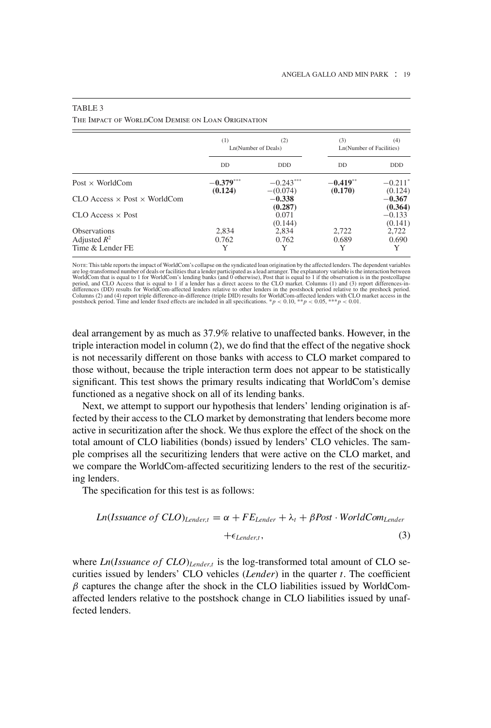TABLE 3

The Impact of WorldCom Demise on Loan Origination

| | (1) | (2) | (3) | (4) |
|---|---|---|---|---|
| | Ln(Number of Deals) | | Ln(Number of Facilities) | |
| | DD | DDD | DD | DDD |
| Post × WorldCom | **−0.379*****<br>**(0.124)** | −0.243***<br>−(0.074) | **−0.419****<br>**(0.170)** | −0.211*<br>(0.124) |
| CLO Access × Post × WorldCom | | **−0.338**<br>**(0.287)** | | **−0.367**<br>**(0.364)** |
| CLO Access × Post | | 0.071<br>(0.144) | | −0.133<br>(0.141) |
| Observations | 2,834 | 2,834 | 2,722 | 2,722 |
| Adjusted $R^2$ | 0.762 | 0.762 | 0.689 | 0.690 |
| Time & Lender FE | Y | Y | Y | Y |

Note: This table reports the impact of WorldCom's collapse on the syndicated loan origination by the affected lenders. The dependent variables are log-transformed number of deals or facilities that a lender participated as a lead arranger. The explanatory variable is the interaction between WorldCom that is equal to 1 for WorldCom's lending banks (and 0 otherwise), Post that is equal to 1 if the observation is in the postcollapse period, and CLO Access that is equal to 1 if a lender has a direct access to the CLO market. Columns (1) and (3) report differences-in-differences (DD) results for WorldCom-affected lenders relative to other lenders in the postshock period relative to the preshock period. Columns (2) and (4) report triple difference-in-difference (triple DID) results for WorldCom-affected lenders with CLO market access in the postshock period. Time and lender fixed effects are included in all specifications. $*p < 0.10$, $**p < 0.05$, $***p < 0.01$.

deal arrangement by as much as 37.9% relative to unaffected banks. However, in the triple interaction model in column (2), we do find that the effect of the negative shock is not necessarily different on those banks with access to CLO market compared to those without, because the triple interaction term does not appear to be statistically significant. This test shows the primary results indicating that WorldCom's demise functioned as a negative shock on all of its lending banks.

Next, we attempt to support our hypothesis that lenders' lending origination is affected by their access to the CLO market by demonstrating that lenders become more active in securitization after the shock. We thus explore the effect of the shock on the total amount of CLO liabilities (bonds) issued by lenders' CLO vehicles. The sample comprises all the securitizing lenders that were active on the CLO market, and we compare the WorldCom-affected securitizing lenders to the rest of the securitizing lenders.

The specification for this test is as follows:

$$Ln(Issuance\ of\ CLO)_{Lender,t} = \alpha + FE_{Lender} + \lambda_t + \beta Post \cdot WorldCom_{Lender} + \epsilon_{Lender,t}, \tag{3}$$

where $Ln(Issuance\ of\ CLO)_{Lender,t}$ is the log-transformed total amount of CLO securities issued by lenders' CLO vehicles (*Lender*) in the quarter $t$. The coefficient $\beta$ captures the change after the shock in the CLO liabilities issued by WorldCom-affected lenders relative to the postshock change in CLO liabilities issued by unaffected lenders.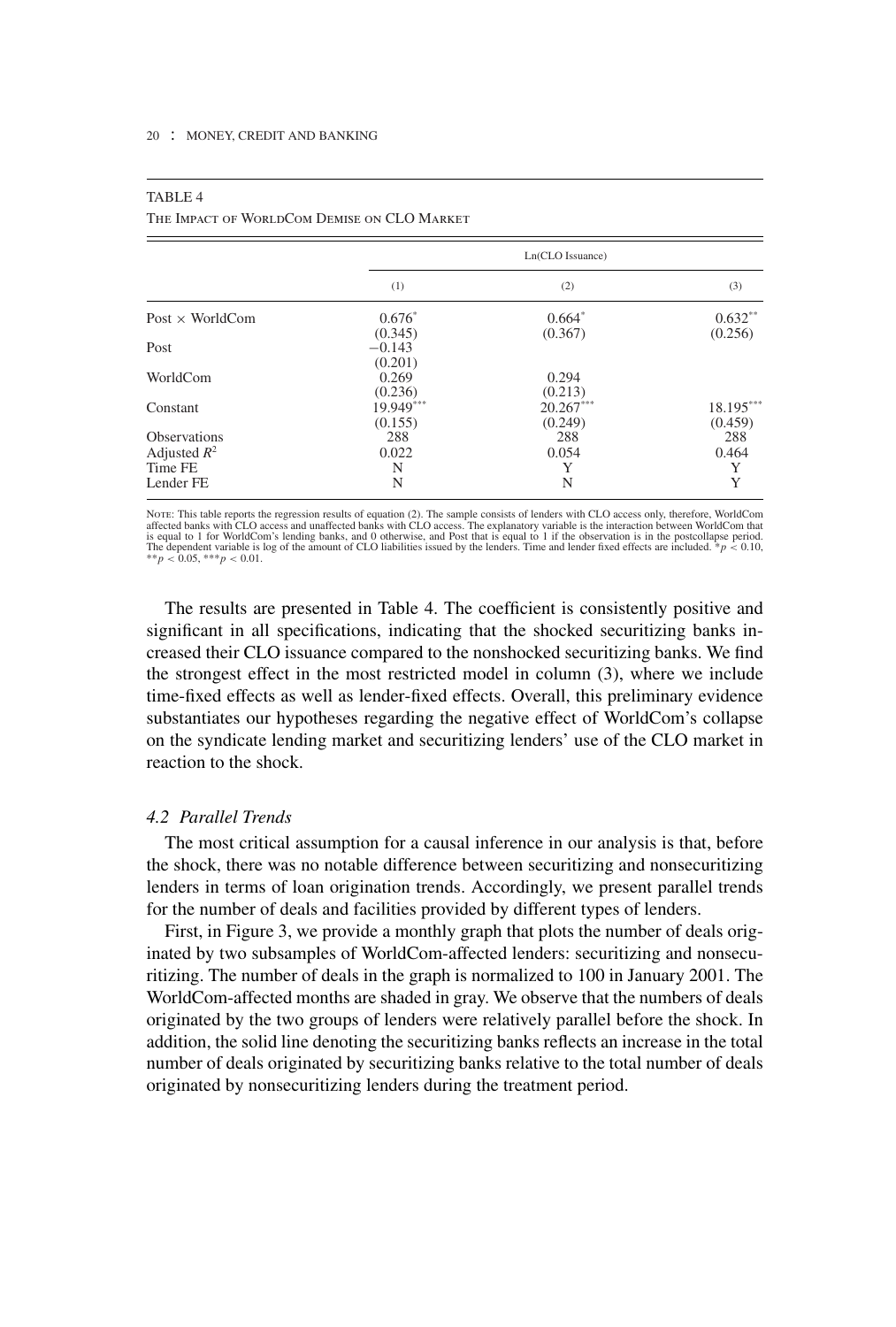TABLE 4

The Impact of WorldCom Demise on CLO Market

| | Ln(CLO Issuance) | | |
|---|---|---|---|
| | (1) | (2) | (3) |
| Post × WorldCom | 0.676* | 0.664* | 0.632** |
| | (0.345) | (0.367) | (0.256) |
| Post | −0.143 | | |
| | (0.201) | | |
| WorldCom | 0.269 | 0.294 | |
| | (0.236) | (0.213) | |
| Constant | 19.949*** | 20.267*** | 18.195*** |
| | (0.155) | (0.249) | (0.459) |
| Observations | 288 | 288 | 288 |
| Adjusted $R^2$ | 0.022 | 0.054 | 0.464 |
| Time FE | N | Y | Y |
| Lender FE | N | N | Y |

Note: This table reports the regression results of equation (2). The sample consists of lenders with CLO access only, therefore, WorldCom affected banks with CLO access and unaffected banks with CLO access. The explanatory variable is the interaction between WorldCom that is equal to 1 for WorldCom's lending banks, and 0 otherwise, and Post that is equal to 1 if the observation is in the postcollapse period. The dependent variable is log of the amount of CLO liabilities issued by the lenders. Time and lender fixed effects are included. $*p < 0.10$, $**p < 0.05$, $***p < 0.01$.

The results are presented in Table 4. The coefficient is consistently positive and significant in all specifications, indicating that the shocked securitizing banks increased their CLO issuance compared to the nonshocked securitizing banks. We find the strongest effect in the most restricted model in column (3), where we include time-fixed effects as well as lender-fixed effects. Overall, this preliminary evidence substantiates our hypotheses regarding the negative effect of WorldCom's collapse on the syndicate lending market and securitizing lenders' use of the CLO market in reaction to the shock.

### *4.2 Parallel Trends*

The most critical assumption for a causal inference in our analysis is that, before the shock, there was no notable difference between securitizing and nonsecuritizing lenders in terms of loan origination trends. Accordingly, we present parallel trends for the number of deals and facilities provided by different types of lenders.

First, in Figure 3, we provide a monthly graph that plots the number of deals originated by two subsamples of WorldCom-affected lenders: securitizing and nonsecuritizing. The number of deals in the graph is normalized to 100 in January 2001. The WorldCom-affected months are shaded in gray. We observe that the numbers of deals originated by the two groups of lenders were relatively parallel before the shock. In addition, the solid line denoting the securitizing banks reflects an increase in the total number of deals originated by securitizing banks relative to the total number of deals originated by nonsecuritizing lenders during the treatment period.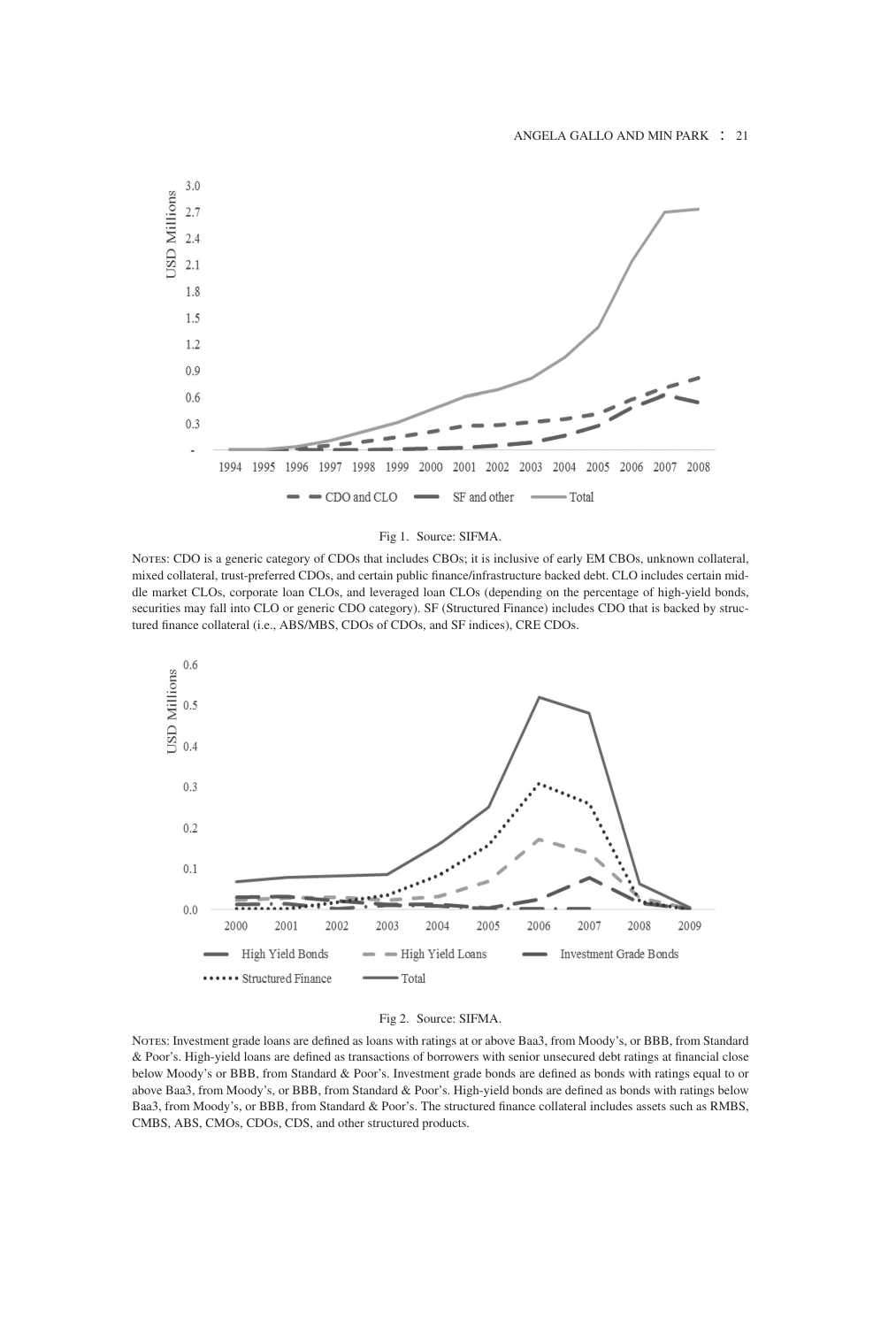Fig 1. Source: SIFMA.

Notes: CDO is a generic category of CDOs that includes CBOs; it is inclusive of early EM CBOs, unknown collateral, mixed collateral, trust-preferred CDOs, and certain public finance/infrastructure backed debt. CLO includes certain middle market CLOs, corporate loan CLOs, and leveraged loan CLOs (depending on the percentage of high-yield bonds, securities may fall into CLO or generic CDO category). SF (Structured Finance) includes CDO that is backed by structured finance collateral (i.e., ABS/MBS, CDOs of CDOs, and SF indices), CRE CDOs.

Fig 2. Source: SIFMA.

Notes: Investment grade loans are defined as loans with ratings at or above Baa3, from Moody's, or BBB, from Standard & Poor's. High-yield loans are defined as transactions of borrowers with senior unsecured debt ratings at financial close below Moody's or BBB, from Standard & Poor's. Investment grade bonds are defined as bonds with ratings equal to or above Baa3, from Moody's, or BBB, from Standard & Poor's. High-yield bonds are defined as bonds with ratings below Baa3, from Moody's, or BBB, from Standard & Poor's. The structured finance collateral includes assets such as RMBS, CMBS, ABS, CMOs, CDOs, CDS, and other structured products.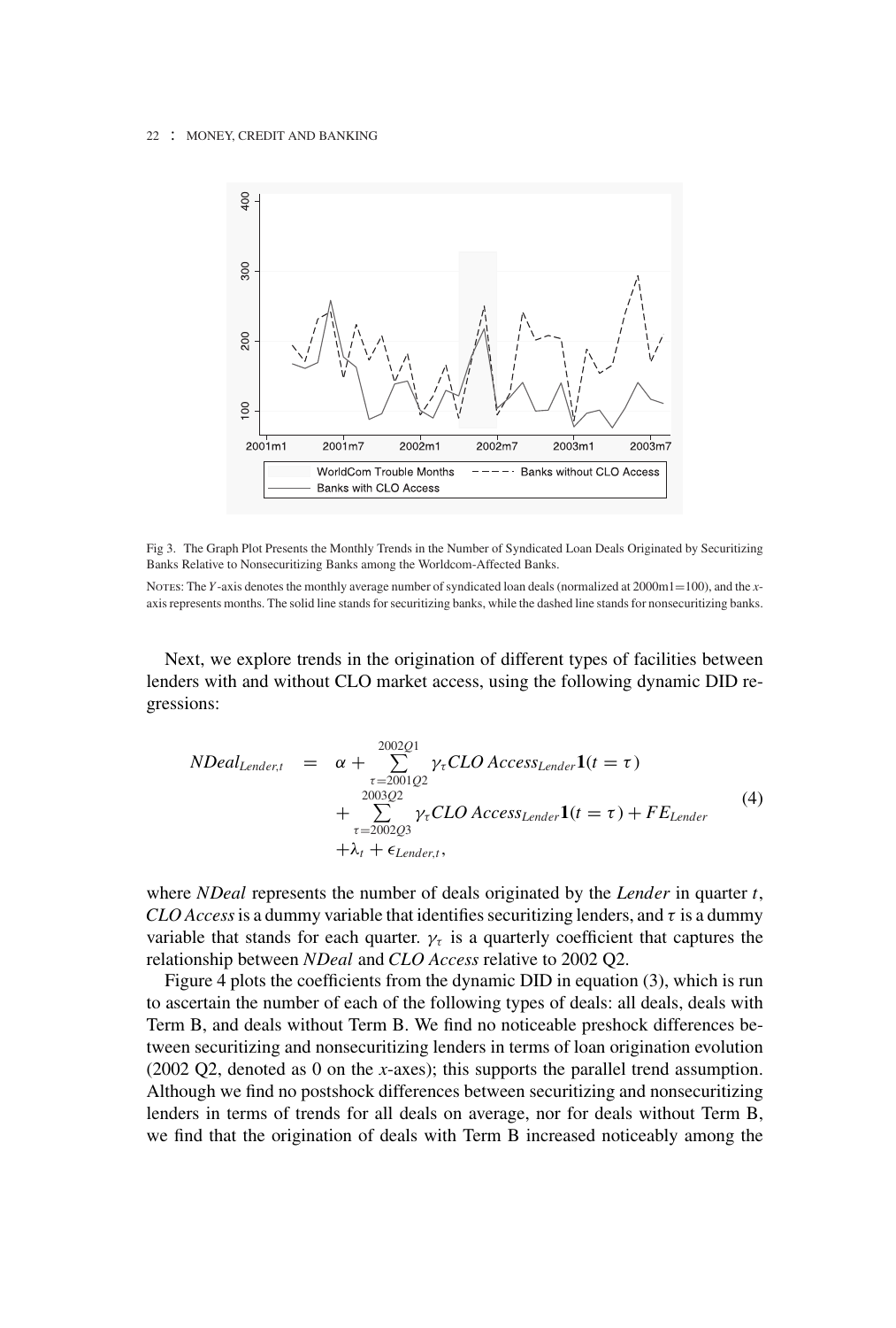Fig 3. The Graph Plot Presents the Monthly Trends in the Number of Syndicated Loan Deals Originated by Securitizing Banks Relative to Nonsecuritizing Banks among the Worldcom-Affected Banks.

NOTES: The *Y*-axis denotes the monthly average number of syndicated loan deals (normalized at 2000m1=100), and the *x*-axis represents months. The solid line stands for securitizing banks, while the dashed line stands for nonsecuritizing banks.

Next, we explore trends in the origination of different types of facilities between lenders with and without CLO market access, using the following dynamic DID regressions:

$$
\begin{aligned}
NDeal_{Lender,t} \quad = \quad & \alpha + \sum_{\tau=2001Q2}^{2002Q1} \gamma_\tau CLO\ Access_{Lender} \mathbf{1}(t=\tau) \\
& + \sum_{\tau=2002Q3}^{2003Q2} \gamma_\tau CLO\ Access_{Lender} \mathbf{1}(t=\tau) + FE_{Lender} \\
& + \lambda_t + \epsilon_{Lender,t},
\end{aligned}
\tag{4}
$$

where *NDeal* represents the number of deals originated by the *Lender* in quarter $t$, *CLO Access* is a dummy variable that identifies securitizing lenders, and $\tau$ is a dummy variable that stands for each quarter. $\gamma_\tau$ is a quarterly coefficient that captures the relationship between *NDeal* and *CLO Access* relative to 2002 Q2.

Figure 4 plots the coefficients from the dynamic DID in equation (3), which is run to ascertain the number of each of the following types of deals: all deals, deals with Term B, and deals without Term B. We find no noticeable preshock differences between securitizing and nonsecuritizing lenders in terms of loan origination evolution (2002 Q2, denoted as 0 on the *x*-axes); this supports the parallel trend assumption. Although we find no postshock differences between securitizing and nonsecuritizing lenders in terms of trends for all deals on average, nor for deals without Term B, we find that the origination of deals with Term B increased noticeably among the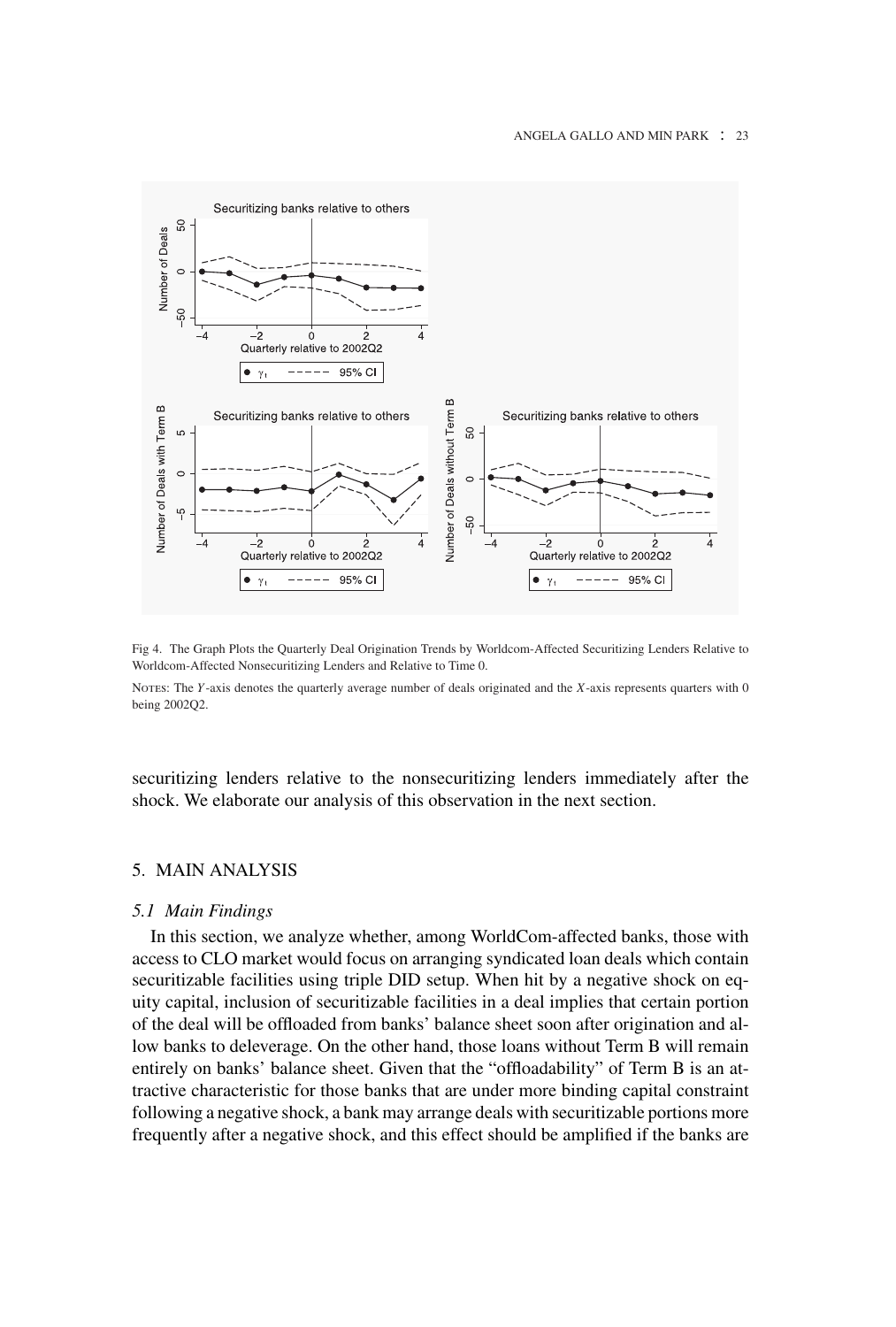Fig 4. The Graph Plots the Quarterly Deal Origination Trends by Worldcom-Affected Securitizing Lenders Relative to Worldcom-Affected Nonsecuritizing Lenders and Relative to Time 0.

Notes: The *Y*-axis denotes the quarterly average number of deals originated and the *X*-axis represents quarters with 0 being 2002Q2.

securitizing lenders relative to the nonsecuritizing lenders immediately after the shock. We elaborate our analysis of this observation in the next section.

## 5. MAIN ANALYSIS

### *5.1 Main Findings*

In this section, we analyze whether, among WorldCom-affected banks, those with access to CLO market would focus on arranging syndicated loan deals which contain securitizable facilities using triple DID setup. When hit by a negative shock on equity capital, inclusion of securitizable facilities in a deal implies that certain portion of the deal will be offloaded from banks' balance sheet soon after origination and allow banks to deleverage. On the other hand, those loans without Term B will remain entirely on banks' balance sheet. Given that the "offloadability" of Term B is an attractive characteristic for those banks that are under more binding capital constraint following a negative shock, a bank may arrange deals with securitizable portions more frequently after a negative shock, and this effect should be amplified if the banks are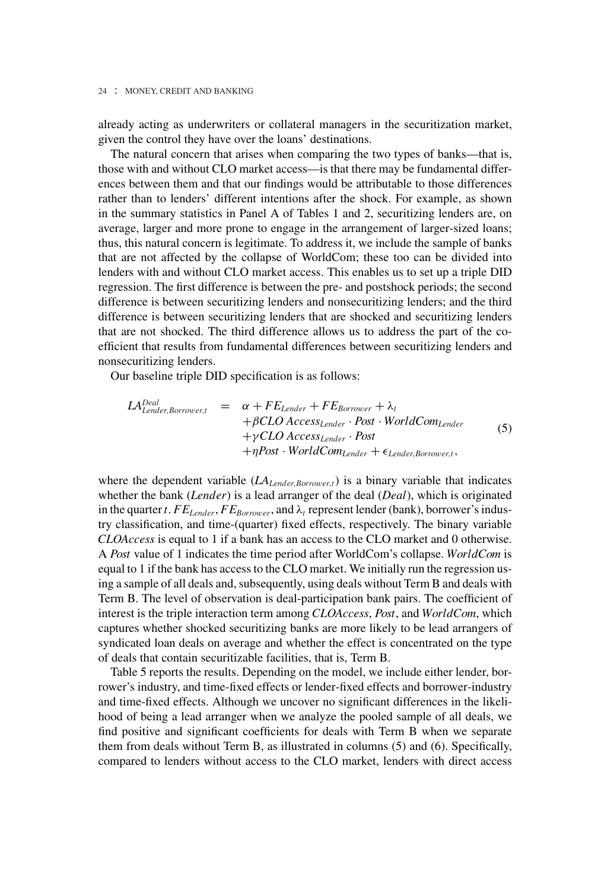already acting as underwriters or collateral managers in the securitization market, given the control they have over the loans' destinations.

The natural concern that arises when comparing the two types of banks—that is, those with and without CLO market access—is that there may be fundamental differences between them and that our findings would be attributable to those differences rather than to lenders' different intentions after the shock. For example, as shown in the summary statistics in Panel A of Tables 1 and 2, securitizing lenders are, on average, larger and more prone to engage in the arrangement of larger-sized loans; thus, this natural concern is legitimate. To address it, we include the sample of banks that are not affected by the collapse of WorldCom; these too can be divided into lenders with and without CLO market access. This enables us to set up a triple DID regression. The first difference is between the pre- and postshock periods; the second difference is between securitizing lenders and nonsecuritizing lenders; and the third difference is between securitizing lenders that are shocked and securitizing lenders that are not shocked. The third difference allows us to address the part of the coefficient that results from fundamental differences between securitizing lenders and nonsecuritizing lenders.

Our baseline triple DID specification is as follows:

$$
\begin{aligned}
LA^{Deal}_{Lender,Borrower,t} = \; & \alpha + FE_{Lender} + FE_{Borrower} + \lambda_t \\
& + \beta CLO\ Access_{Lender} \cdot Post \cdot WorldCom_{Lender} \\
& + \gamma CLO\ Access_{Lender} \cdot Post \\
& + \eta Post \cdot WorldCom_{Lender} + \epsilon_{Lender,Borrower,t},
\end{aligned}
\tag{5}
$$

where the dependent variable ($LA_{Lender,Borrower,t}$) is a binary variable that indicates whether the bank (*Lender*) is a lead arranger of the deal (*Deal*), which is originated in the quarter $t$. $FE_{Lender}$, $FE_{Borrower}$, and $\lambda_t$ represent lender (bank), borrower's industry classification, and time-(quarter) fixed effects, respectively. The binary variable *CLOAccess* is equal to 1 if a bank has an access to the CLO market and 0 otherwise. A *Post* value of 1 indicates the time period after WorldCom's collapse. *WorldCom* is equal to 1 if the bank has access to the CLO market. We initially run the regression using a sample of all deals and, subsequently, using deals without Term B and deals with Term B. The level of observation is deal-participation bank pairs. The coefficient of interest is the triple interaction term among *CLOAccess*, *Post*, and *WorldCom*, which captures whether shocked securitizing banks are more likely to be lead arrangers of syndicated loan deals on average and whether the effect is concentrated on the type of deals that contain securitizable facilities, that is, Term B.

Table 5 reports the results. Depending on the model, we include either lender, borrower's industry, and time-fixed effects or lender-fixed effects and borrower-industry and time-fixed effects. Although we uncover no significant differences in the likelihood of being a lead arranger when we analyze the pooled sample of all deals, we find positive and significant coefficients for deals with Term B when we separate them from deals without Term B, as illustrated in columns (5) and (6). Specifically, compared to lenders without access to the CLO market, lenders with direct access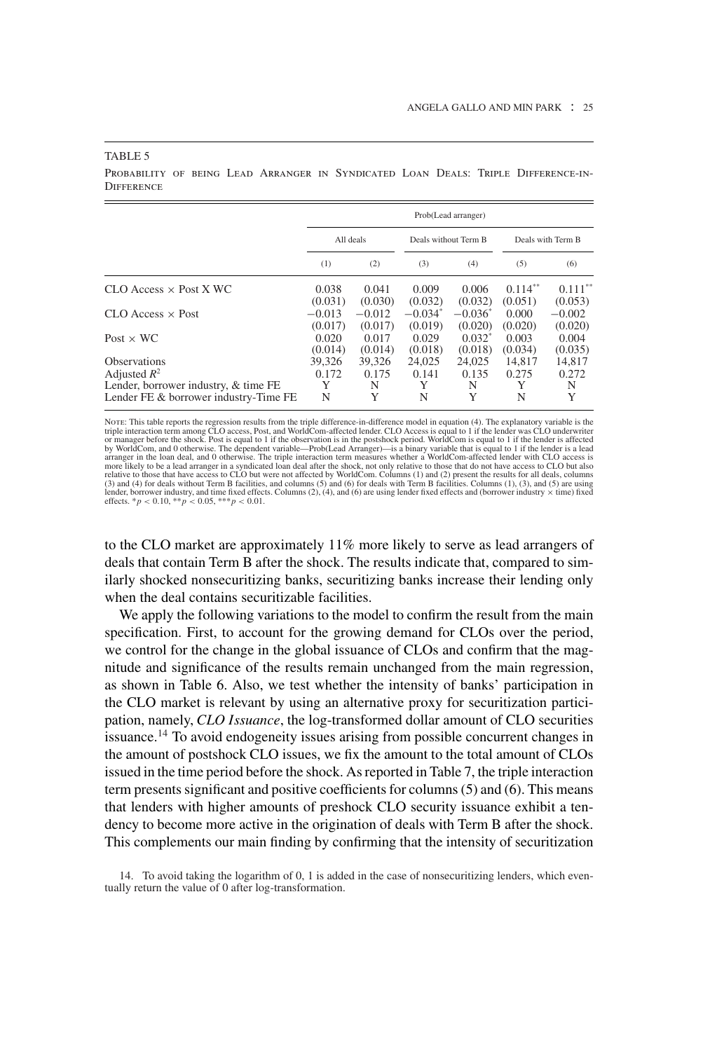TABLE 5

Probability of being Lead Arranger in Syndicated Loan Deals: Triple Difference-in-Difference

| | Prob(Lead arranger) | | | | | |
|---|---|---|---|---|---|---|
| | All deals | | Deals without Term B | | Deals with Term B | |
| | (1) | (2) | (3) | (4) | (5) | (6) |
| CLO Access × Post X WC | 0.038 | 0.041 | 0.009 | 0.006 | 0.114** | 0.111** |
| | (0.031) | (0.030) | (0.032) | (0.032) | (0.051) | (0.053) |
| CLO Access × Post | −0.013 | −0.012 | −0.034* | −0.036* | 0.000 | −0.002 |
| | (0.017) | (0.017) | (0.019) | (0.020) | (0.020) | (0.020) |
| Post × WC | 0.020 | 0.017 | 0.029 | 0.032* | 0.003 | 0.004 |
| | (0.014) | (0.014) | (0.018) | (0.018) | (0.034) | (0.035) |
| Observations | 39,326 | 39,326 | 24,025 | 24,025 | 14,817 | 14,817 |
| Adjusted $R^2$ | 0.172 | 0.175 | 0.141 | 0.135 | 0.275 | 0.272 |
| Lender, borrower industry, & time FE | Y | N | Y | N | Y | N |
| Lender FE & borrower industry-Time FE | N | Y | N | Y | N | Y |

Note: This table reports the regression results from the triple difference-in-difference model in equation (4). The explanatory variable is the triple interaction term among CLO access, Post, and WorldCom-affected lender. CLO Access is equal to 1 if the lender was CLO underwriter or manager before the shock. Post is equal to 1 if the observation is in the postshock period. WorldCom is equal to 1 if the lender is affected by WorldCom, and 0 otherwise. The dependent variable—Prob(Lead Arranger)—is a binary variable that is equal to 1 if the lender is a lead arranger in the loan deal, and 0 otherwise. The triple interaction term measures whether a WorldCom-affected lender with CLO access is more likely to be a lead arranger in a syndicated loan deal after the shock, not only relative to those that do not have access to CLO but also relative to those that have access to CLO but were not affected by WorldCom. Columns (1) and (2) present the results for all deals, columns (3) and (4) for deals without Term B facilities, and columns (5) and (6) for deals with Term B facilities. Columns (1), (3), and (5) are using lender, borrower industry, and time fixed effects. Columns (2), (4), and (6) are using lender fixed effects and (borrower industry × time) fixed effects. $*p < 0.10$, $**p < 0.05$, $***p < 0.01$.

to the CLO market are approximately 11% more likely to serve as lead arrangers of deals that contain Term B after the shock. The results indicate that, compared to similarly shocked nonsecuritizing banks, securitizing banks increase their lending only when the deal contains securitizable facilities.

We apply the following variations to the model to confirm the result from the main specification. First, to account for the growing demand for CLOs over the period, we control for the change in the global issuance of CLOs and confirm that the magnitude and significance of the results remain unchanged from the main regression, as shown in Table 6. Also, we test whether the intensity of banks' participation in the CLO market is relevant by using an alternative proxy for securitization participation, namely, *CLO Issuance*, the log-transformed dollar amount of CLO securities issuance.[14] To avoid endogeneity issues arising from possible concurrent changes in the amount of postshock CLO issues, we fix the amount to the total amount of CLOs issued in the time period before the shock. As reported in Table 7, the triple interaction term presents significant and positive coefficients for columns (5) and (6). This means that lenders with higher amounts of preshock CLO security issuance exhibit a tendency to become more active in the origination of deals with Term B after the shock. This complements our main finding by confirming that the intensity of securitization

14. To avoid taking the logarithm of 0, 1 is added in the case of nonsecuritizing lenders, which eventually return the value of 0 after log-transformation.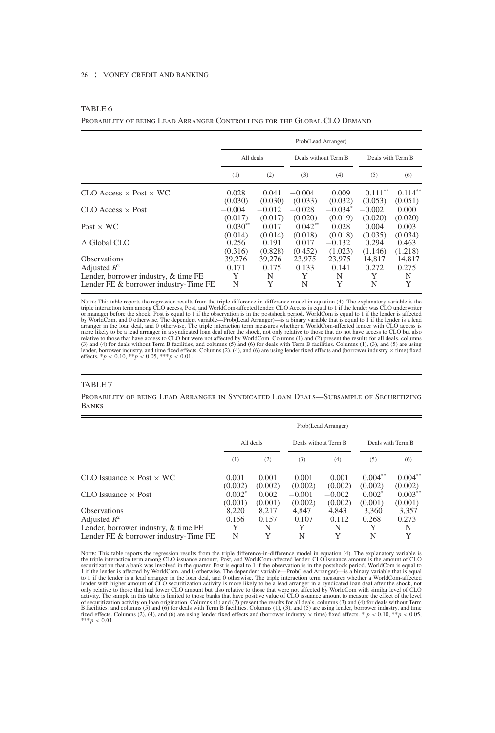TABLE 6

Probability of being Lead Arranger Controlling for the Global CLO Demand

| | Prob(Lead Arranger) | | | | | |
|---|---|---|---|---|---|---|
| | All deals | | Deals without Term B | | Deals with Term B | |
| | (1) | (2) | (3) | (4) | (5) | (6) |
| CLO Access × Post × WC | 0.028 | 0.041 | −0.004 | 0.009 | 0.111** | 0.114** |
| | (0.030) | (0.030) | (0.033) | (0.032) | (0.053) | (0.051) |
| CLO Access × Post | −0.004 | −0.012 | −0.028 | −0.034* | −0.002 | 0.000 |
| | (0.017) | (0.017) | (0.020) | (0.019) | (0.020) | (0.020) |
| Post × WC | 0.030** | 0.017 | 0.042** | 0.028 | 0.004 | 0.003 |
| | (0.014) | (0.014) | (0.018) | (0.018) | (0.035) | (0.034) |
| Δ Global CLO | 0.256 | 0.191 | 0.017 | −0.132 | 0.294 | 0.463 |
| | (0.316) | (0.828) | (0.452) | (1.023) | (1.146) | (1.218) |
| Observations | 39,276 | 39,276 | 23,975 | 23,975 | 14,817 | 14,817 |
| Adjusted $R^2$ | 0.171 | 0.175 | 0.133 | 0.141 | 0.272 | 0.275 |
| Lender, borrower industry, & time FE | Y | N | Y | N | Y | N |
| Lender FE & borrower industry-Time FE | N | Y | N | Y | N | Y |

Note: This table reports the regression results from the triple difference-in-difference model in equation (4). The explanatory variable is the triple interaction term among CLO access, Post, and WorldCom-affected lender. CLO Access is equal to 1 if the lender was CLO underwriter or manager before the shock. Post is equal to 1 if the observation is in the postshock period. WorldCom is equal to 1 if the lender is affected by WorldCom, and 0 otherwise. The dependent variable—Prob(Lead Arranger)—is a binary variable that is equal to 1 if the lender is a lead arranger in the loan deal, and 0 otherwise. The triple interaction term measures whether a WorldCom-affected lender with CLO access is more likely to be a lead arranger in a syndicated loan deal after the shock, not only relative to those that do not have access to CLO but also relative to those that have access to CLO but were not affected by WorldCom. Columns (1) and (2) present the results for all deals, columns (3) and (4) for deals without Term B facilities, and columns (5) and (6) for deals with Term B facilities. Columns (1), (3), and (5) are using lender, borrower industry, and time fixed effects. Columns (2), (4), and (6) are using lender fixed effects and (borrower industry × time) fixed effects. $*p < 0.10$, $**p < 0.05$, $***p < 0.01$.

TABLE 7

Probability of being Lead Arranger in Syndicated Loan Deals—Subsample of Securitizing Banks

| | Prob(Lead Arranger) | | | | | |
|---|---|---|---|---|---|---|
| | All deals | | Deals without Term B | | Deals with Term B | |
| | (1) | (2) | (3) | (4) | (5) | (6) |
| CLO Issuance × Post × WC | 0.001 | 0.001 | 0.001 | 0.001 | 0.004** | 0.004** |
| | (0.002) | (0.002) | (0.002) | (0.002) | (0.002) | (0.002) |
| CLO Issuance × Post | 0.002* | 0.002 | −0.001 | −0.002 | 0.002* | 0.003** |
| | (0.001) | (0.001) | (0.002) | (0.002) | (0.001) | (0.001) |
| Observations | 8,220 | 8,217 | 4,847 | 4,843 | 3,360 | 3,357 |
| Adjusted $R^2$ | 0.156 | 0.157 | 0.107 | 0.112 | 0.268 | 0.273 |
| Lender, borrower industry, & time FE | Y | N | Y | N | Y | N |
| Lender FE & borrower industry-Time FE | N | Y | N | Y | N | Y |

Note: This table reports the regression results from the triple difference-in-difference model in equation (4). The explanatory variable is the triple interaction term among CLO issuance amount, Post, and WorldCom-affected lender. CLO issuance amount is the amount of CLO securitization that a bank was involved in the quarter. Post is equal to 1 if the observation is in the postshock period. WorldCom is equal to 1 if the lender is affected by WorldCom, and 0 otherwise. The dependent variable—Prob(Lead Arranger)—is a binary variable that is equal to 1 if the lender is a lead arranger in the loan deal, and 0 otherwise. The triple interaction term measures whether a WorldCom-affected lender with higher amount of CLO securitization activity is more likely to be a lead arranger in a syndicated loan deal after the shock, not only relative to those that had lower CLO amount but also relative to those that were not affected by WorldCom with similar level of CLO activity. The sample in this table is limited to those banks that have positive value of CLO issuance amount to measure the effect of the level of securitization activity on loan origination. Columns (1) and (2) present the results for all deals, columns (3) and (4) for deals without Term B facilities, and columns (5) and (6) for deals with Term B facilities. Columns (1), (3), and (5) are using lender, borrower industry, and time fixed effects. Columns (2), (4), and (6) are using lender fixed effects and (borrower industry × time) fixed effects. $* p < 0.10$, $**p < 0.05$, $***p < 0.01$.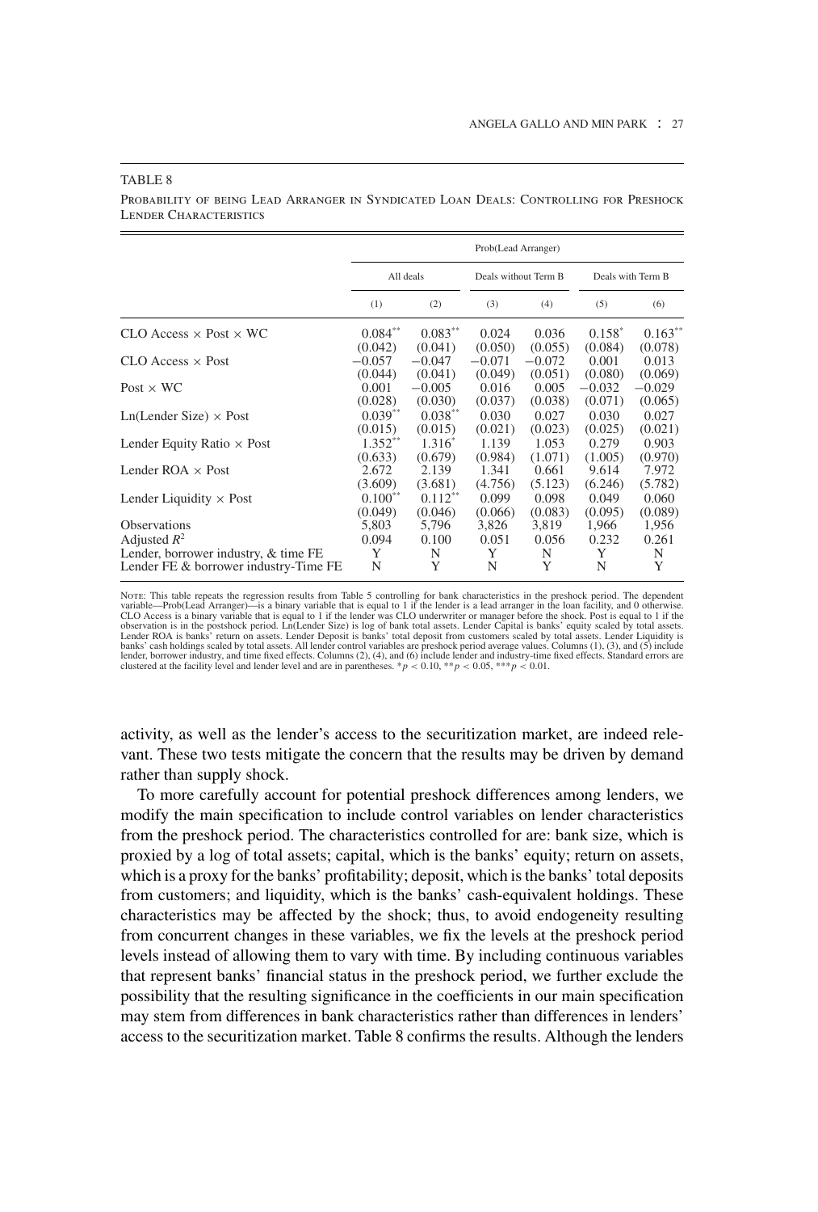TABLE 8

Probability of being Lead Arranger in Syndicated Loan Deals: Controlling for Preshock Lender Characteristics

| | Prob(Lead Arranger) | | | | | |
|---|---|---|---|---|---|---|
| | All deals | | Deals without Term B | | Deals with Term B | |
| | (1) | (2) | (3) | (4) | (5) | (6) |
| CLO Access × Post × WC | 0.084** | 0.083** | 0.024 | 0.036 | 0.158* | 0.163** |
| | (0.042) | (0.041) | (0.050) | (0.055) | (0.084) | (0.078) |
| CLO Access × Post | −0.057 | −0.047 | −0.071 | −0.072 | 0.001 | 0.013 |
| | (0.044) | (0.041) | (0.049) | (0.051) | (0.080) | (0.069) |
| Post × WC | 0.001 | −0.005 | 0.016 | 0.005 | −0.032 | −0.029 |
| | (0.028) | (0.030) | (0.037) | (0.038) | (0.071) | (0.065) |
| Ln(Lender Size) × Post | 0.039** | 0.038** | 0.030 | 0.027 | 0.030 | 0.027 |
| | (0.015) | (0.015) | (0.021) | (0.023) | (0.025) | (0.021) |
| Lender Equity Ratio × Post | 1.352** | 1.316* | 1.139 | 1.053 | 0.279 | 0.903 |
| | (0.633) | (0.679) | (0.984) | (1.071) | (1.005) | (0.970) |
| Lender ROA × Post | 2.672 | 2.139 | 1.341 | 0.661 | 9.614 | 7.972 |
| | (3.609) | (3.681) | (4.756) | (5.123) | (6.246) | (5.782) |
| Lender Liquidity × Post | 0.100** | 0.112** | 0.099 | 0.098 | 0.049 | 0.060 |
| | (0.049) | (0.046) | (0.066) | (0.083) | (0.095) | (0.089) |
| Observations | 5,803 | 5,796 | 3,826 | 3,819 | 1,966 | 1,956 |
| Adjusted $R^2$ | 0.094 | 0.100 | 0.051 | 0.056 | 0.232 | 0.261 |
| Lender, borrower industry, & time FE | Y | N | Y | N | Y | N |
| Lender FE & borrower industry-Time FE | N | Y | N | Y | N | Y |

Note: This table repeats the regression results from Table 5 controlling for bank characteristics in the preshock period. The dependent variable—Prob(Lead Arranger)—is a binary variable that is equal to 1 if the lender is a lead arranger in the loan facility, and 0 otherwise. CLO Access is a binary variable that is equal to 1 if the lender was CLO underwriter or manager before the shock. Post is equal to 1 if the observation is in the postshock period. Ln(Lender Size) is log of bank total assets. Lender Capital is banks' equity scaled by total assets. Lender ROA is banks' return on assets. Lender Deposit is banks' total deposit from customers scaled by total assets. Lender Liquidity is banks' cash holdings scaled by total assets. All lender control variables are preshock period average values. Columns (1), (3), and (5) include lender, borrower industry, and time fixed effects. Columns (2), (4), and (6) include lender and industry-time fixed effects. Standard errors are clustered at the facility level and lender level and are in parentheses. *$p < 0.10$, **$p < 0.05$, ***$p < 0.01$.

activity, as well as the lender's access to the securitization market, are indeed relevant. These two tests mitigate the concern that the results may be driven by demand rather than supply shock.

To more carefully account for potential preshock differences among lenders, we modify the main specification to include control variables on lender characteristics from the preshock period. The characteristics controlled for are: bank size, which is proxied by a log of total assets; capital, which is the banks' equity; return on assets, which is a proxy for the banks' profitability; deposit, which is the banks' total deposits from customers; and liquidity, which is the banks' cash-equivalent holdings. These characteristics may be affected by the shock; thus, to avoid endogeneity resulting from concurrent changes in these variables, we fix the levels at the preshock period levels instead of allowing them to vary with time. By including continuous variables that represent banks' financial status in the preshock period, we further exclude the possibility that the resulting significance in the coefficients in our main specification may stem from differences in bank characteristics rather than differences in lenders' access to the securitization market. Table 8 confirms the results. Although the lenders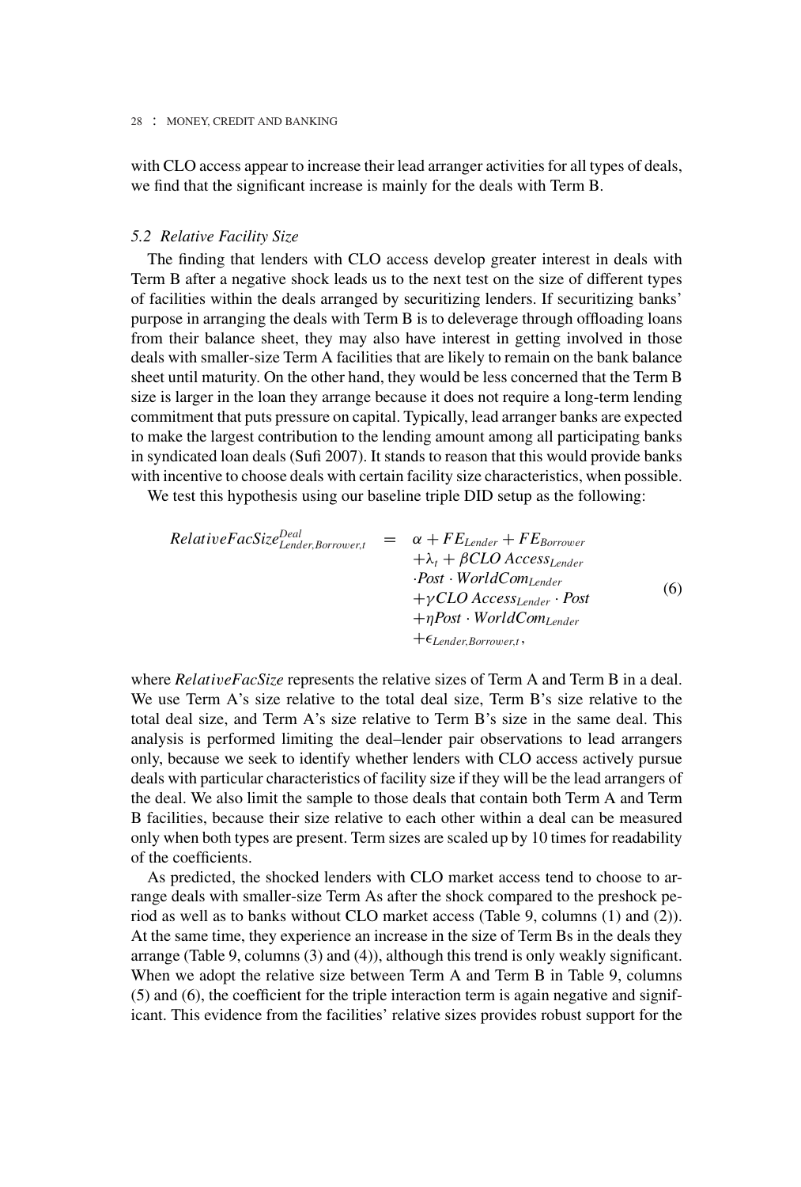with CLO access appear to increase their lead arranger activities for all types of deals, we find that the significant increase is mainly for the deals with Term B.

### *5.2 Relative Facility Size*

The finding that lenders with CLO access develop greater interest in deals with Term B after a negative shock leads us to the next test on the size of different types of facilities within the deals arranged by securitizing lenders. If securitizing banks' purpose in arranging the deals with Term B is to deleverage through offloading loans from their balance sheet, they may also have interest in getting involved in those deals with smaller-size Term A facilities that are likely to remain on the bank balance sheet until maturity. On the other hand, they would be less concerned that the Term B size is larger in the loan they arrange because it does not require a long-term lending commitment that puts pressure on capital. Typically, lead arranger banks are expected to make the largest contribution to the lending amount among all participating banks in syndicated loan deals (Sufi 2007). It stands to reason that this would provide banks with incentive to choose deals with certain facility size characteristics, when possible.

We test this hypothesis using our baseline triple DID setup as the following:

$$
\begin{aligned}
RelativeFacSize^{Deal}_{Lender,Borrower,t} \quad = \quad & \alpha + FE_{Lender} + FE_{Borrower} \\
& + \lambda_t + \beta CLO\ Access_{Lender} \\
& \cdot Post \cdot WorldCom_{Lender} \\
& + \gamma CLO\ Access_{Lender} \cdot Post \\
& + \eta Post \cdot WorldCom_{Lender} \\
& + \epsilon_{Lender,Borrower,t},
\end{aligned}
\tag{6}
$$

where *RelativeFacSize* represents the relative sizes of Term A and Term B in a deal. We use Term A's size relative to the total deal size, Term B's size relative to the total deal size, and Term A's size relative to Term B's size in the same deal. This analysis is performed limiting the deal–lender pair observations to lead arrangers only, because we seek to identify whether lenders with CLO access actively pursue deals with particular characteristics of facility size if they will be the lead arrangers of the deal. We also limit the sample to those deals that contain both Term A and Term B facilities, because their size relative to each other within a deal can be measured only when both types are present. Term sizes are scaled up by 10 times for readability of the coefficients.

As predicted, the shocked lenders with CLO market access tend to choose to arrange deals with smaller-size Term As after the shock compared to the preshock period as well as to banks without CLO market access (Table 9, columns (1) and (2)). At the same time, they experience an increase in the size of Term Bs in the deals they arrange (Table 9, columns (3) and (4)), although this trend is only weakly significant. When we adopt the relative size between Term A and Term B in Table 9, columns (5) and (6), the coefficient for the triple interaction term is again negative and significant. This evidence from the facilities' relative sizes provides robust support for the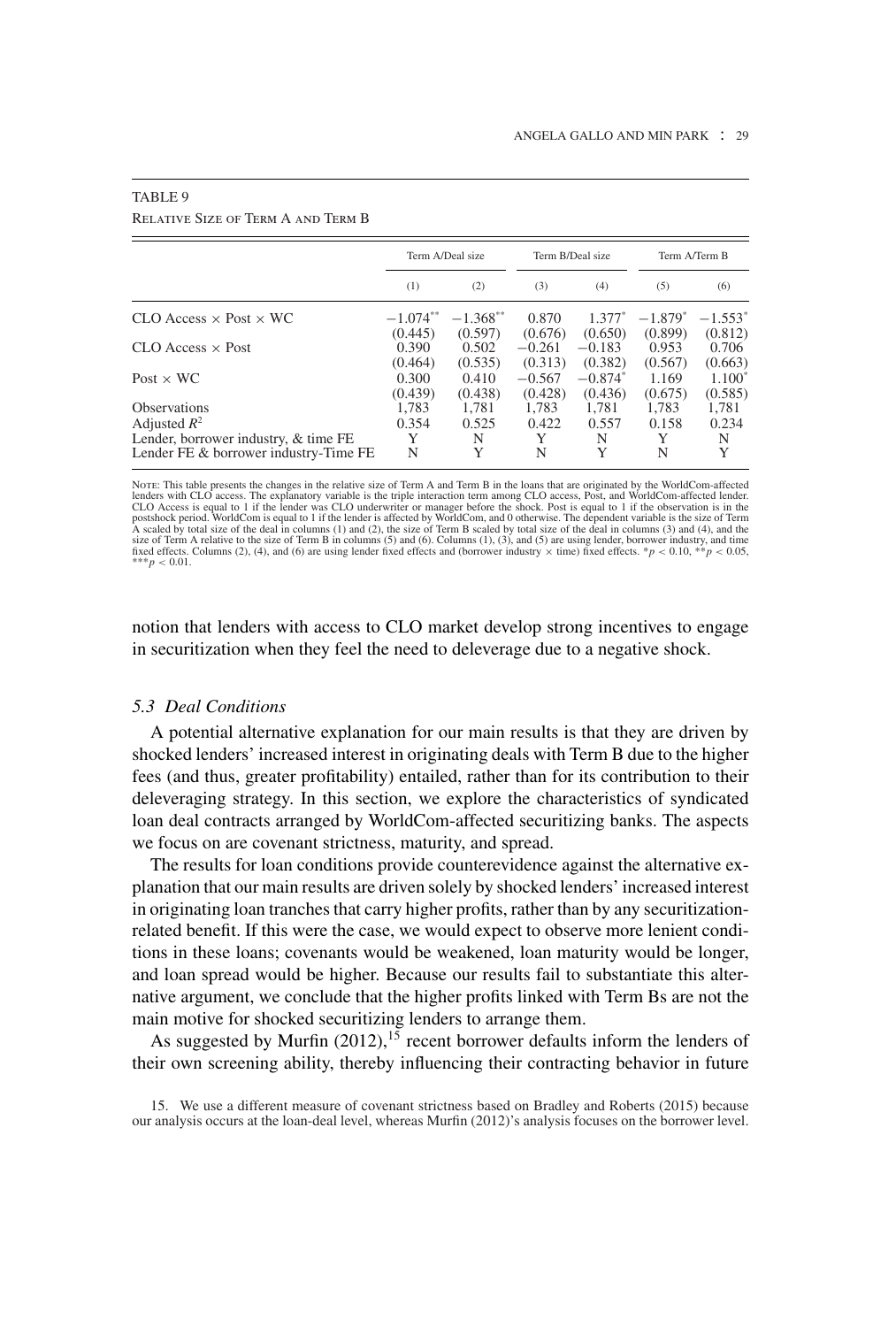TABLE 9

Relative Size of Term A and Term B

| | Term A/Deal size | | Term B/Deal size | | Term A/Term B | |
|---|---|---|---|---|---|---|
| | (1) | (2) | (3) | (4) | (5) | (6) |
| CLO Access × Post × WC | −1.074** | −1.368** | 0.870 | 1.377* | −1.879* | −1.553* |
| | (0.445) | (0.597) | (0.676) | (0.650) | (0.899) | (0.812) |
| CLO Access × Post | 0.390 | 0.502 | −0.261 | −0.183 | 0.953 | 0.706 |
| | (0.464) | (0.535) | (0.313) | (0.382) | (0.567) | (0.663) |
| Post × WC | 0.300 | 0.410 | −0.567 | −0.874* | 1.169 | 1.100* |
| | (0.439) | (0.438) | (0.428) | (0.436) | (0.675) | (0.585) |
| Observations | 1,783 | 1,781 | 1,783 | 1,781 | 1,783 | 1,781 |
| Adjusted $R^2$ | 0.354 | 0.525 | 0.422 | 0.557 | 0.158 | 0.234 |
| Lender, borrower industry, & time FE | Y | N | Y | N | Y | N |
| Lender FE & borrower industry-Time FE | N | Y | N | Y | N | Y |

Note: This table presents the changes in the relative size of Term A and Term B in the loans that are originated by the WorldCom-affected lenders with CLO access. The explanatory variable is the triple interaction term among CLO access, Post, and WorldCom-affected lender. CLO Access is equal to 1 if the lender was CLO underwriter or manager before the shock. Post is equal to 1 if the observation is in the postshock period. WorldCom is equal to 1 if the lender is affected by WorldCom, and 0 otherwise. The dependent variable is the size of Term A scaled by total size of the deal in columns (1) and (2), the size of Term B scaled by total size of the deal in columns (3) and (4), and the size of Term A relative to the size of Term B in columns (5) and (6). Columns (1), (3), and (5) are using lender, borrower industry, and time fixed effects. Columns (2), (4), and (6) are using lender fixed effects and (borrower industry × time) fixed effects. $*p < 0.10$, $**p < 0.05$, $***p < 0.01$.

notion that lenders with access to CLO market develop strong incentives to engage in securitization when they feel the need to deleverage due to a negative shock.

### 5.3 Deal Conditions

A potential alternative explanation for our main results is that they are driven by shocked lenders' increased interest in originating deals with Term B due to the higher fees (and thus, greater profitability) entailed, rather than for its contribution to their deleveraging strategy. In this section, we explore the characteristics of syndicated loan deal contracts arranged by WorldCom-affected securitizing banks. The aspects we focus on are covenant strictness, maturity, and spread.

The results for loan conditions provide counterevidence against the alternative explanation that our main results are driven solely by shocked lenders' increased interest in originating loan tranches that carry higher profits, rather than by any securitization-related benefit. If this were the case, we would expect to observe more lenient conditions in these loans; covenants would be weakened, loan maturity would be longer, and loan spread would be higher. Because our results fail to substantiate this alternative argument, we conclude that the higher profits linked with Term Bs are not the main motive for shocked securitizing lenders to arrange them.

As suggested by Murfin (2012),[15] recent borrower defaults inform the lenders of their own screening ability, thereby influencing their contracting behavior in future

15. We use a different measure of covenant strictness based on Bradley and Roberts (2015) because our analysis occurs at the loan-deal level, whereas Murfin (2012)'s analysis focuses on the borrower level.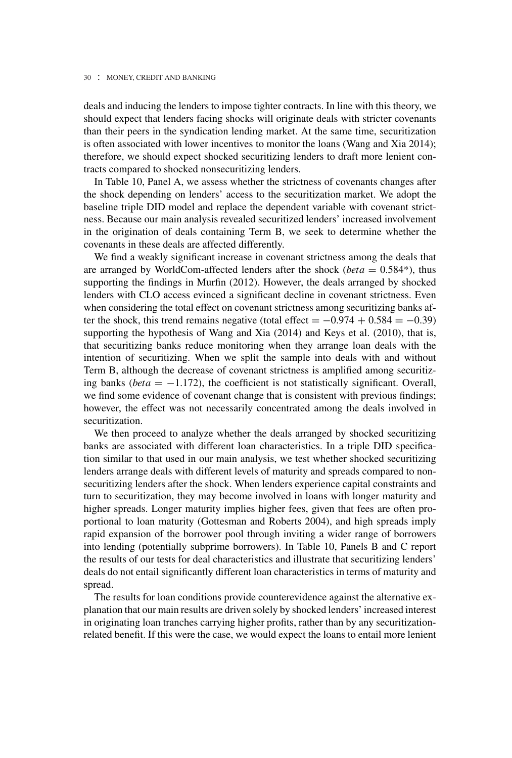deals and inducing the lenders to impose tighter contracts. In line with this theory, we should expect that lenders facing shocks will originate deals with stricter covenants than their peers in the syndication lending market. At the same time, securitization is often associated with lower incentives to monitor the loans (Wang and Xia 2014); therefore, we should expect shocked securitizing lenders to draft more lenient contracts compared to shocked nonsecuritizing lenders.

In Table 10, Panel A, we assess whether the strictness of covenants changes after the shock depending on lenders' access to the securitization market. We adopt the baseline triple DID model and replace the dependent variable with covenant strictness. Because our main analysis revealed securitized lenders' increased involvement in the origination of deals containing Term B, we seek to determine whether the covenants in these deals are affected differently.

We find a weakly significant increase in covenant strictness among the deals that are arranged by WorldCom-affected lenders after the shock ($beta = 0.584$*), thus supporting the findings in Murfin (2012). However, the deals arranged by shocked lenders with CLO access evinced a significant decline in covenant strictness. Even when considering the total effect on covenant strictness among securitizing banks after the shock, this trend remains negative (total effect $= -0.974 + 0.584 = -0.39$) supporting the hypothesis of Wang and Xia (2014) and Keys et al. (2010), that is, that securitizing banks reduce monitoring when they arrange loan deals with the intention of securitizing. When we split the sample into deals with and without Term B, although the decrease of covenant strictness is amplified among securitizing banks ($beta = -1.172$), the coefficient is not statistically significant. Overall, we find some evidence of covenant change that is consistent with previous findings; however, the effect was not necessarily concentrated among the deals involved in securitization.

We then proceed to analyze whether the deals arranged by shocked securitizing banks are associated with different loan characteristics. In a triple DID specification similar to that used in our main analysis, we test whether shocked securitizing lenders arrange deals with different levels of maturity and spreads compared to nonsecuritizing lenders after the shock. When lenders experience capital constraints and turn to securitization, they may become involved in loans with longer maturity and higher spreads. Longer maturity implies higher fees, given that fees are often proportional to loan maturity (Gottesman and Roberts 2004), and high spreads imply rapid expansion of the borrower pool through inviting a wider range of borrowers into lending (potentially subprime borrowers). In Table 10, Panels B and C report the results of our tests for deal characteristics and illustrate that securitizing lenders' deals do not entail significantly different loan characteristics in terms of maturity and spread.

The results for loan conditions provide counterevidence against the alternative explanation that our main results are driven solely by shocked lenders' increased interest in originating loan tranches carrying higher profits, rather than by any securitization-related benefit. If this were the case, we would expect the loans to entail more lenient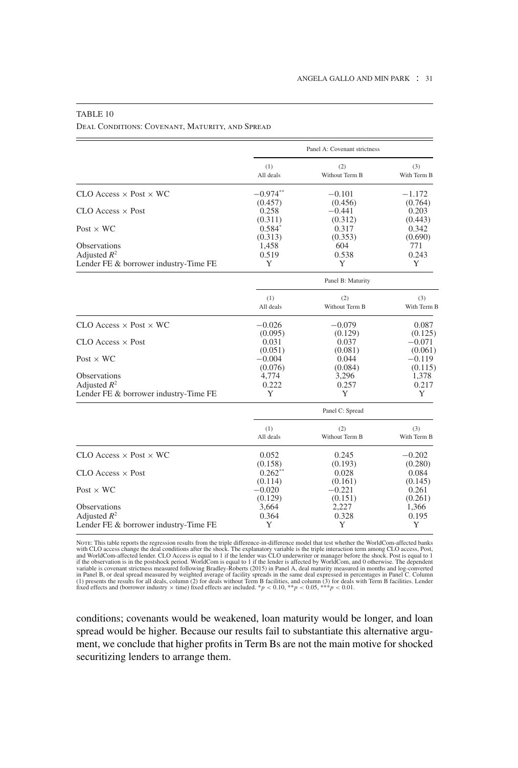TABLE 10

Deal Conditions: Covenant, Maturity, and Spread

| | Panel A: Covenant strictness | | |
|---|---|---|---|
| | (1) All deals | (2) Without Term B | (3) With Term B |
| CLO Access × Post × WC | $-0.974^{**}$ | −0.101 | −1.172 |
| | (0.457) | (0.456) | (0.764) |
| CLO Access × Post | 0.258 | −0.441 | 0.203 |
| | (0.311) | (0.312) | (0.443) |
| Post × WC | $0.584^{*}$ | 0.317 | 0.342 |
| | (0.313) | (0.353) | (0.690) |
| Observations | 1,458 | 604 | 771 |
| Adjusted $R^2$ | 0.519 | 0.538 | 0.243 |
| Lender FE & borrower industry-Time FE | Y | Y | Y |

| | Panel B: Maturity | | |
|---|---|---|---|
| | (1) All deals | (2) Without Term B | (3) With Term B |
| CLO Access × Post × WC | −0.026 | −0.079 | 0.087 |
| | (0.095) | (0.129) | (0.125) |
| CLO Access × Post | 0.031 | 0.037 | −0.071 |
| | (0.051) | (0.081) | (0.061) |
| Post × WC | −0.004 | 0.044 | −0.119 |
| | (0.076) | (0.084) | (0.115) |
| Observations | 4,774 | 3,296 | 1,378 |
| Adjusted $R^2$ | 0.222 | 0.257 | 0.217 |
| Lender FE & borrower industry-Time FE | Y | Y | Y |

| | Panel C: Spread | | |
|---|---|---|---|
| | (1) All deals | (2) Without Term B | (3) With Term B |
| CLO Access × Post × WC | 0.052 | 0.245 | −0.202 |
| | (0.158) | (0.193) | (0.280) |
| CLO Access × Post | $0.262^{**}$ | 0.028 | 0.084 |
| | (0.114) | (0.161) | (0.145) |
| Post × WC | −0.020 | −0.221 | 0.261 |
| | (0.129) | (0.151) | (0.261) |
| Observations | 3,664 | 2,227 | 1,366 |
| Adjusted $R^2$ | 0.364 | 0.328 | 0.195 |
| Lender FE & borrower industry-Time FE | Y | Y | Y |

Note: This table reports the regression results from the triple difference-in-difference model that test whether the WorldCom-affected banks with CLO access change the deal conditions after the shock. The explanatory variable is the triple interaction term among CLO access, Post, and WorldCom-affected lender. CLO Access is equal to 1 if the lender was CLO underwriter or manager before the shock. Post is equal to 1 if the observation is in the postshock period. WorldCom is equal to 1 if the lender is affected by WorldCom, and 0 otherwise. The dependent variable is covenant strictness measured following Bradley-Roberts (2015) in Panel A, deal maturity measured in months and log-converted in Panel B, or deal spread measured by weighted average of facility spreads in the same deal expressed in percentages in Panel C. Column (1) presents the results for all deals, column (2) for deals without Term B facilities, and column (3) for deals with Term B facilities. Lender fixed effects and (borrower industry × time) fixed effects are included. $^{*}p < 0.10$, $^{**}p < 0.05$, $^{***}p < 0.01$.

conditions; covenants would be weakened, loan maturity would be longer, and loan spread would be higher. Because our results fail to substantiate this alternative argument, we conclude that higher profits in Term Bs are not the main motive for shocked securitizing lenders to arrange them.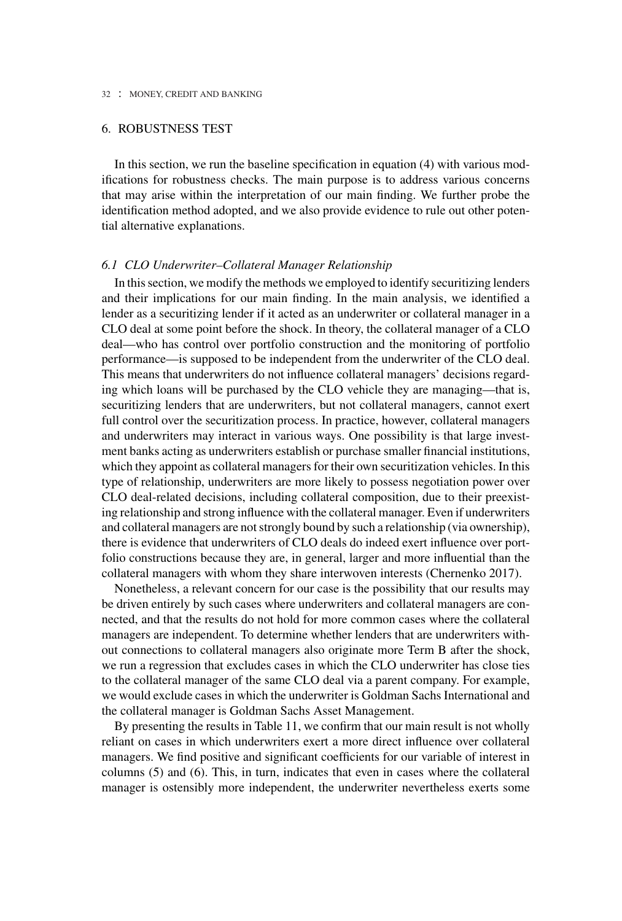## 6. ROBUSTNESS TEST

In this section, we run the baseline specification in equation (4) with various modifications for robustness checks. The main purpose is to address various concerns that may arise within the interpretation of our main finding. We further probe the identification method adopted, and we also provide evidence to rule out other potential alternative explanations.

### *6.1 CLO Underwriter–Collateral Manager Relationship*

In this section, we modify the methods we employed to identify securitizing lenders and their implications for our main finding. In the main analysis, we identified a lender as a securitizing lender if it acted as an underwriter or collateral manager in a CLO deal at some point before the shock. In theory, the collateral manager of a CLO deal—who has control over portfolio construction and the monitoring of portfolio performance—is supposed to be independent from the underwriter of the CLO deal. This means that underwriters do not influence collateral managers' decisions regarding which loans will be purchased by the CLO vehicle they are managing—that is, securitizing lenders that are underwriters, but not collateral managers, cannot exert full control over the securitization process. In practice, however, collateral managers and underwriters may interact in various ways. One possibility is that large investment banks acting as underwriters establish or purchase smaller financial institutions, which they appoint as collateral managers for their own securitization vehicles. In this type of relationship, underwriters are more likely to possess negotiation power over CLO deal-related decisions, including collateral composition, due to their preexisting relationship and strong influence with the collateral manager. Even if underwriters and collateral managers are not strongly bound by such a relationship (via ownership), there is evidence that underwriters of CLO deals do indeed exert influence over portfolio constructions because they are, in general, larger and more influential than the collateral managers with whom they share interwoven interests (Chernenko 2017).

Nonetheless, a relevant concern for our case is the possibility that our results may be driven entirely by such cases where underwriters and collateral managers are connected, and that the results do not hold for more common cases where the collateral managers are independent. To determine whether lenders that are underwriters without connections to collateral managers also originate more Term B after the shock, we run a regression that excludes cases in which the CLO underwriter has close ties to the collateral manager of the same CLO deal via a parent company. For example, we would exclude cases in which the underwriter is Goldman Sachs International and the collateral manager is Goldman Sachs Asset Management.

By presenting the results in Table 11, we confirm that our main result is not wholly reliant on cases in which underwriters exert a more direct influence over collateral managers. We find positive and significant coefficients for our variable of interest in columns (5) and (6). This, in turn, indicates that even in cases where the collateral manager is ostensibly more independent, the underwriter nevertheless exerts some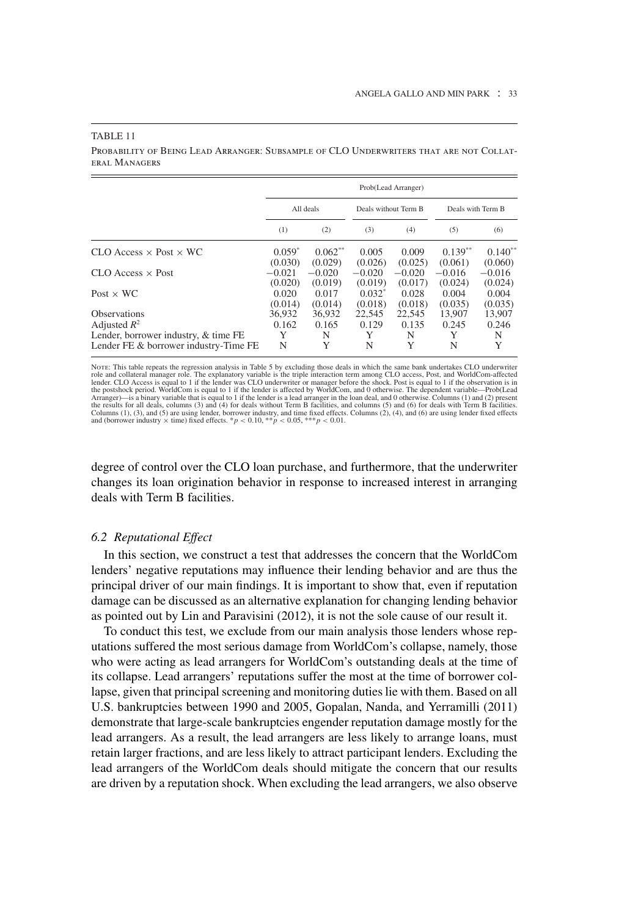TABLE 11

PROBABILITY OF BEING LEAD ARRANGER: SUBSAMPLE OF CLO UNDERWRITERS THAT ARE NOT COLLATERAL MANAGERS

| | Prob(Lead Arranger) | | | | | |
|---|---|---|---|---|---|---|
| | All deals | | Deals without Term B | | Deals with Term B | |
| | (1) | (2) | (3) | (4) | (5) | (6) |
| CLO Access × Post × WC | 0.059* | 0.062** | 0.005 | 0.009 | 0.139** | 0.140** |
| | (0.030) | (0.029) | (0.026) | (0.025) | (0.061) | (0.060) |
| CLO Access × Post | −0.021 | −0.020 | −0.020 | −0.020 | −0.016 | −0.016 |
| | (0.020) | (0.019) | (0.019) | (0.017) | (0.024) | (0.024) |
| Post × WC | 0.020 | 0.017 | 0.032* | 0.028 | 0.004 | 0.004 |
| | (0.014) | (0.014) | (0.018) | (0.018) | (0.035) | (0.035) |
| Observations | 36,932 | 36,932 | 22,545 | 22,545 | 13,907 | 13,907 |
| Adjusted $R^2$ | 0.162 | 0.165 | 0.129 | 0.135 | 0.245 | 0.246 |
| Lender, borrower industry, & time FE | Y | N | Y | N | Y | N |
| Lender FE & borrower industry-Time FE | N | Y | N | Y | N | Y |

NOTE: This table repeats the regression analysis in Table 5 by excluding those deals in which the same bank undertakes CLO underwriter role and collateral manager role. The explanatory variable is the triple interaction term among CLO access, Post, and WorldCom-affected lender. CLO Access is equal to 1 if the lender was CLO underwriter or manager before the shock. Post is equal to 1 if the observation is in the postshock period. WorldCom is equal to 1 if the lender is affected by WorldCom, and 0 otherwise. The dependent variable—Prob(Lead Arranger)—is a binary variable that is equal to 1 if the lender is a lead arranger in the loan deal, and 0 otherwise. Columns (1) and (2) present the results for all deals, columns (3) and (4) for deals without Term B facilities, and columns (5) and (6) for deals with Term B facilities. Columns (1), (3), and (5) are using lender, borrower industry, and time fixed effects. Columns (2), (4), and (6) are using lender fixed effects and (borrower industry × time) fixed effects. $*p < 0.10$, $**p < 0.05$, $***p < 0.01$.

degree of control over the CLO loan purchase, and furthermore, that the underwriter changes its loan origination behavior in response to increased interest in arranging deals with Term B facilities.

### *6.2 Reputational Effect*

In this section, we construct a test that addresses the concern that the WorldCom lenders' negative reputations may influence their lending behavior and are thus the principal driver of our main findings. It is important to show that, even if reputation damage can be discussed as an alternative explanation for changing lending behavior as pointed out by Lin and Paravisini (2012), it is not the sole cause of our result it.

To conduct this test, we exclude from our main analysis those lenders whose reputations suffered the most serious damage from WorldCom's collapse, namely, those who were acting as lead arrangers for WorldCom's outstanding deals at the time of its collapse. Lead arrangers' reputations suffer the most at the time of borrower collapse, given that principal screening and monitoring duties lie with them. Based on all U.S. bankruptcies between 1990 and 2005, Gopalan, Nanda, and Yerramilli (2011) demonstrate that large-scale bankruptcies engender reputation damage mostly for the lead arrangers. As a result, the lead arrangers are less likely to arrange loans, must retain larger fractions, and are less likely to attract participant lenders. Excluding the lead arrangers of the WorldCom deals should mitigate the concern that our results are driven by a reputation shock. When excluding the lead arrangers, we also observe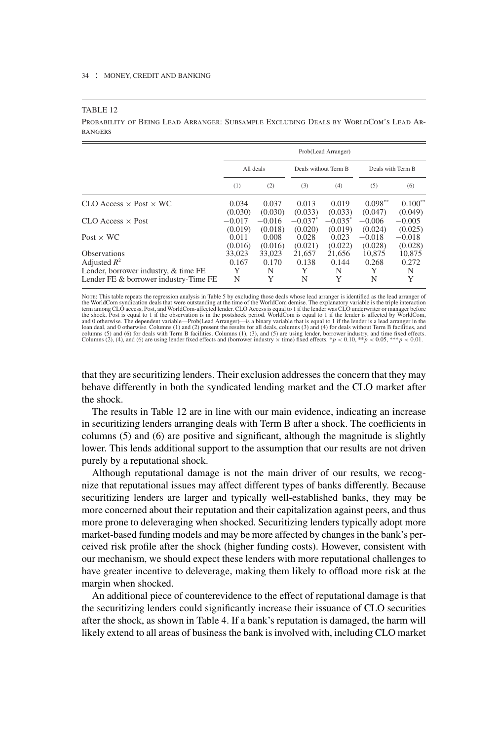TABLE 12

PROBABILITY OF BEING LEAD ARRANGER: SUBSAMPLE EXCLUDING DEALS BY WORLDCOM'S LEAD ARRANGERS

| | Prob(Lead Arranger) | | | | | |
|---|---|---|---|---|---|---|
| | All deals | | Deals without Term B | | Deals with Term B | |
| | (1) | (2) | (3) | (4) | (5) | (6) |
| CLO Access × Post × WC | 0.034 | 0.037 | 0.013 | 0.019 | 0.098** | 0.100** |
| | (0.030) | (0.030) | (0.033) | (0.033) | (0.047) | (0.049) |
| CLO Access × Post | −0.017 | −0.016 | −0.037* | −0.035* | −0.006 | −0.005 |
| | (0.019) | (0.018) | (0.020) | (0.019) | (0.024) | (0.025) |
| Post × WC | 0.011 | 0.008 | 0.028 | 0.023 | −0.018 | −0.018 |
| | (0.016) | (0.016) | (0.021) | (0.022) | (0.028) | (0.028) |
| Observations | 33,023 | 33,023 | 21,657 | 21,656 | 10,875 | 10,875 |
| Adjusted $R^2$ | 0.167 | 0.170 | 0.138 | 0.144 | 0.268 | 0.272 |
| Lender, borrower industry, & time FE | Y | N | Y | N | Y | N |
| Lender FE & borrower industry-Time FE | N | Y | N | Y | N | Y |

NOTE: This table repeats the regression analysis in Table 5 by excluding those deals whose lead arranger is identified as the lead arranger of the WorldCom syndication deals that were outstanding at the time of the WorldCom demise. The explanatory variable is the triple interaction term among CLO access, Post, and WorldCom-affected lender. CLO Access is equal to 1 if the lender was CLO underwriter or manager before the shock. Post is equal to 1 if the observation is in the postshock period. WorldCom is equal to 1 if the lender is affected by WorldCom, and 0 otherwise. The dependent variable—Prob(Lead Arranger)—is a binary variable that is equal to 1 if the lender is a lead arranger in the loan deal, and 0 otherwise. Columns (1) and (2) present the results for all deals, columns (3) and (4) for deals without Term B facilities, and columns (5) and (6) for deals with Term B facilities. Columns (1), (3), and (5) are using lender, borrower industry, and time fixed effects. Columns (2), (4), and (6) are using lender fixed effects and (borrower industry × time) fixed effects. $^{*}p < 0.10$, $^{**}p < 0.05$, $^{***}p < 0.01$.

that they are securitizing lenders. Their exclusion addresses the concern that they may behave differently in both the syndicated lending market and the CLO market after the shock.

The results in Table 12 are in line with our main evidence, indicating an increase in securitizing lenders arranging deals with Term B after a shock. The coefficients in columns (5) and (6) are positive and significant, although the magnitude is slightly lower. This lends additional support to the assumption that our results are not driven purely by a reputational shock.

Although reputational damage is not the main driver of our results, we recognize that reputational issues may affect different types of banks differently. Because securitizing lenders are larger and typically well-established banks, they may be more concerned about their reputation and their capitalization against peers, and thus more prone to deleveraging when shocked. Securitizing lenders typically adopt more market-based funding models and may be more affected by changes in the bank's perceived risk profile after the shock (higher funding costs). However, consistent with our mechanism, we should expect these lenders with more reputational challenges to have greater incentive to deleverage, making them likely to offload more risk at the margin when shocked.

An additional piece of counterevidence to the effect of reputational damage is that the securitizing lenders could significantly increase their issuance of CLO securities after the shock, as shown in Table 4. If a bank's reputation is damaged, the harm will likely extend to all areas of business the bank is involved with, including CLO market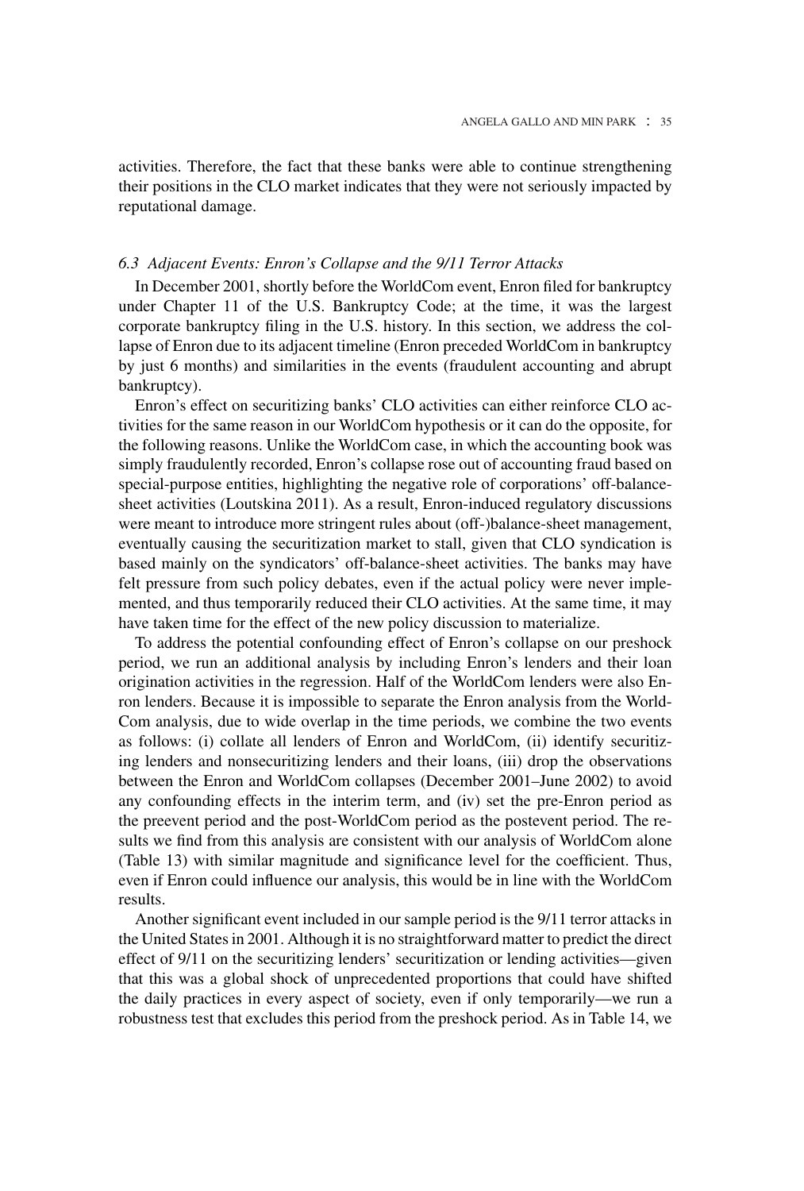activities. Therefore, the fact that these banks were able to continue strengthening their positions in the CLO market indicates that they were not seriously impacted by reputational damage.

### *6.3 Adjacent Events: Enron's Collapse and the 9/11 Terror Attacks*

In December 2001, shortly before the WorldCom event, Enron filed for bankruptcy under Chapter 11 of the U.S. Bankruptcy Code; at the time, it was the largest corporate bankruptcy filing in the U.S. history. In this section, we address the collapse of Enron due to its adjacent timeline (Enron preceded WorldCom in bankruptcy by just 6 months) and similarities in the events (fraudulent accounting and abrupt bankruptcy).

Enron's effect on securitizing banks' CLO activities can either reinforce CLO activities for the same reason in our WorldCom hypothesis or it can do the opposite, for the following reasons. Unlike the WorldCom case, in which the accounting book was simply fraudulently recorded, Enron's collapse rose out of accounting fraud based on special-purpose entities, highlighting the negative role of corporations' off-balance-sheet activities (Loutskina 2011). As a result, Enron-induced regulatory discussions were meant to introduce more stringent rules about (off-)balance-sheet management, eventually causing the securitization market to stall, given that CLO syndication is based mainly on the syndicators' off-balance-sheet activities. The banks may have felt pressure from such policy debates, even if the actual policy were never implemented, and thus temporarily reduced their CLO activities. At the same time, it may have taken time for the effect of the new policy discussion to materialize.

To address the potential confounding effect of Enron's collapse on our preshock period, we run an additional analysis by including Enron's lenders and their loan origination activities in the regression. Half of the WorldCom lenders were also Enron lenders. Because it is impossible to separate the Enron analysis from the WorldCom analysis, due to wide overlap in the time periods, we combine the two events as follows: (i) collate all lenders of Enron and WorldCom, (ii) identify securitizing lenders and nonsecuritizing lenders and their loans, (iii) drop the observations between the Enron and WorldCom collapses (December 2001–June 2002) to avoid any confounding effects in the interim term, and (iv) set the pre-Enron period as the preevent period and the post-WorldCom period as the postevent period. The results we find from this analysis are consistent with our analysis of WorldCom alone (Table 13) with similar magnitude and significance level for the coefficient. Thus, even if Enron could influence our analysis, this would be in line with the WorldCom results.

Another significant event included in our sample period is the 9/11 terror attacks in the United States in 2001. Although it is no straightforward matter to predict the direct effect of 9/11 on the securitizing lenders' securitization or lending activities—given that this was a global shock of unprecedented proportions that could have shifted the daily practices in every aspect of society, even if only temporarily—we run a robustness test that excludes this period from the preshock period. As in Table 14, we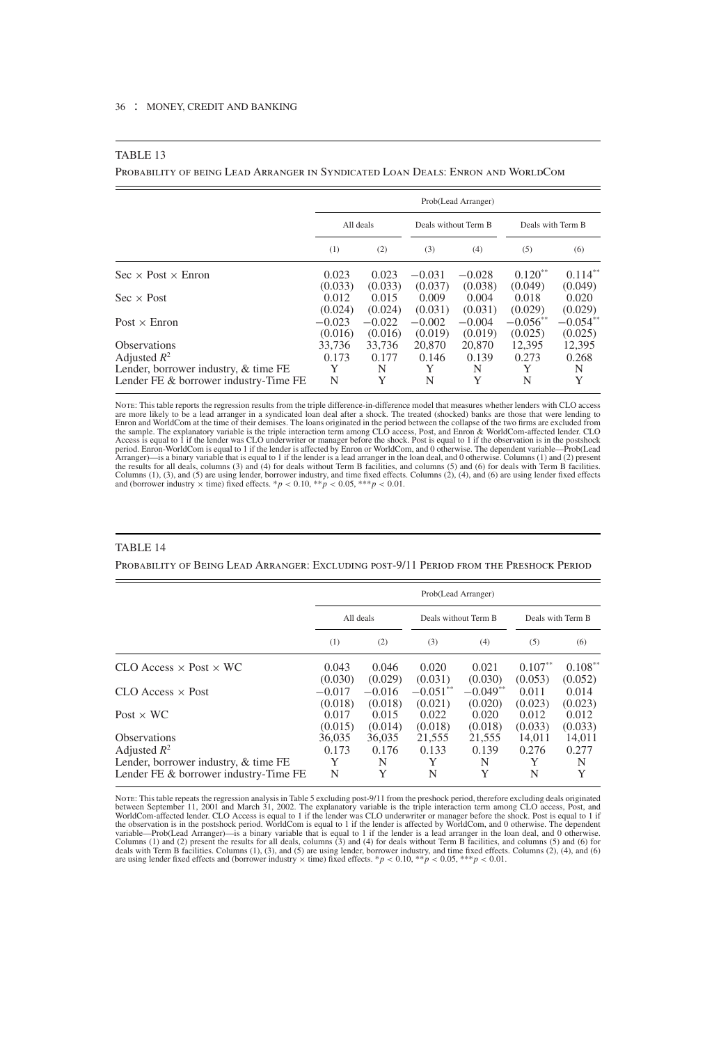TABLE 13

PROBABILITY OF BEING LEAD ARRANGER IN SYNDICATED LOAN DEALS: ENRON AND WORLDCOM

| | Prob(Lead Arranger) | | | | | |
|---|---|---|---|---|---|---|
| | All deals | | Deals without Term B | | Deals with Term B | |
| | (1) | (2) | (3) | (4) | (5) | (6) |
| Sec × Post × Enron | 0.023 | 0.023 | −0.031 | −0.028 | 0.120** | 0.114** |
| | (0.033) | (0.033) | (0.037) | (0.038) | (0.049) | (0.049) |
| Sec × Post | 0.012 | 0.015 | 0.009 | 0.004 | 0.018 | 0.020 |
| | (0.024) | (0.024) | (0.031) | (0.031) | (0.029) | (0.029) |
| Post × Enron | −0.023 | −0.022 | −0.002 | −0.004 | −0.056** | −0.054** |
| | (0.016) | (0.016) | (0.019) | (0.019) | (0.025) | (0.025) |
| Observations | 33,736 | 33,736 | 20,870 | 20,870 | 12,395 | 12,395 |
| Adjusted $R^2$ | 0.173 | 0.177 | 0.146 | 0.139 | 0.273 | 0.268 |
| Lender, borrower industry, & time FE | Y | N | Y | N | Y | N |
| Lender FE & borrower industry-Time FE | N | Y | N | Y | N | Y |

NOTE: This table reports the regression results from the triple difference-in-difference model that measures whether lenders with CLO access are more likely to be a lead arranger in a syndicated loan deal after a shock. The treated (shocked) banks are those that were lending to Enron and WorldCom at the time of their demises. The loans originated in the period between the collapse of the two firms are excluded from the sample. The explanatory variable is the triple interaction term among CLO access, Post, and Enron & WorldCom-affected lender. CLO Access is equal to 1 if the lender was CLO underwriter or manager before the shock. Post is equal to 1 if the observation is in the postshock period. Enron-WorldCom is equal to 1 if the lender is affected by Enron or WorldCom, and 0 otherwise. The dependent variable—Prob(Lead Arranger)—is a binary variable that is equal to 1 if the lender is a lead arranger in the loan deal, and 0 otherwise. Columns (1) and (2) present the results for all deals, columns (3) and (4) for deals without Term B facilities, and columns (5) and (6) for deals with Term B facilities. Columns (1), (3), and (5) are using lender, borrower industry, and time fixed effects. Columns (2), (4), and (6) are using lender fixed effects and (borrower industry × time) fixed effects. $*p < 0.10$, $**p < 0.05$, $***p < 0.01$.

TABLE 14

PROBABILITY OF BEING LEAD ARRANGER: EXCLUDING POST-9/11 PERIOD FROM THE PRESHOCK PERIOD

| | Prob(Lead Arranger) | | | | | |
|---|---|---|---|---|---|---|
| | All deals | | Deals without Term B | | Deals with Term B | |
| | (1) | (2) | (3) | (4) | (5) | (6) |
| CLO Access × Post × WC | 0.043 | 0.046 | 0.020 | 0.021 | 0.107** | 0.108** |
| | (0.030) | (0.029) | (0.031) | (0.030) | (0.053) | (0.052) |
| CLO Access × Post | −0.017 | −0.016 | −0.051** | −0.049** | 0.011 | 0.014 |
| | (0.018) | (0.018) | (0.021) | (0.020) | (0.023) | (0.023) |
| Post × WC | 0.017 | 0.015 | 0.022 | 0.020 | 0.012 | 0.012 |
| | (0.015) | (0.014) | (0.018) | (0.018) | (0.033) | (0.033) |
| Observations | 36,035 | 36,035 | 21,555 | 21,555 | 14,011 | 14,011 |
| Adjusted $R^2$ | 0.173 | 0.176 | 0.133 | 0.139 | 0.276 | 0.277 |
| Lender, borrower industry, & time FE | Y | N | Y | N | Y | N |
| Lender FE & borrower industry-Time FE | N | Y | N | Y | N | Y |

NOTE: This table repeats the regression analysis in Table 5 excluding post-9/11 from the preshock period, therefore excluding deals originated between September 11, 2001 and March 31, 2002. The explanatory variable is the triple interaction term among CLO access, Post, and WorldCom-affected lender. CLO Access is equal to 1 if the lender was CLO underwriter or manager before the shock. Post is equal to 1 if the observation is in the postshock period. WorldCom is equal to 1 if the lender is affected by WorldCom, and 0 otherwise. The dependent variable—Prob(Lead Arranger)—is a binary variable that is equal to 1 if the lender is a lead arranger in the loan deal, and 0 otherwise. Columns (1) and (2) present the results for all deals, columns (3) and (4) for deals without Term B facilities, and columns (5) and (6) for deals with Term B facilities. Columns (1), (3), and (5) are using lender, borrower industry, and time fixed effects. Columns (2), (4), and (6) are using lender fixed effects and (borrower industry × time) fixed effects. $*p < 0.10$, $**p < 0.05$, $***p < 0.01$.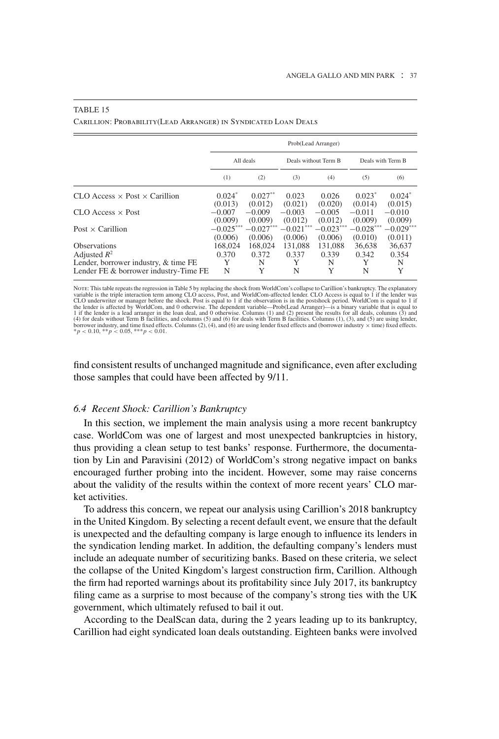TABLE 15

Carillion: Probability(Lead Arranger) in Syndicated Loan Deals

| | Prob(Lead Arranger) | | | | | |
|---|---|---|---|---|---|---|
| | All deals | | Deals without Term B | | Deals with Term B | |
| | (1) | (2) | (3) | (4) | (5) | (6) |
| CLO Access × Post × Carillion | 0.024* | 0.027** | 0.023 | 0.026 | 0.023* | 0.024* |
| | (0.013) | (0.012) | (0.021) | (0.020) | (0.014) | (0.015) |
| CLO Access × Post | −0.007 | −0.009 | −0.003 | −0.005 | −0.011 | −0.010 |
| | (0.009) | (0.009) | (0.012) | (0.012) | (0.009) | (0.009) |
| Post × Carillion | −0.025*** | −0.027*** | −0.021*** | −0.023*** | −0.028*** | −0.029*** |
| | (0.006) | (0.006) | (0.006) | (0.006) | (0.010) | (0.011) |
| Observations | 168,024 | 168,024 | 131,088 | 131,088 | 36,638 | 36,637 |
| Adjusted $R^2$ | 0.370 | 0.372 | 0.337 | 0.339 | 0.342 | 0.354 |
| Lender, borrower industry, & time FE | Y | N | Y | N | Y | N |
| Lender FE & borrower industry-Time FE | N | Y | N | Y | N | Y |

Note: This table repeats the regression in Table 5 by replacing the shock from WorldCom's collapse to Carillion's bankruptcy. The explanatory variable is the triple interaction term among CLO access, Post, and WorldCom-affected lender. CLO Access is equal to 1 if the lender was CLO underwriter or manager before the shock. Post is equal to 1 if the observation is in the postshock period. WorldCom is equal to 1 if the lender is affected by WorldCom, and 0 otherwise. The dependent variable—Prob(Lead Arranger)—is a binary variable that is equal to 1 if the lender is a lead arranger in the loan deal, and 0 otherwise. Columns (1) and (2) present the results for all deals, columns (3) and (4) for deals without Term B facilities, and columns (5) and (6) for deals with Term B facilities. Columns (1), (3), and (5) are using lender, borrower industry, and time fixed effects. Columns (2), (4), and (6) are using lender fixed effects and (borrower industry × time) fixed effects. $^{*}p < 0.10$, $^{**}p < 0.05$, $^{***}p < 0.01$.

find consistent results of unchanged magnitude and significance, even after excluding those samples that could have been affected by 9/11.

### *6.4 Recent Shock: Carillion's Bankruptcy*

In this section, we implement the main analysis using a more recent bankruptcy case. WorldCom was one of largest and most unexpected bankruptcies in history, thus providing a clean setup to test banks' response. Furthermore, the documentation by Lin and Paravisini (2012) of WorldCom's strong negative impact on banks encouraged further probing into the incident. However, some may raise concerns about the validity of the results within the context of more recent years' CLO market activities.

To address this concern, we repeat our analysis using Carillion's 2018 bankruptcy in the United Kingdom. By selecting a recent default event, we ensure that the default is unexpected and the defaulting company is large enough to influence its lenders in the syndication lending market. In addition, the defaulting company's lenders must include an adequate number of securitizing banks. Based on these criteria, we select the collapse of the United Kingdom's largest construction firm, Carillion. Although the firm had reported warnings about its profitability since July 2017, its bankruptcy filing came as a surprise to most because of the company's strong ties with the UK government, which ultimately refused to bail it out.

According to the DealScan data, during the 2 years leading up to its bankruptcy, Carillion had eight syndicated loan deals outstanding. Eighteen banks were involved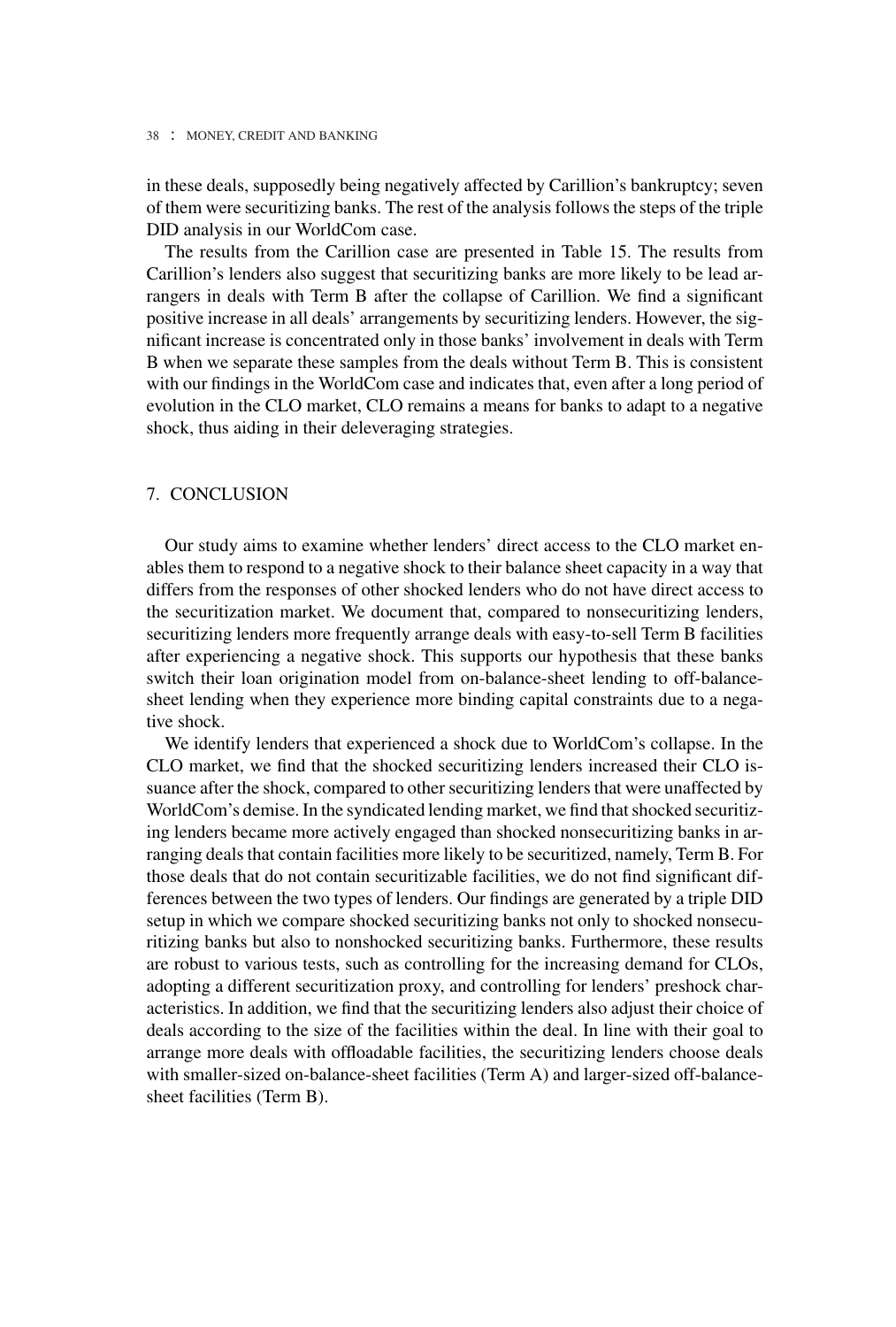in these deals, supposedly being negatively affected by Carillion's bankruptcy; seven of them were securitizing banks. The rest of the analysis follows the steps of the triple DID analysis in our WorldCom case.

The results from the Carillion case are presented in Table 15. The results from Carillion's lenders also suggest that securitizing banks are more likely to be lead arrangers in deals with Term B after the collapse of Carillion. We find a significant positive increase in all deals' arrangements by securitizing lenders. However, the significant increase is concentrated only in those banks' involvement in deals with Term B when we separate these samples from the deals without Term B. This is consistent with our findings in the WorldCom case and indicates that, even after a long period of evolution in the CLO market, CLO remains a means for banks to adapt to a negative shock, thus aiding in their deleveraging strategies.

## 7. CONCLUSION

Our study aims to examine whether lenders' direct access to the CLO market enables them to respond to a negative shock to their balance sheet capacity in a way that differs from the responses of other shocked lenders who do not have direct access to the securitization market. We document that, compared to nonsecuritizing lenders, securitizing lenders more frequently arrange deals with easy-to-sell Term B facilities after experiencing a negative shock. This supports our hypothesis that these banks switch their loan origination model from on-balance-sheet lending to off-balance-sheet lending when they experience more binding capital constraints due to a negative shock.

We identify lenders that experienced a shock due to WorldCom's collapse. In the CLO market, we find that the shocked securitizing lenders increased their CLO issuance after the shock, compared to other securitizing lenders that were unaffected by WorldCom's demise. In the syndicated lending market, we find that shocked securitizing lenders became more actively engaged than shocked nonsecuritizing banks in arranging deals that contain facilities more likely to be securitized, namely, Term B. For those deals that do not contain securitizable facilities, we do not find significant differences between the two types of lenders. Our findings are generated by a triple DID setup in which we compare shocked securitizing banks not only to shocked nonsecuritizing banks but also to nonshocked securitizing banks. Furthermore, these results are robust to various tests, such as controlling for the increasing demand for CLOs, adopting a different securitization proxy, and controlling for lenders' preshock characteristics. In addition, we find that the securitizing lenders also adjust their choice of deals according to the size of the facilities within the deal. In line with their goal to arrange more deals with offloadable facilities, the securitizing lenders choose deals with smaller-sized on-balance-sheet facilities (Term A) and larger-sized off-balance-sheet facilities (Term B).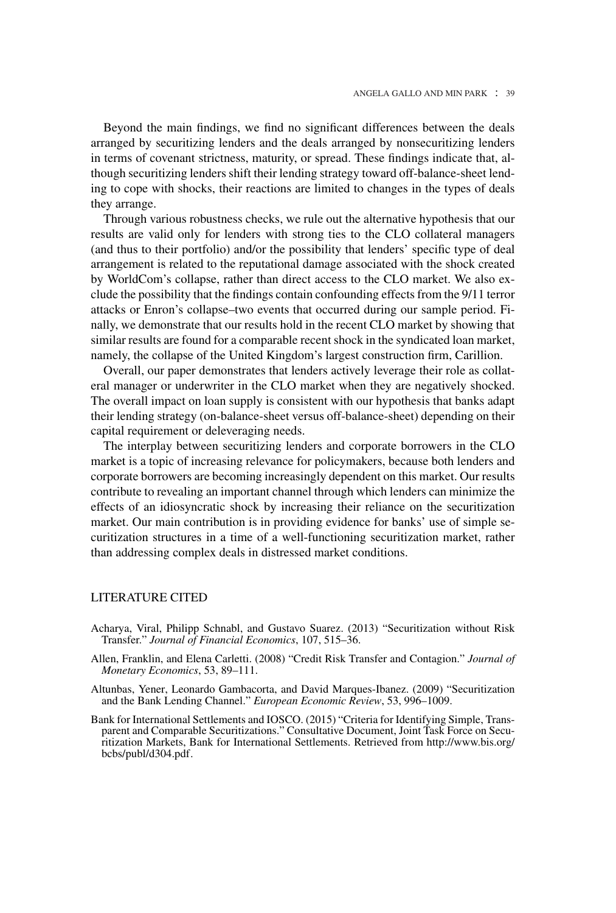Beyond the main findings, we find no significant differences between the deals arranged by securitizing lenders and the deals arranged by nonsecuritizing lenders in terms of covenant strictness, maturity, or spread. These findings indicate that, although securitizing lenders shift their lending strategy toward off-balance-sheet lending to cope with shocks, their reactions are limited to changes in the types of deals they arrange.

Through various robustness checks, we rule out the alternative hypothesis that our results are valid only for lenders with strong ties to the CLO collateral managers (and thus to their portfolio) and/or the possibility that lenders' specific type of deal arrangement is related to the reputational damage associated with the shock created by WorldCom's collapse, rather than direct access to the CLO market. We also exclude the possibility that the findings contain confounding effects from the 9/11 terror attacks or Enron's collapse–two events that occurred during our sample period. Finally, we demonstrate that our results hold in the recent CLO market by showing that similar results are found for a comparable recent shock in the syndicated loan market, namely, the collapse of the United Kingdom's largest construction firm, Carillion.

Overall, our paper demonstrates that lenders actively leverage their role as collateral manager or underwriter in the CLO market when they are negatively shocked. The overall impact on loan supply is consistent with our hypothesis that banks adapt their lending strategy (on-balance-sheet versus off-balance-sheet) depending on their capital requirement or deleveraging needs.

The interplay between securitizing lenders and corporate borrowers in the CLO market is a topic of increasing relevance for policymakers, because both lenders and corporate borrowers are becoming increasingly dependent on this market. Our results contribute to revealing an important channel through which lenders can minimize the effects of an idiosyncratic shock by increasing their reliance on the securitization market. Our main contribution is in providing evidence for banks' use of simple securitization structures in a time of a well-functioning securitization market, rather than addressing complex deals in distressed market conditions.

## LITERATURE CITED

Acharya, Viral, Philipp Schnabl, and Gustavo Suarez. (2013) "Securitization without Risk Transfer." *Journal of Financial Economics*, 107, 515–36.

Allen, Franklin, and Elena Carletti. (2008) "Credit Risk Transfer and Contagion." *Journal of Monetary Economics*, 53, 89–111.

Altunbas, Yener, Leonardo Gambacorta, and David Marques-Ibanez. (2009) "Securitization and the Bank Lending Channel." *European Economic Review*, 53, 996–1009.

Bank for International Settlements and IOSCO. (2015) "Criteria for Identifying Simple, Transparent and Comparable Securitizations." Consultative Document, Joint Task Force on Securitization Markets, Bank for International Settlements. Retrieved from http://www.bis.org/bcbs/publ/d304.pdf.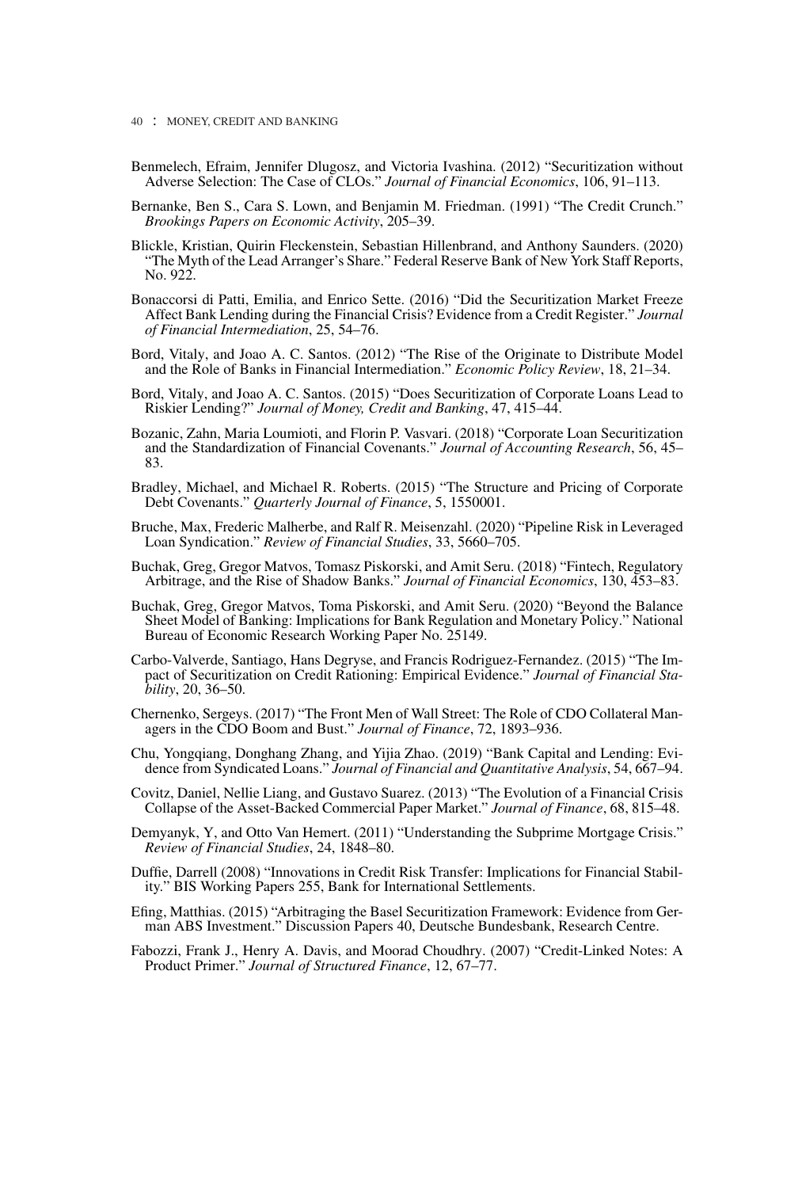Benmelech, Efraim, Jennifer Dlugosz, and Victoria Ivashina. (2012) "Securitization without Adverse Selection: The Case of CLOs." *Journal of Financial Economics*, 106, 91–113.

Bernanke, Ben S., Cara S. Lown, and Benjamin M. Friedman. (1991) "The Credit Crunch." *Brookings Papers on Economic Activity*, 205–39.

Blickle, Kristian, Quirin Fleckenstein, Sebastian Hillenbrand, and Anthony Saunders. (2020) "The Myth of the Lead Arranger's Share." Federal Reserve Bank of New York Staff Reports, No. 922.

Bonaccorsi di Patti, Emilia, and Enrico Sette. (2016) "Did the Securitization Market Freeze Affect Bank Lending during the Financial Crisis? Evidence from a Credit Register." *Journal of Financial Intermediation*, 25, 54–76.

Bord, Vitaly, and Joao A. C. Santos. (2012) "The Rise of the Originate to Distribute Model and the Role of Banks in Financial Intermediation." *Economic Policy Review*, 18, 21–34.

Bord, Vitaly, and Joao A. C. Santos. (2015) "Does Securitization of Corporate Loans Lead to Riskier Lending?" *Journal of Money, Credit and Banking*, 47, 415–44.

Bozanic, Zahn, Maria Loumioti, and Florin P. Vasvari. (2018) "Corporate Loan Securitization and the Standardization of Financial Covenants." *Journal of Accounting Research*, 56, 45–83.

Bradley, Michael, and Michael R. Roberts. (2015) "The Structure and Pricing of Corporate Debt Covenants." *Quarterly Journal of Finance*, 5, 1550001.

Bruche, Max, Frederic Malherbe, and Ralf R. Meisenzahl. (2020) "Pipeline Risk in Leveraged Loan Syndication." *Review of Financial Studies*, 33, 5660–705.

Buchak, Greg, Gregor Matvos, Tomasz Piskorski, and Amit Seru. (2018) "Fintech, Regulatory Arbitrage, and the Rise of Shadow Banks." *Journal of Financial Economics*, 130, 453–83.

Buchak, Greg, Gregor Matvos, Toma Piskorski, and Amit Seru. (2020) "Beyond the Balance Sheet Model of Banking: Implications for Bank Regulation and Monetary Policy." National Bureau of Economic Research Working Paper No. 25149.

Carbo-Valverde, Santiago, Hans Degryse, and Francis Rodriguez-Fernandez. (2015) "The Impact of Securitization on Credit Rationing: Empirical Evidence." *Journal of Financial Stability*, 20, 36–50.

Chernenko, Sergeys. (2017) "The Front Men of Wall Street: The Role of CDO Collateral Managers in the CDO Boom and Bust." *Journal of Finance*, 72, 1893–936.

Chu, Yongqiang, Donghang Zhang, and Yijia Zhao. (2019) "Bank Capital and Lending: Evidence from Syndicated Loans." *Journal of Financial and Quantitative Analysis*, 54, 667–94.

Covitz, Daniel, Nellie Liang, and Gustavo Suarez. (2013) "The Evolution of a Financial Crisis Collapse of the Asset-Backed Commercial Paper Market." *Journal of Finance*, 68, 815–48.

Demyanyk, Y, and Otto Van Hemert. (2011) "Understanding the Subprime Mortgage Crisis." *Review of Financial Studies*, 24, 1848–80.

Duffie, Darrell (2008) "Innovations in Credit Risk Transfer: Implications for Financial Stability." BIS Working Papers 255, Bank for International Settlements.

Efing, Matthias. (2015) "Arbitraging the Basel Securitization Framework: Evidence from German ABS Investment." Discussion Papers 40, Deutsche Bundesbank, Research Centre.

Fabozzi, Frank J., Henry A. Davis, and Moorad Choudhry. (2007) "Credit-Linked Notes: A Product Primer." *Journal of Structured Finance*, 12, 67–77.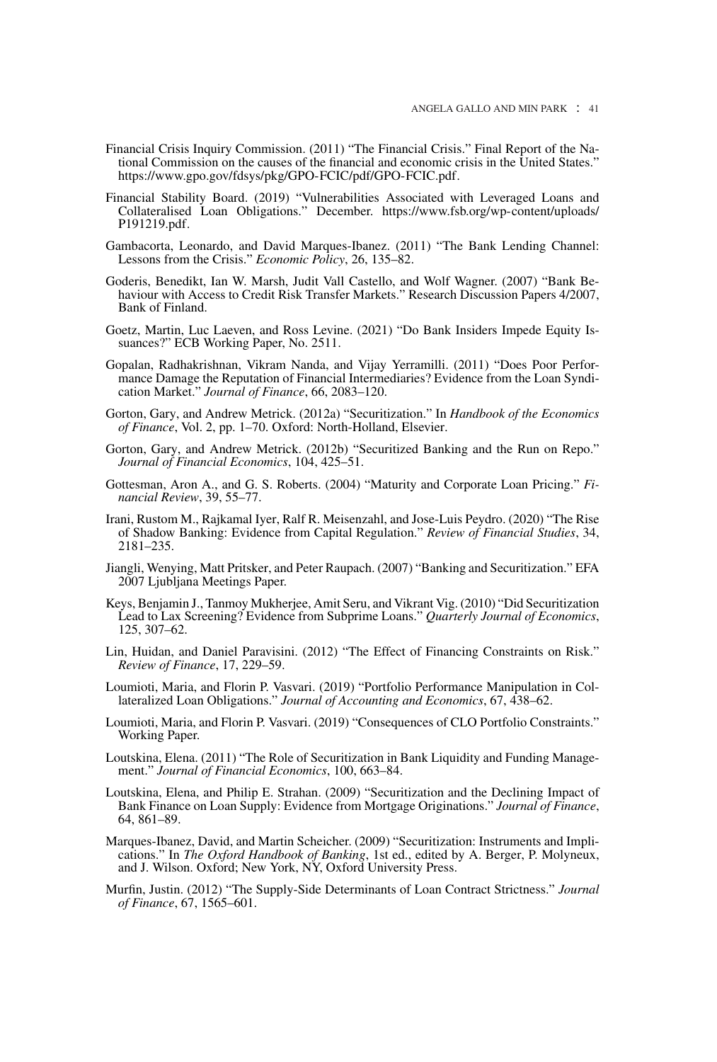Financial Crisis Inquiry Commission. (2011) "The Financial Crisis." Final Report of the National Commission on the causes of the financial and economic crisis in the United States." https://www.gpo.gov/fdsys/pkg/GPO-FCIC/pdf/GPO-FCIC.pdf.

Financial Stability Board. (2019) "Vulnerabilities Associated with Leveraged Loans and Collateralised Loan Obligations." December. https://www.fsb.org/wp-content/uploads/P191219.pdf.

Gambacorta, Leonardo, and David Marques-Ibanez. (2011) "The Bank Lending Channel: Lessons from the Crisis." *Economic Policy*, 26, 135–82.

Goderis, Benedikt, Ian W. Marsh, Judit Vall Castello, and Wolf Wagner. (2007) "Bank Behaviour with Access to Credit Risk Transfer Markets." Research Discussion Papers 4/2007, Bank of Finland.

Goetz, Martin, Luc Laeven, and Ross Levine. (2021) "Do Bank Insiders Impede Equity Issuances?" ECB Working Paper, No. 2511.

Gopalan, Radhakrishnan, Vikram Nanda, and Vijay Yerramilli. (2011) "Does Poor Performance Damage the Reputation of Financial Intermediaries? Evidence from the Loan Syndication Market." *Journal of Finance*, 66, 2083–120.

Gorton, Gary, and Andrew Metrick. (2012a) "Securitization." In *Handbook of the Economics of Finance*, Vol. 2, pp. 1–70. Oxford: North-Holland, Elsevier.

Gorton, Gary, and Andrew Metrick. (2012b) "Securitized Banking and the Run on Repo." *Journal of Financial Economics*, 104, 425–51.

Gottesman, Aron A., and G. S. Roberts. (2004) "Maturity and Corporate Loan Pricing." *Financial Review*, 39, 55–77.

Irani, Rustom M., Rajkamal Iyer, Ralf R. Meisenzahl, and Jose-Luis Peydro. (2020) "The Rise of Shadow Banking: Evidence from Capital Regulation." *Review of Financial Studies*, 34, 2181–235.

Jiangli, Wenying, Matt Pritsker, and Peter Raupach. (2007) "Banking and Securitization." EFA 2007 Ljubljana Meetings Paper.

Keys, Benjamin J., Tanmoy Mukherjee, Amit Seru, and Vikrant Vig. (2010) "Did Securitization Lead to Lax Screening? Evidence from Subprime Loans." *Quarterly Journal of Economics*, 125, 307–62.

Lin, Huidan, and Daniel Paravisini. (2012) "The Effect of Financing Constraints on Risk." *Review of Finance*, 17, 229–59.

Loumioti, Maria, and Florin P. Vasvari. (2019) "Portfolio Performance Manipulation in Collateralized Loan Obligations." *Journal of Accounting and Economics*, 67, 438–62.

Loumioti, Maria, and Florin P. Vasvari. (2019) "Consequences of CLO Portfolio Constraints." Working Paper.

Loutskina, Elena. (2011) "The Role of Securitization in Bank Liquidity and Funding Management." *Journal of Financial Economics*, 100, 663–84.

Loutskina, Elena, and Philip E. Strahan. (2009) "Securitization and the Declining Impact of Bank Finance on Loan Supply: Evidence from Mortgage Originations." *Journal of Finance*, 64, 861–89.

Marques-Ibanez, David, and Martin Scheicher. (2009) "Securitization: Instruments and Implications." In *The Oxford Handbook of Banking*, 1st ed., edited by A. Berger, P. Molyneux, and J. Wilson. Oxford; New York, NY, Oxford University Press.

Murfin, Justin. (2012) "The Supply-Side Determinants of Loan Contract Strictness." *Journal of Finance*, 67, 1565–601.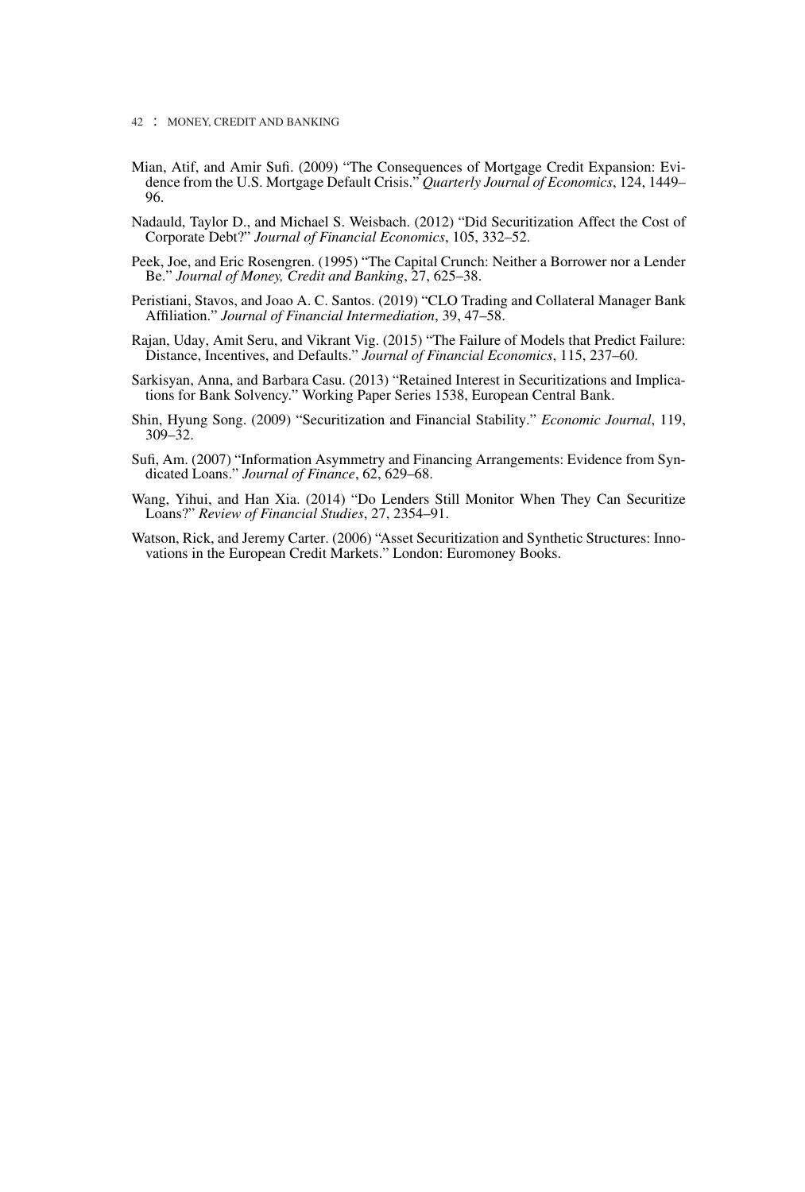Mian, Atif, and Amir Sufi. (2009) "The Consequences of Mortgage Credit Expansion: Evidence from the U.S. Mortgage Default Crisis." *Quarterly Journal of Economics*, 124, 1449–96.

Nadauld, Taylor D., and Michael S. Weisbach. (2012) "Did Securitization Affect the Cost of Corporate Debt?" *Journal of Financial Economics*, 105, 332–52.

Peek, Joe, and Eric Rosengren. (1995) "The Capital Crunch: Neither a Borrower nor a Lender Be." *Journal of Money, Credit and Banking*, 27, 625–38.

Peristiani, Stavos, and Joao A. C. Santos. (2019) "CLO Trading and Collateral Manager Bank Affiliation." *Journal of Financial Intermediation*, 39, 47–58.

Rajan, Uday, Amit Seru, and Vikrant Vig. (2015) "The Failure of Models that Predict Failure: Distance, Incentives, and Defaults." *Journal of Financial Economics*, 115, 237–60.

Sarkisyan, Anna, and Barbara Casu. (2013) "Retained Interest in Securitizations and Implications for Bank Solvency." Working Paper Series 1538, European Central Bank.

Shin, Hyung Song. (2009) "Securitization and Financial Stability." *Economic Journal*, 119, 309–32.

Sufi, Am. (2007) "Information Asymmetry and Financing Arrangements: Evidence from Syndicated Loans." *Journal of Finance*, 62, 629–68.

Wang, Yihui, and Han Xia. (2014) "Do Lenders Still Monitor When They Can Securitize Loans?" *Review of Financial Studies*, 27, 2354–91.

Watson, Rick, and Jeremy Carter. (2006) "Asset Securitization and Synthetic Structures: Innovations in the European Credit Markets." London: Euromoney Books.